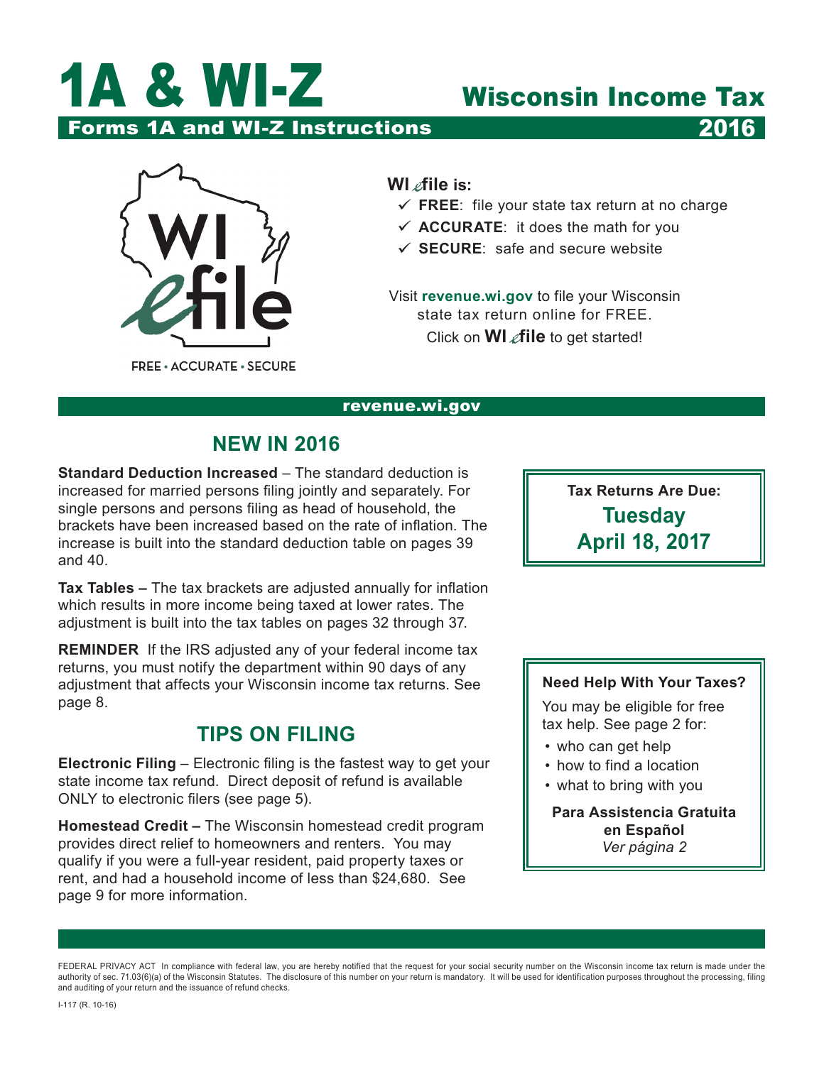# 1A & WI-Z

## Wisconsin Income Tax 2016

**Forms 1A and WI-Z Instructions**

WI efile

FREE • ACCURATE • SECURE

**WI efile is:**

- ✓ **FREE**: file your state tax return at no charge
- ✓ **ACCURATE**: it does the math for you
- ✓ **SECURE**: safe and secure website

Visit **revenue.wi.gov** to file your Wisconsin state tax return online for FREE. Click on **WI efile** to get started!

**revenue.wi.gov**

## NEW IN 2016

**Standard Deduction Increased** – The standard deduction is increased for married persons filing jointly and separately. For single persons and persons filing as head of household, the brackets have been increased based on the rate of inflation. The increase is built into the standard deduction table on pages 39 and 40.

**Tax Tables –** The tax brackets are adjusted annually for inflation which results in more income being taxed at lower rates. The adjustment is built into the tax tables on pages 32 through 37.

**REMINDER** If the IRS adjusted any of your federal income tax returns, you must notify the department within 90 days of any adjustment that affects your Wisconsin income tax returns. See page 8.

## TIPS ON FILING

**Electronic Filing** – Electronic filing is the fastest way to get your state income tax refund. Direct deposit of refund is available ONLY to electronic filers (see page 5).

**Homestead Credit –** The Wisconsin homestead credit program provides direct relief to homeowners and renters. You may qualify if you were a full-year resident, paid property taxes or rent, and had a household income of less than $24,680. See page 9 for more information.

**Tax Returns Are Due:**
**Tuesday April 18, 2017**

**Need Help With Your Taxes?**

You may be eligible for free tax help. See page 2 for:

- who can get help
- how to find a location
- what to bring with you

**Para Assistencia Gratuita en Español**
*Ver página 2*

FEDERAL PRIVACY ACT In compliance with federal law, you are hereby notified that the request for your social security number on the Wisconsin income tax return is made under the authority of sec. 71.03(6)(a) of the Wisconsin Statutes. The disclosure of this number on your return is mandatory. It will be used for identification purposes throughout the processing, filing and auditing of your return and the issuance of refund checks.

I-117 (R. 10-16)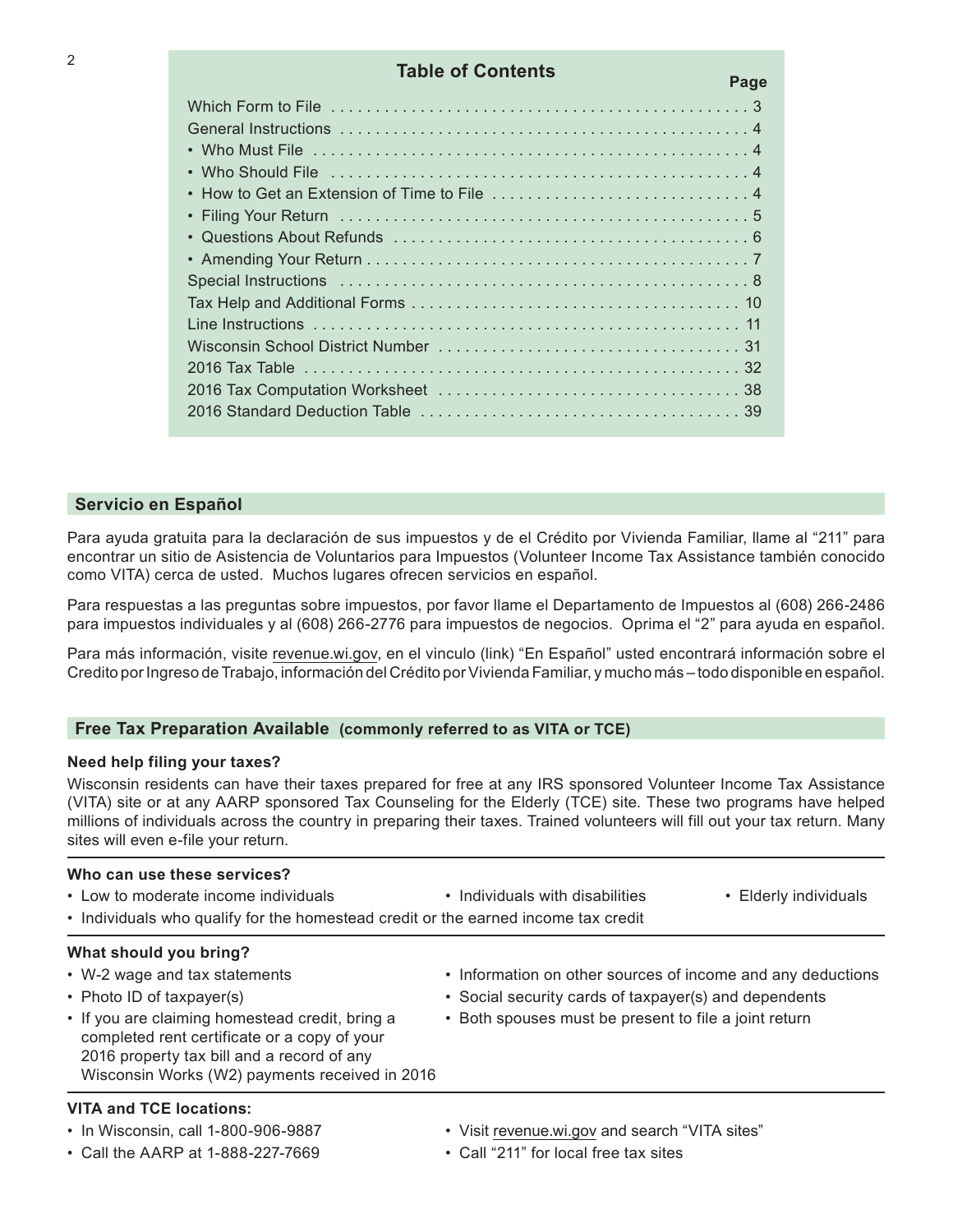## Table of Contents

| | Page |
|---|---|
| Which Form to File | 3 |
| General Instructions | 4 |
| • Who Must File | 4 |
| • Who Should File | 4 |
| • How to Get an Extension of Time to File | 4 |
| • Filing Your Return | 5 |
| • Questions About Refunds | 6 |
| • Amending Your Return | 7 |
| Special Instructions | 8 |
| Tax Help and Additional Forms | 10 |
| Line Instructions | 11 |
| Wisconsin School District Number | 31 |
| 2016 Tax Table | 32 |
| 2016 Tax Computation Worksheet | 38 |
| 2016 Standard Deduction Table | 39 |

## Servicio en Español

Para ayuda gratuita para la declaración de sus impuestos y de el Crédito por Vivienda Familiar, llame al "211" para encontrar un sitio de Asistencia de Voluntarios para Impuestos (Volunteer Income Tax Assistance también conocido como VITA) cerca de usted. Muchos lugares ofrecen servicios en español.

Para respuestas a las preguntas sobre impuestos, por favor llame el Departamento de Impuestos al (608) 266-2486 para impuestos individuales y al (608) 266-2776 para impuestos de negocios. Oprima el "2" para ayuda en español.

Para más información, visite revenue.wi.gov, en el vinculo (link) "En Español" usted encontrará información sobre el Credito por Ingreso de Trabajo, información del Crédito por Vivienda Familiar, y mucho más – todo disponible en español.

## Free Tax Preparation Available (commonly referred to as VITA or TCE)

**Need help filing your taxes?**

Wisconsin residents can have their taxes prepared for free at any IRS sponsored Volunteer Income Tax Assistance (VITA) site or at any AARP sponsored Tax Counseling for the Elderly (TCE) site. These two programs have helped millions of individuals across the country in preparing their taxes. Trained volunteers will fill out your tax return. Many sites will even e-file your return.

**Who can use these services?**

- Low to moderate income individuals
- Individuals with disabilities
- Elderly individuals
- Individuals who qualify for the homestead credit or the earned income tax credit

**What should you bring?**

- W-2 wage and tax statements
- Photo ID of taxpayer(s)
- If you are claiming homestead credit, bring a completed rent certificate or a copy of your 2016 property tax bill and a record of any Wisconsin Works (W2) payments received in 2016
- Information on other sources of income and any deductions
- Social security cards of taxpayer(s) and dependents
- Both spouses must be present to file a joint return

**VITA and TCE locations:**

- In Wisconsin, call 1-800-906-9887
- Call the AARP at 1-888-227-7669
- Visit revenue.wi.gov and search "VITA sites"
- Call "211" for local free tax sites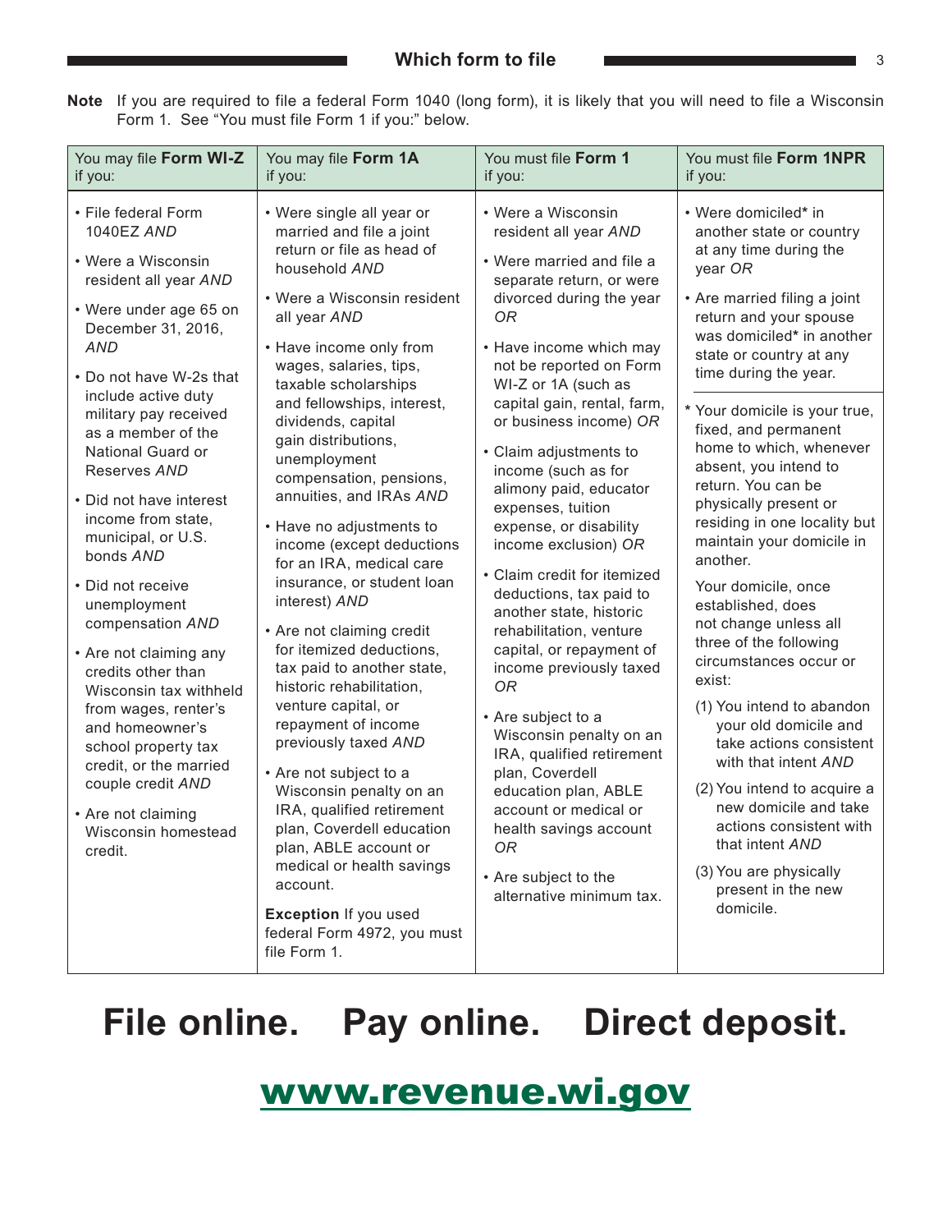## Which form to file

**Note** If you are required to file a federal Form 1040 (long form), it is likely that you will need to file a Wisconsin Form 1. See "You must file Form 1 if you:" below.

| You may file **Form WI-Z** if you: | You may file **Form 1A** if you: | You must file **Form 1** if you: | You must file **Form 1NPR** if you: |
|---|---|---|---|
| • File federal Form 1040EZ *AND*<br>• Were a Wisconsin resident all year *AND*<br>• Were under age 65 on December 31, 2016, *AND*<br>• Do not have W-2s that include active duty military pay received as a member of the National Guard or Reserves *AND*<br>• Did not have interest income from state, municipal, or U.S. bonds *AND*<br>• Did not receive unemployment compensation *AND*<br>• Are not claiming any credits other than Wisconsin tax withheld from wages, renter's and homeowner's school property tax credit, or the married couple credit *AND*<br>• Are not claiming Wisconsin homestead credit. | • Were single all year or married and file a joint return or file as head of household *AND*<br>• Were a Wisconsin resident all year *AND*<br>• Have income only from wages, salaries, tips, taxable scholarships and fellowships, interest, dividends, capital gain distributions, unemployment compensation, pensions, annuities, and IRAs *AND*<br>• Have no adjustments to income (except deductions for an IRA, medical care insurance, or student loan interest) *AND*<br>• Are not claiming credit for itemized deductions, tax paid to another state, historic rehabilitation, venture capital, or repayment of income previously taxed *AND*<br>• Are not subject to a Wisconsin penalty on an IRA, qualified retirement plan, Coverdell education plan, ABLE account or medical or health savings account.<br><br>**Exception** If you used federal Form 4972, you must file Form 1. | • Were a Wisconsin resident all year *AND*<br>• Were married and file a separate return, or were divorced during the year *OR*<br>• Have income which may not be reported on Form WI-Z or 1A (such as capital gain, rental, farm, or business income) *OR*<br>• Claim adjustments to income (such as for alimony paid, educator expenses, tuition expense, or disability income exclusion) *OR*<br>• Claim credit for itemized deductions, tax paid to another state, historic rehabilitation, venture capital, or repayment of income previously taxed *OR*<br>• Are subject to a Wisconsin penalty on an IRA, qualified retirement plan, Coverdell education plan, ABLE account or medical or health savings account *OR*<br>• Are subject to the alternative minimum tax. | • Were domiciled* in another state or country at any time during the year *OR*<br>• Are married filing a joint return and your spouse was domiciled* in another state or country at any time during the year.<br><br>* Your domicile is your true, fixed, and permanent home to which, whenever absent, you intend to return. You can be physically present or residing in one locality but maintain your domicile in another.<br><br>Your domicile, once established, does not change unless all three of the following circumstances occur or exist:<br>(1) You intend to abandon your old domicile and take actions consistent with that intent *AND*<br>(2) You intend to acquire a new domicile and take actions consistent with that intent *AND*<br>(3) You are physically present in the new domicile. |

# File online. Pay online. Direct deposit.

## www.revenue.wi.gov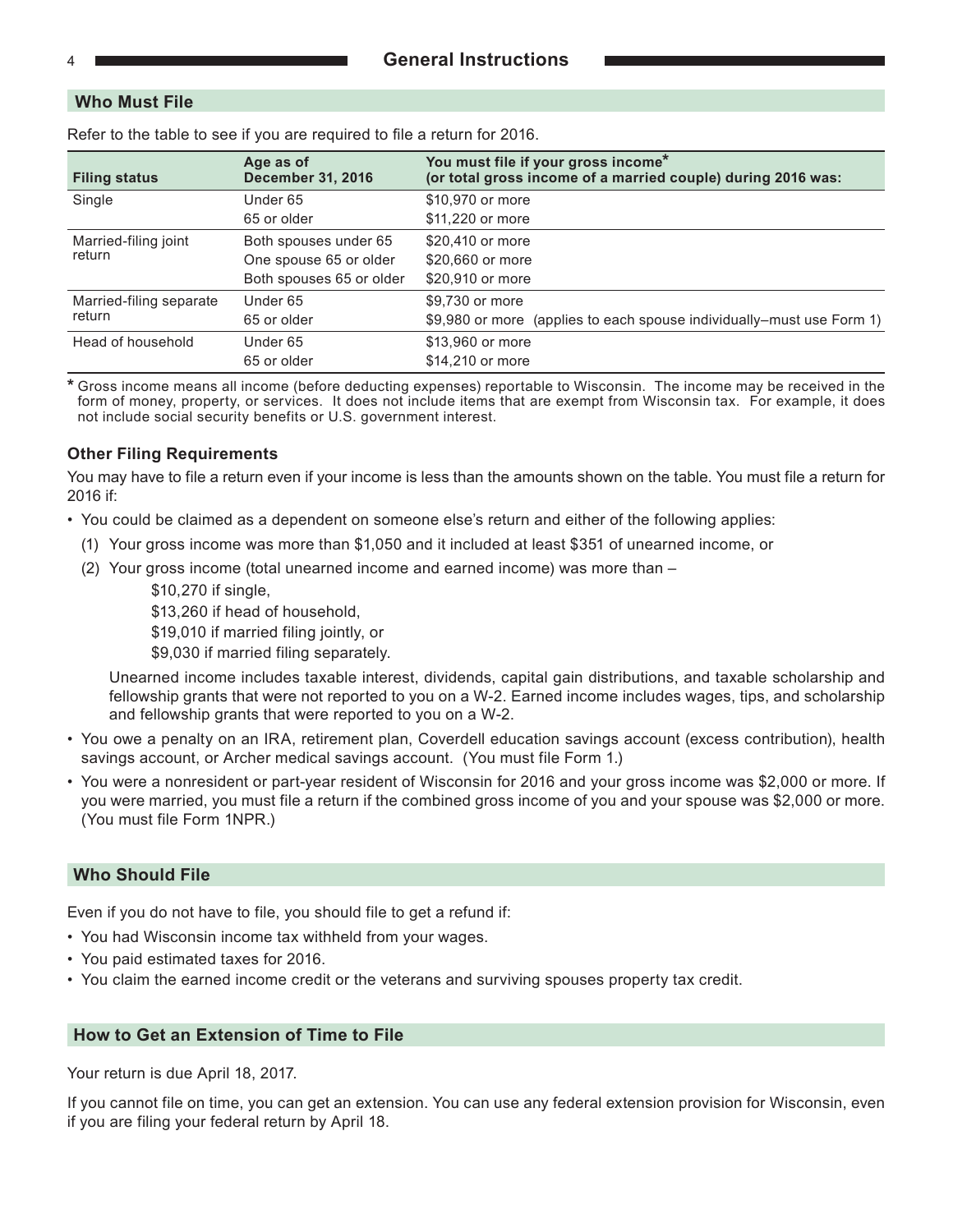# General Instructions

## Who Must File

Refer to the table to see if you are required to file a return for 2016.

| Filing status | Age as of December 31, 2016 | You must file if your gross income* (or total gross income of a married couple) during 2016 was: |
|---|---|---|
| Single | Under 65 | $10,970 or more |
| | 65 or older | $11,220 or more |
| Married-filing joint return | Both spouses under 65 | $20,410 or more |
| | One spouse 65 or older | $20,660 or more |
| | Both spouses 65 or older | $20,910 or more |
| Married-filing separate return | Under 65 | $9,730 or more |
| | 65 or older | $9,980 or more (applies to each spouse individually–must use Form 1) |
| Head of household | Under 65 | $13,960 or more |
| | 65 or older | $14,210 or more |

* Gross income means all income (before deducting expenses) reportable to Wisconsin. The income may be received in the form of money, property, or services. It does not include items that are exempt from Wisconsin tax. For example, it does not include social security benefits or U.S. government interest.

### Other Filing Requirements

You may have to file a return even if your income is less than the amounts shown on the table. You must file a return for 2016 if:

- You could be claimed as a dependent on someone else's return and either of the following applies:
  (1) Your gross income was more than $1,050 and it included at least $351 of unearned income, or
  (2) Your gross income (total unearned income and earned income) was more than –
  
  $10,270 if single,
  $13,260 if head of household,
  $19,010 if married filing jointly, or
  $9,030 if married filing separately.

  Unearned income includes taxable interest, dividends, capital gain distributions, and taxable scholarship and fellowship grants that were not reported to you on a W-2. Earned income includes wages, tips, and scholarship and fellowship grants that were reported to you on a W-2.
- You owe a penalty on an IRA, retirement plan, Coverdell education savings account (excess contribution), health savings account, or Archer medical savings account. (You must file Form 1.)
- You were a nonresident or part-year resident of Wisconsin for 2016 and your gross income was $2,000 or more. If you were married, you must file a return if the combined gross income of you and your spouse was $2,000 or more. (You must file Form 1NPR.)

## Who Should File

Even if you do not have to file, you should file to get a refund if:

- You had Wisconsin income tax withheld from your wages.
- You paid estimated taxes for 2016.
- You claim the earned income credit or the veterans and surviving spouses property tax credit.

## How to Get an Extension of Time to File

Your return is due April 18, 2017.

If you cannot file on time, you can get an extension. You can use any federal extension provision for Wisconsin, even if you are filing your federal return by April 18.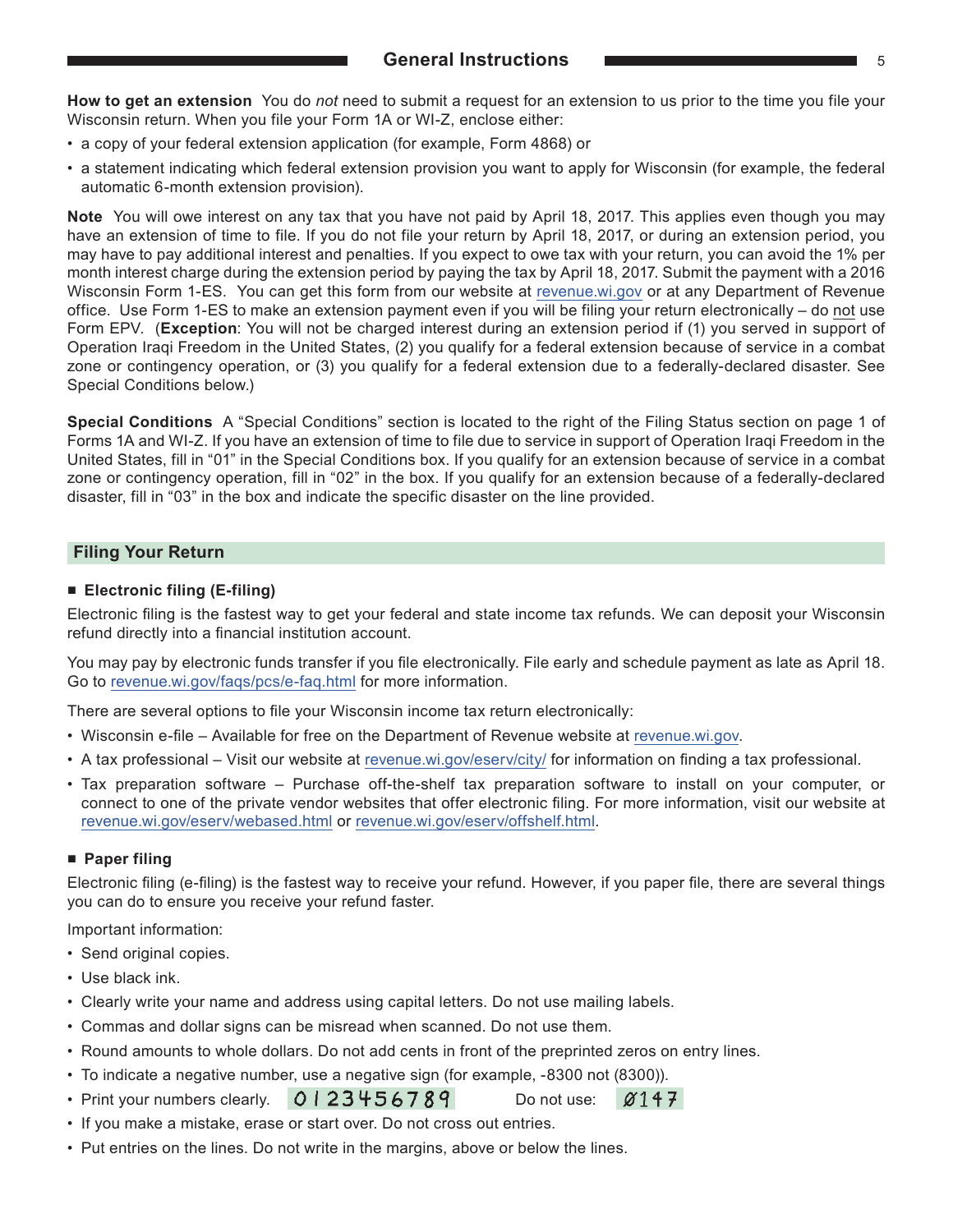**How to get an extension** You do *not* need to submit a request for an extension to us prior to the time you file your Wisconsin return. When you file your Form 1A or WI-Z, enclose either:

- a copy of your federal extension application (for example, Form 4868) or
- a statement indicating which federal extension provision you want to apply for Wisconsin (for example, the federal automatic 6-month extension provision).

**Note** You will owe interest on any tax that you have not paid by April 18, 2017. This applies even though you may have an extension of time to file. If you do not file your return by April 18, 2017, or during an extension period, you may have to pay additional interest and penalties. If you expect to owe tax with your return, you can avoid the 1% per month interest charge during the extension period by paying the tax by April 18, 2017. Submit the payment with a 2016 Wisconsin Form 1-ES. You can get this form from our website at revenue.wi.gov or at any Department of Revenue office. Use Form 1-ES to make an extension payment even if you will be filing your return electronically – do not use Form EPV. (**Exception**: You will not be charged interest during an extension period if (1) you served in support of Operation Iraqi Freedom in the United States, (2) you qualify for a federal extension because of service in a combat zone or contingency operation, or (3) you qualify for a federal extension due to a federally-declared disaster. See Special Conditions below.)

**Special Conditions** A "Special Conditions" section is located to the right of the Filing Status section on page 1 of Forms 1A and WI-Z. If you have an extension of time to file due to service in support of Operation Iraqi Freedom in the United States, fill in "01" in the Special Conditions box. If you qualify for an extension because of service in a combat zone or contingency operation, fill in "02" in the box. If you qualify for an extension because of a federally-declared disaster, fill in "03" in the box and indicate the specific disaster on the line provided.

## Filing Your Return

### ■ Electronic filing (E-filing)

Electronic filing is the fastest way to get your federal and state income tax refunds. We can deposit your Wisconsin refund directly into a financial institution account.

You may pay by electronic funds transfer if you file electronically. File early and schedule payment as late as April 18. Go to revenue.wi.gov/faqs/pcs/e-faq.html for more information.

There are several options to file your Wisconsin income tax return electronically:

- Wisconsin e-file – Available for free on the Department of Revenue website at revenue.wi.gov.
- A tax professional – Visit our website at revenue.wi.gov/eserv/city/ for information on finding a tax professional.
- Tax preparation software – Purchase off-the-shelf tax preparation software to install on your computer, or connect to one of the private vendor websites that offer electronic filing. For more information, visit our website at revenue.wi.gov/eserv/webased.html or revenue.wi.gov/eserv/offshelf.html.

### ■ Paper filing

Electronic filing (e-filing) is the fastest way to receive your refund. However, if you paper file, there are several things you can do to ensure you receive your refund faster.

Important information:

- Send original copies.
- Use black ink.
- Clearly write your name and address using capital letters. Do not use mailing labels.
- Commas and dollar signs can be misread when scanned. Do not use them.
- Round amounts to whole dollars. Do not add cents in front of the preprinted zeros on entry lines.
- To indicate a negative number, use a negative sign (for example, -8300 not (8300)).
- Print your numbers clearly. 0123456789 Do not use: Ø147
- If you make a mistake, erase or start over. Do not cross out entries.
- Put entries on the lines. Do not write in the margins, above or below the lines.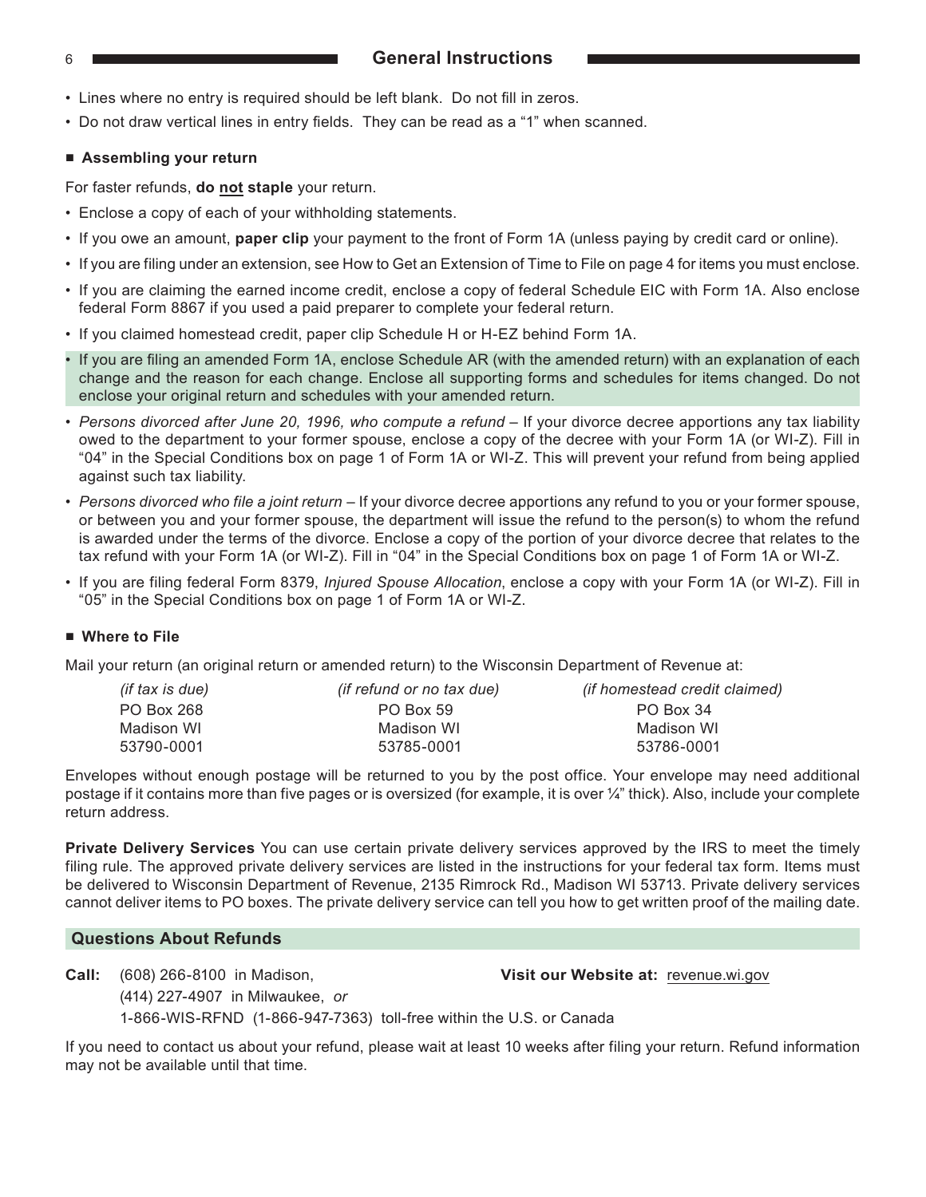- Lines where no entry is required should be left blank. Do not fill in zeros.
- Do not draw vertical lines in entry fields. They can be read as a "1" when scanned.

### ■ Assembling your return

For faster refunds, **do not staple** your return.

- Enclose a copy of each of your withholding statements.
- If you owe an amount, **paper clip** your payment to the front of Form 1A (unless paying by credit card or online).
- If you are filing under an extension, see How to Get an Extension of Time to File on page 4 for items you must enclose.
- If you are claiming the earned income credit, enclose a copy of federal Schedule EIC with Form 1A. Also enclose federal Form 8867 if you used a paid preparer to complete your federal return.
- If you claimed homestead credit, paper clip Schedule H or H-EZ behind Form 1A.
- If you are filing an amended Form 1A, enclose Schedule AR (with the amended return) with an explanation of each change and the reason for each change. Enclose all supporting forms and schedules for items changed. Do not enclose your original return and schedules with your amended return.
- *Persons divorced after June 20, 1996, who compute a refund* – If your divorce decree apportions any tax liability owed to the department to your former spouse, enclose a copy of the decree with your Form 1A (or WI-Z). Fill in "04" in the Special Conditions box on page 1 of Form 1A or WI-Z. This will prevent your refund from being applied against such tax liability.
- *Persons divorced who file a joint return* – If your divorce decree apportions any refund to you or your former spouse, or between you and your former spouse, the department will issue the refund to the person(s) to whom the refund is awarded under the terms of the divorce. Enclose a copy of the portion of your divorce decree that relates to the tax refund with your Form 1A (or WI-Z). Fill in "04" in the Special Conditions box on page 1 of Form 1A or WI-Z.
- If you are filing federal Form 8379, *Injured Spouse Allocation*, enclose a copy with your Form 1A (or WI-Z). Fill in "05" in the Special Conditions box on page 1 of Form 1A or WI-Z.

### ■ Where to File

Mail your return (an original return or amended return) to the Wisconsin Department of Revenue at:

| *(if tax is due)* | *(if refund or no tax due)* | *(if homestead credit claimed)* |
|---|---|---|
| PO Box 268 | PO Box 59 | PO Box 34 |
| Madison WI | Madison WI | Madison WI |
| 53790-0001 | 53785-0001 | 53786-0001 |

Envelopes without enough postage will be returned to you by the post office. Your envelope may need additional postage if it contains more than five pages or is oversized (for example, it is over ¼" thick). Also, include your complete return address.

**Private Delivery Services** You can use certain private delivery services approved by the IRS to meet the timely filing rule. The approved private delivery services are listed in the instructions for your federal tax form. Items must be delivered to Wisconsin Department of Revenue, 2135 Rimrock Rd., Madison WI 53713. Private delivery services cannot deliver items to PO boxes. The private delivery service can tell you how to get written proof of the mailing date.

## Questions About Refunds

**Call:** (608) 266-8100 in Madison,
(414) 227-4907 in Milwaukee, *or*
1-866-WIS-RFND (1-866-947-7363) toll-free within the U.S. or Canada

**Visit our Website at:** revenue.wi.gov

If you need to contact us about your refund, please wait at least 10 weeks after filing your return. Refund information may not be available until that time.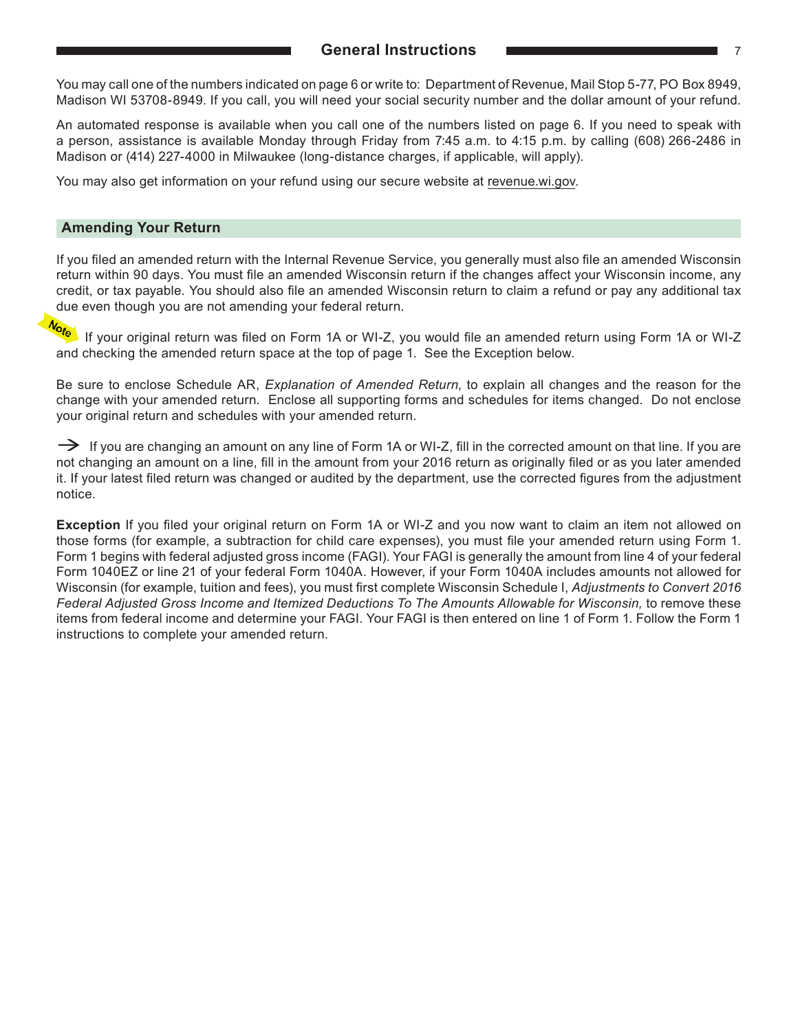You may call one of the numbers indicated on page 6 or write to: Department of Revenue, Mail Stop 5-77, PO Box 8949, Madison WI 53708-8949. If you call, you will need your social security number and the dollar amount of your refund.

An automated response is available when you call one of the numbers listed on page 6. If you need to speak with a person, assistance is available Monday through Friday from 7:45 a.m. to 4:15 p.m. by calling (608) 266-2486 in Madison or (414) 227-4000 in Milwaukee (long-distance charges, if applicable, will apply).

You may also get information on your refund using our secure website at revenue.wi.gov.

## Amending Your Return

If you filed an amended return with the Internal Revenue Service, you generally must also file an amended Wisconsin return within 90 days. You must file an amended Wisconsin return if the changes affect your Wisconsin income, any credit, or tax payable. You should also file an amended Wisconsin return to claim a refund or pay any additional tax due even though you are not amending your federal return.

Note If your original return was filed on Form 1A or WI-Z, you would file an amended return using Form 1A or WI-Z and checking the amended return space at the top of page 1. See the Exception below.

Be sure to enclose Schedule AR, *Explanation of Amended Return*, to explain all changes and the reason for the change with your amended return. Enclose all supporting forms and schedules for items changed. Do not enclose your original return and schedules with your amended return.

→ If you are changing an amount on any line of Form 1A or WI-Z, fill in the corrected amount on that line. If you are not changing an amount on a line, fill in the amount from your 2016 return as originally filed or as you later amended it. If your latest filed return was changed or audited by the department, use the corrected figures from the adjustment notice.

**Exception** If you filed your original return on Form 1A or WI-Z and you now want to claim an item not allowed on those forms (for example, a subtraction for child care expenses), you must file your amended return using Form 1. Form 1 begins with federal adjusted gross income (FAGI). Your FAGI is generally the amount from line 4 of your federal Form 1040EZ or line 21 of your federal Form 1040A. However, if your Form 1040A includes amounts not allowed for Wisconsin (for example, tuition and fees), you must first complete Wisconsin Schedule I, *Adjustments to Convert 2016 Federal Adjusted Gross Income and Itemized Deductions To The Amounts Allowable for Wisconsin,* to remove these items from federal income and determine your FAGI. Your FAGI is then entered on line 1 of Form 1. Follow the Form 1 instructions to complete your amended return.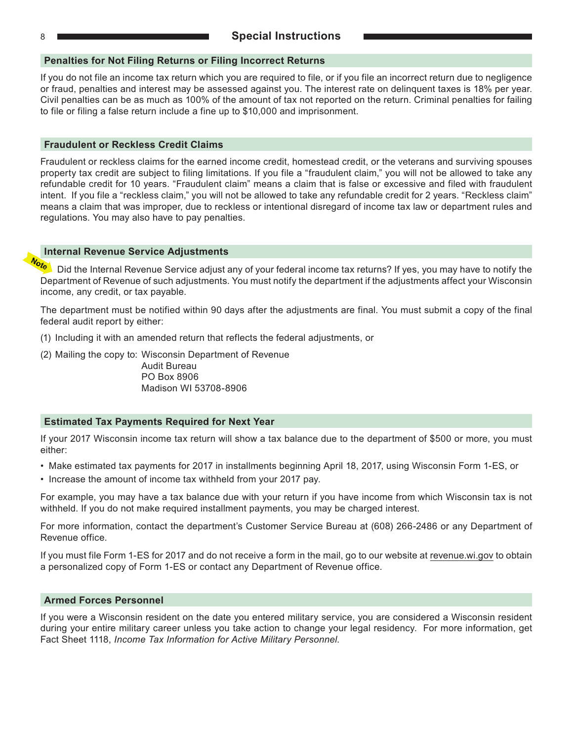# Special Instructions

## Penalties for Not Filing Returns or Filing Incorrect Returns

If you do not file an income tax return which you are required to file, or if you file an incorrect return due to negligence or fraud, penalties and interest may be assessed against you. The interest rate on delinquent taxes is 18% per year. Civil penalties can be as much as 100% of the amount of tax not reported on the return. Criminal penalties for failing to file or filing a false return include a fine up to $10,000 and imprisonment.

## Fraudulent or Reckless Credit Claims

Fraudulent or reckless claims for the earned income credit, homestead credit, or the veterans and surviving spouses property tax credit are subject to filing limitations. If you file a "fraudulent claim," you will not be allowed to take any refundable credit for 10 years. "Fraudulent claim" means a claim that is false or excessive and filed with fraudulent intent. If you file a "reckless claim," you will not be allowed to take any refundable credit for 2 years. "Reckless claim" means a claim that was improper, due to reckless or intentional disregard of income tax law or department rules and regulations. You may also have to pay penalties.

## Internal Revenue Service Adjustments

**Note** Did the Internal Revenue Service adjust any of your federal income tax returns? If yes, you may have to notify the Department of Revenue of such adjustments. You must notify the department if the adjustments affect your Wisconsin income, any credit, or tax payable.

The department must be notified within 90 days after the adjustments are final. You must submit a copy of the final federal audit report by either:

(1) Including it with an amended return that reflects the federal adjustments, or

(2) Mailing the copy to: Wisconsin Department of Revenue
Audit Bureau
PO Box 8906
Madison WI 53708-8906

## Estimated Tax Payments Required for Next Year

If your 2017 Wisconsin income tax return will show a tax balance due to the department of $500 or more, you must either:

- Make estimated tax payments for 2017 in installments beginning April 18, 2017, using Wisconsin Form 1-ES, or
- Increase the amount of income tax withheld from your 2017 pay.

For example, you may have a tax balance due with your return if you have income from which Wisconsin tax is not withheld. If you do not make required installment payments, you may be charged interest.

For more information, contact the department's Customer Service Bureau at (608) 266-2486 or any Department of Revenue office.

If you must file Form 1-ES for 2017 and do not receive a form in the mail, go to our website at revenue.wi.gov to obtain a personalized copy of Form 1-ES or contact any Department of Revenue office.

## Armed Forces Personnel

If you were a Wisconsin resident on the date you entered military service, you are considered a Wisconsin resident during your entire military career unless you take action to change your legal residency. For more information, get Fact Sheet 1118, *Income Tax Information for Active Military Personnel.*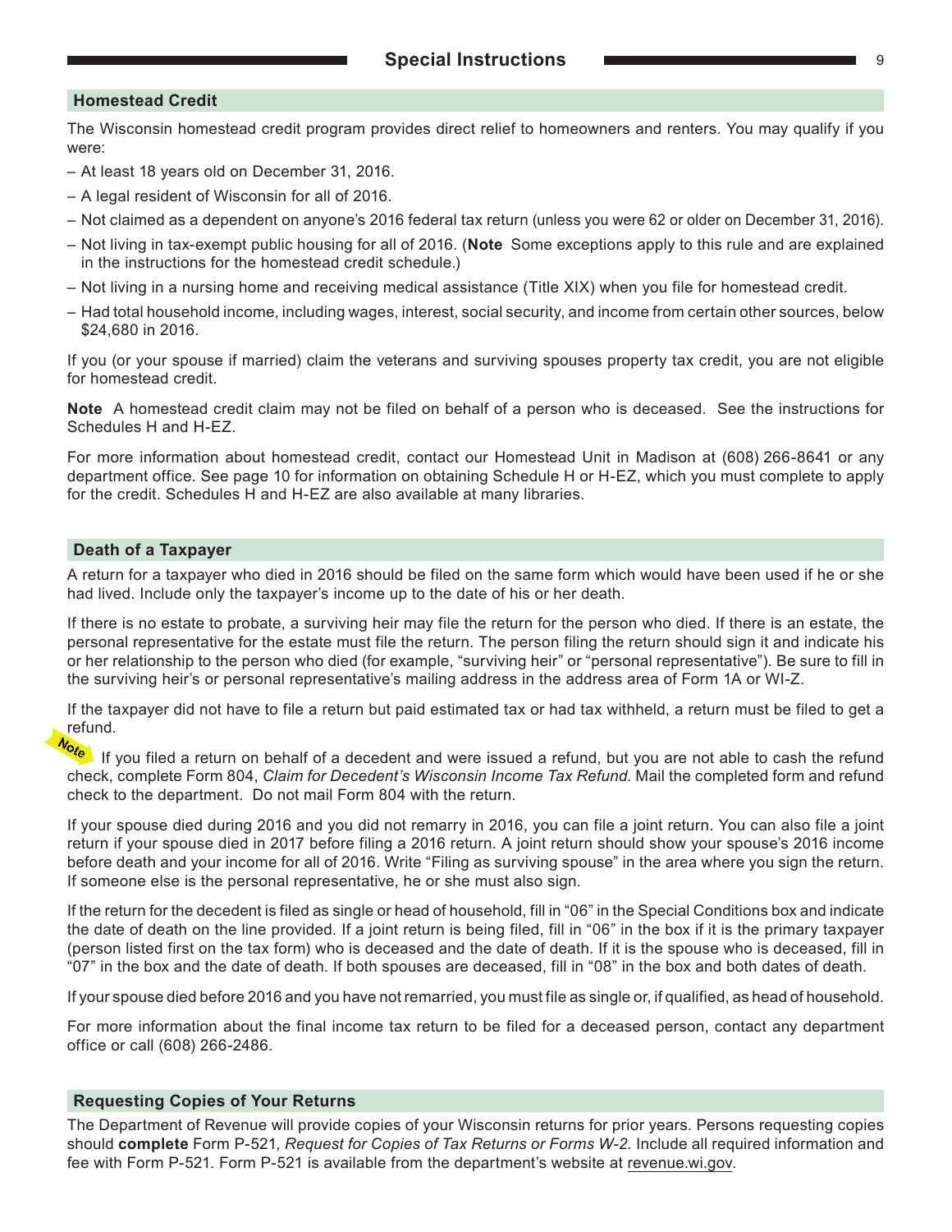## Homestead Credit

The Wisconsin homestead credit program provides direct relief to homeowners and renters. You may qualify if you were:

- At least 18 years old on December 31, 2016.
- A legal resident of Wisconsin for all of 2016.
- Not claimed as a dependent on anyone's 2016 federal tax return (unless you were 62 or older on December 31, 2016).
- Not living in tax-exempt public housing for all of 2016. (**Note** Some exceptions apply to this rule and are explained in the instructions for the homestead credit schedule.)
- Not living in a nursing home and receiving medical assistance (Title XIX) when you file for homestead credit.
- Had total household income, including wages, interest, social security, and income from certain other sources, below $24,680 in 2016.

If you (or your spouse if married) claim the veterans and surviving spouses property tax credit, you are not eligible for homestead credit.

**Note** A homestead credit claim may not be filed on behalf of a person who is deceased. See the instructions for Schedules H and H-EZ.

For more information about homestead credit, contact our Homestead Unit in Madison at (608) 266-8641 or any department office. See page 10 for information on obtaining Schedule H or H-EZ, which you must complete to apply for the credit. Schedules H and H-EZ are also available at many libraries.

## Death of a Taxpayer

A return for a taxpayer who died in 2016 should be filed on the same form which would have been used if he or she had lived. Include only the taxpayer's income up to the date of his or her death.

If there is no estate to probate, a surviving heir may file the return for the person who died. If there is an estate, the personal representative for the estate must file the return. The person filing the return should sign it and indicate his or her relationship to the person who died (for example, "surviving heir" or "personal representative"). Be sure to fill in the surviving heir's or personal representative's mailing address in the address area of Form 1A or WI-Z.

If the taxpayer did not have to file a return but paid estimated tax or had tax withheld, a return must be filed to get a refund.

**Note** If you filed a return on behalf of a decedent and were issued a refund, but you are not able to cash the refund check, complete Form 804, *Claim for Decedent's Wisconsin Income Tax Refund*. Mail the completed form and refund check to the department. Do not mail Form 804 with the return.

If your spouse died during 2016 and you did not remarry in 2016, you can file a joint return. You can also file a joint return if your spouse died in 2017 before filing a 2016 return. A joint return should show your spouse's 2016 income before death and your income for all of 2016. Write "Filing as surviving spouse" in the area where you sign the return. If someone else is the personal representative, he or she must also sign.

If the return for the decedent is filed as single or head of household, fill in "06" in the Special Conditions box and indicate the date of death on the line provided. If a joint return is being filed, fill in "06" in the box if it is the primary taxpayer (person listed first on the tax form) who is deceased and the date of death. If it is the spouse who is deceased, fill in "07" in the box and the date of death. If both spouses are deceased, fill in "08" in the box and both dates of death.

If your spouse died before 2016 and you have not remarried, you must file as single or, if qualified, as head of household.

For more information about the final income tax return to be filed for a deceased person, contact any department office or call (608) 266-2486.

## Requesting Copies of Your Returns

The Department of Revenue will provide copies of your Wisconsin returns for prior years. Persons requesting copies should **complete** Form P-521, *Request for Copies of Tax Returns or Forms W-2.* Include all required information and fee with Form P-521. Form P-521 is available from the department's website at revenue.wi.gov.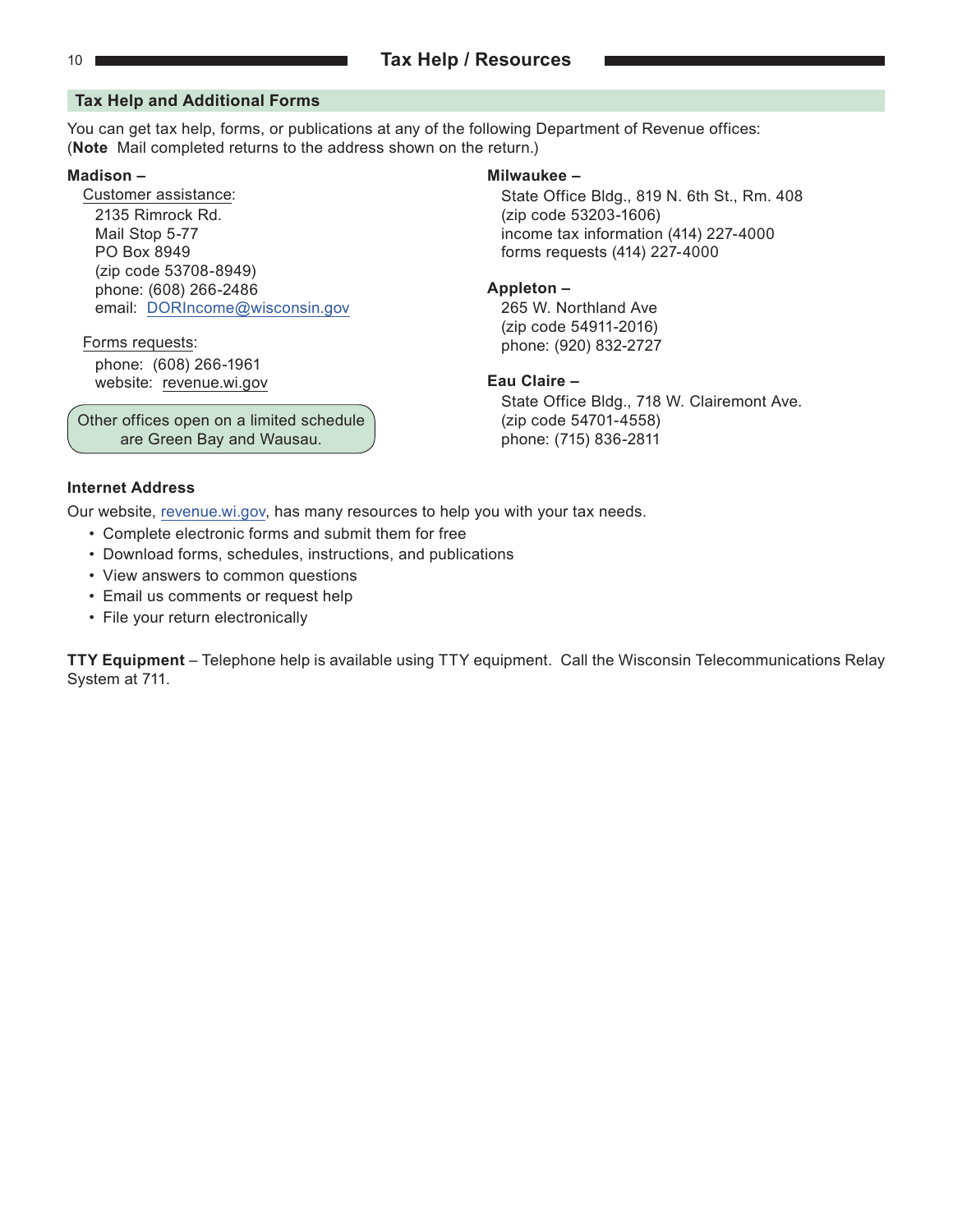## Tax Help and Additional Forms

You can get tax help, forms, or publications at any of the following Department of Revenue offices:
(**Note** Mail completed returns to the address shown on the return.)

**Madison –**

Customer assistance:
2135 Rimrock Rd.
Mail Stop 5-77
PO Box 8949
(zip code 53708-8949)
phone: (608) 266-2486
email: DORIncome@wisconsin.gov

Forms requests:
phone: (608) 266-1961
website: revenue.wi.gov

Other offices open on a limited schedule are Green Bay and Wausau.

**Milwaukee –**
State Office Bldg., 819 N. 6th St., Rm. 408
(zip code 53203-1606)
income tax information (414) 227-4000
forms requests (414) 227-4000

**Appleton –**
265 W. Northland Ave
(zip code 54911-2016)
phone: (920) 832-2727

**Eau Claire –**
State Office Bldg., 718 W. Clairemont Ave.
(zip code 54701-4558)
phone: (715) 836-2811

### Internet Address

Our website, revenue.wi.gov, has many resources to help you with your tax needs.

- Complete electronic forms and submit them for free
- Download forms, schedules, instructions, and publications
- View answers to common questions
- Email us comments or request help
- File your return electronically

**TTY Equipment** – Telephone help is available using TTY equipment. Call the Wisconsin Telecommunications Relay System at 711.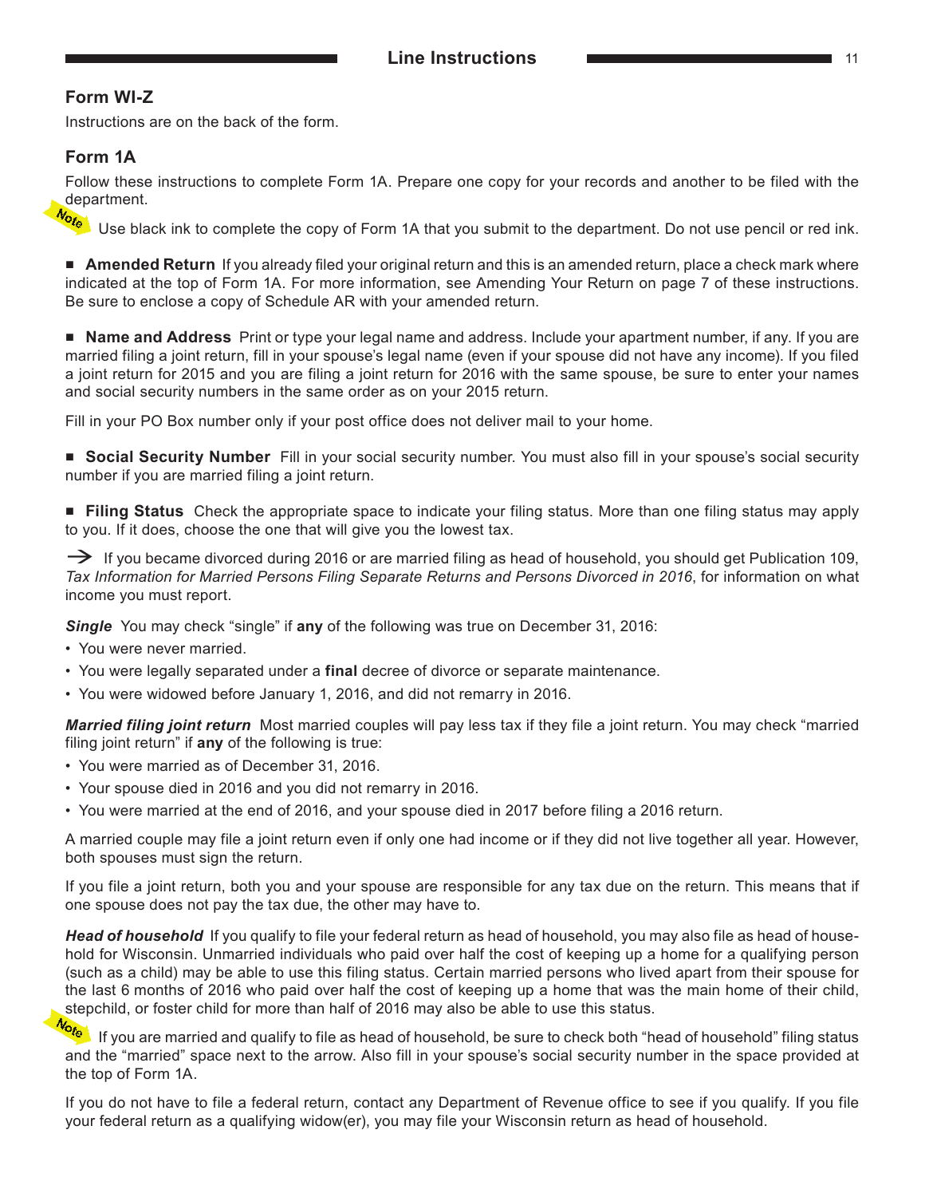## Form WI-Z

Instructions are on the back of the form.

## Form 1A

Follow these instructions to complete Form 1A. Prepare one copy for your records and another to be filed with the department.

**Note** Use black ink to complete the copy of Form 1A that you submit to the department. Do not use pencil or red ink.

■ **Amended Return** If you already filed your original return and this is an amended return, place a check mark where indicated at the top of Form 1A. For more information, see Amending Your Return on page 7 of these instructions. Be sure to enclose a copy of Schedule AR with your amended return.

■ **Name and Address** Print or type your legal name and address. Include your apartment number, if any. If you are married filing a joint return, fill in your spouse's legal name (even if your spouse did not have any income). If you filed a joint return for 2015 and you are filing a joint return for 2016 with the same spouse, be sure to enter your names and social security numbers in the same order as on your 2015 return.

Fill in your PO Box number only if your post office does not deliver mail to your home.

■ **Social Security Number** Fill in your social security number. You must also fill in your spouse's social security number if you are married filing a joint return.

■ **Filing Status** Check the appropriate space to indicate your filing status. More than one filing status may apply to you. If it does, choose the one that will give you the lowest tax.

→ If you became divorced during 2016 or are married filing as head of household, you should get Publication 109, *Tax Information for Married Persons Filing Separate Returns and Persons Divorced in 2016*, for information on what income you must report.

***Single*** You may check "single" if **any** of the following was true on December 31, 2016:

- You were never married.
- You were legally separated under a **final** decree of divorce or separate maintenance.
- You were widowed before January 1, 2016, and did not remarry in 2016.

***Married filing joint return*** Most married couples will pay less tax if they file a joint return. You may check "married filing joint return" if **any** of the following is true:

- You were married as of December 31, 2016.
- Your spouse died in 2016 and you did not remarry in 2016.
- You were married at the end of 2016, and your spouse died in 2017 before filing a 2016 return.

A married couple may file a joint return even if only one had income or if they did not live together all year. However, both spouses must sign the return.

If you file a joint return, both you and your spouse are responsible for any tax due on the return. This means that if one spouse does not pay the tax due, the other may have to.

***Head of household*** If you qualify to file your federal return as head of household, you may also file as head of household for Wisconsin. Unmarried individuals who paid over half the cost of keeping up a home for a qualifying person (such as a child) may be able to use this filing status. Certain married persons who lived apart from their spouse for the last 6 months of 2016 who paid over half the cost of keeping up a home that was the main home of their child, stepchild, or foster child for more than half of 2016 may also be able to use this status.

**Note** If you are married and qualify to file as head of household, be sure to check both "head of household" filing status and the "married" space next to the arrow. Also fill in your spouse's social security number in the space provided at the top of Form 1A.

If you do not have to file a federal return, contact any Department of Revenue office to see if you qualify. If you file your federal return as a qualifying widow(er), you may file your Wisconsin return as head of household.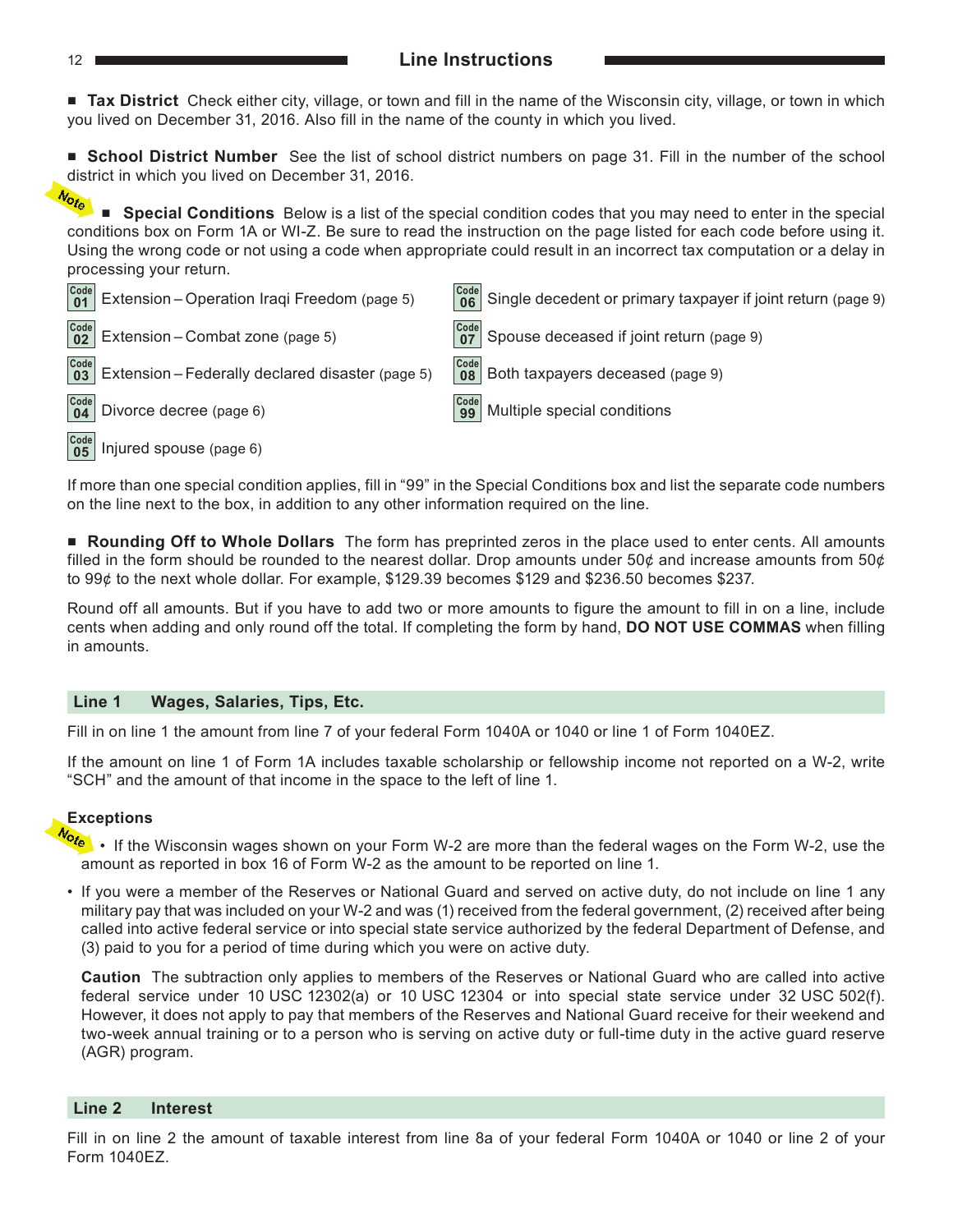## Line Instructions

■ **Tax District** Check either city, village, or town and fill in the name of the Wisconsin city, village, or town in which you lived on December 31, 2016. Also fill in the name of the county in which you lived.

■ **School District Number** See the list of school district numbers on page 31. Fill in the number of the school district in which you lived on December 31, 2016.

Note ■ **Special Conditions** Below is a list of the special condition codes that you may need to enter in the special conditions box on Form 1A or WI-Z. Be sure to read the instruction on the page listed for each code before using it. Using the wrong code or not using a code when appropriate could result in an incorrect tax computation or a delay in processing your return.

| Code | Description | Code | Description |
|---|---|---|---|
| 01 | Extension – Operation Iraqi Freedom (page 5) | 06 | Single decedent or primary taxpayer if joint return (page 9) |
| 02 | Extension – Combat zone (page 5) | 07 | Spouse deceased if joint return (page 9) |
| 03 | Extension – Federally declared disaster (page 5) | 08 | Both taxpayers deceased (page 9) |
| 04 | Divorce decree (page 6) | 99 | Multiple special conditions |
| 05 | Injured spouse (page 6) | | |

If more than one special condition applies, fill in "99" in the Special Conditions box and list the separate code numbers on the line next to the box, in addition to any other information required on the line.

■ **Rounding Off to Whole Dollars** The form has preprinted zeros in the place used to enter cents. All amounts filled in the form should be rounded to the nearest dollar. Drop amounts under 50¢ and increase amounts from 50¢ to 99¢ to the next whole dollar. For example, $129.39 becomes $129 and $236.50 becomes $237.

Round off all amounts. But if you have to add two or more amounts to figure the amount to fill in on a line, include cents when adding and only round off the total. If completing the form by hand, **DO NOT USE COMMAS** when filling in amounts.

### Line 1 Wages, Salaries, Tips, Etc.

Fill in on line 1 the amount from line 7 of your federal Form 1040A or 1040 or line 1 of Form 1040EZ.

If the amount on line 1 of Form 1A includes taxable scholarship or fellowship income not reported on a W-2, write "SCH" and the amount of that income in the space to the left of line 1.

**Exceptions**

Note
- If the Wisconsin wages shown on your Form W-2 are more than the federal wages on the Form W-2, use the amount as reported in box 16 of Form W-2 as the amount to be reported on line 1.
- If you were a member of the Reserves or National Guard and served on active duty, do not include on line 1 any military pay that was included on your W-2 and was (1) received from the federal government, (2) received after being called into active federal service or into special state service authorized by the federal Department of Defense, and (3) paid to you for a period of time during which you were on active duty.

  **Caution** The subtraction only applies to members of the Reserves or National Guard who are called into active federal service under 10 USC 12302(a) or 10 USC 12304 or into special state service under 32 USC 502(f). However, it does not apply to pay that members of the Reserves and National Guard receive for their weekend and two-week annual training or to a person who is serving on active duty or full-time duty in the active guard reserve (AGR) program.

### Line 2 Interest

Fill in on line 2 the amount of taxable interest from line 8a of your federal Form 1040A or 1040 or line 2 of your Form 1040EZ.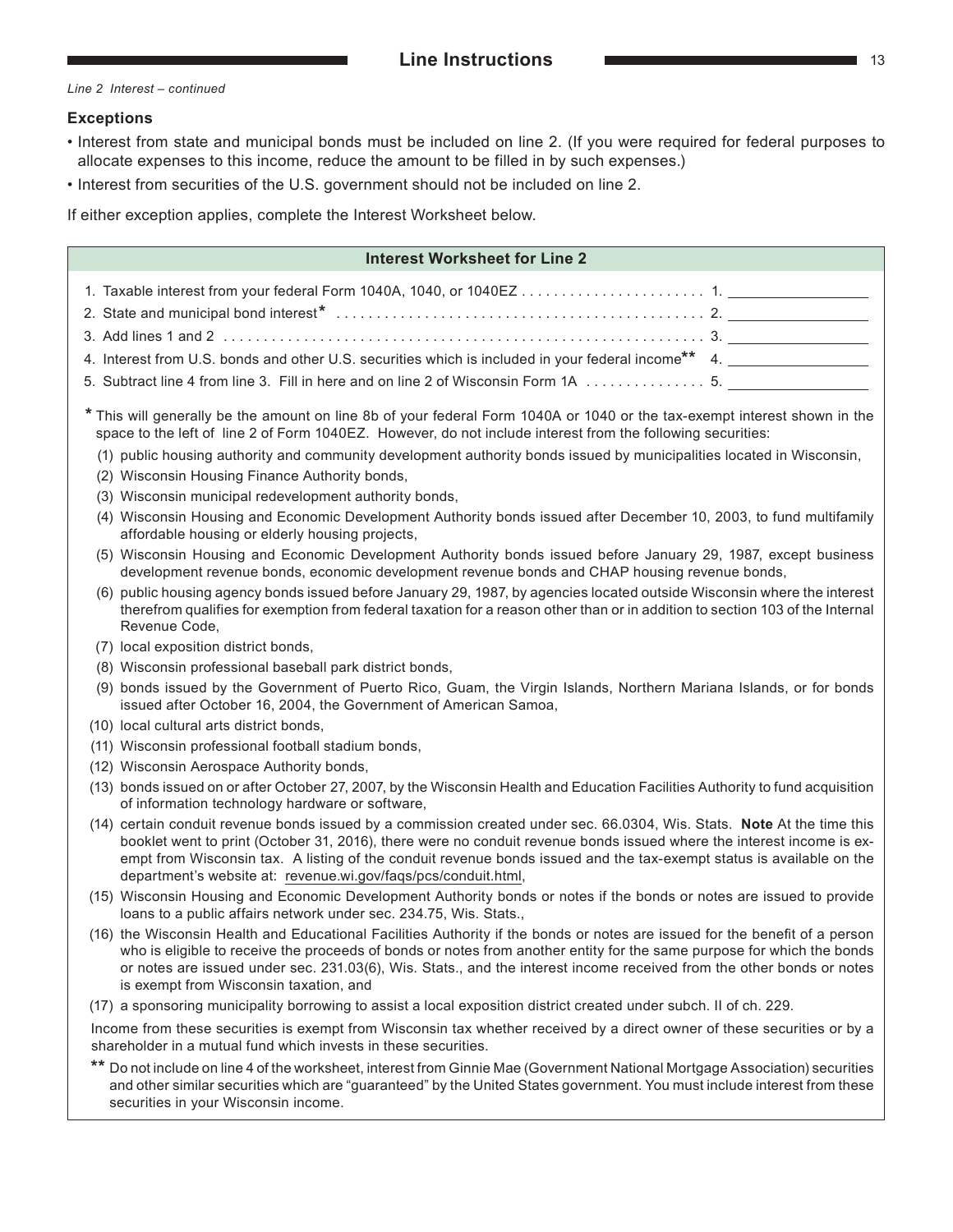*Line 2 Interest – continued*

### Exceptions

- Interest from state and municipal bonds must be included on line 2. (If you were required for federal purposes to allocate expenses to this income, reduce the amount to be filled in by such expenses.)
- Interest from securities of the U.S. government should not be included on line 2.

If either exception applies, complete the Interest Worksheet below.

### Interest Worksheet for Line 2

1. Taxable interest from your federal Form 1040A, 1040, or 1040EZ . . . . . . . . . . . . . . . . . . . . . . . 1. \_\_\_\_\_\_\_\_\_\_\_\_\_\_\_\_
2. State and municipal bond interest* . . . . . . . . . . . . . . . . . . . . . . . . . . . . . . . . . . . . . . . . . . . . . 2. \_\_\_\_\_\_\_\_\_\_\_\_\_\_\_\_
3. Add lines 1 and 2 . . . . . . . . . . . . . . . . . . . . . . . . . . . . . . . . . . . . . . . . . . . . . . . . . . . . . . . . . . 3. \_\_\_\_\_\_\_\_\_\_\_\_\_\_\_\_
4. Interest from U.S. bonds and other U.S. securities which is included in your federal income** 4. \_\_\_\_\_\_\_\_\_\_\_\_\_\_\_\_
5. Subtract line 4 from line 3. Fill in here and on line 2 of Wisconsin Form 1A . . . . . . . . . . . . . . . 5. \_\_\_\_\_\_\_\_\_\_\_\_\_\_\_\_

\* This will generally be the amount on line 8b of your federal Form 1040A or 1040 or the tax-exempt interest shown in the space to the left of line 2 of Form 1040EZ. However, do not include interest from the following securities:

(1) public housing authority and community development authority bonds issued by municipalities located in Wisconsin,
(2) Wisconsin Housing Finance Authority bonds,
(3) Wisconsin municipal redevelopment authority bonds,
(4) Wisconsin Housing and Economic Development Authority bonds issued after December 10, 2003, to fund multifamily affordable housing or elderly housing projects,
(5) Wisconsin Housing and Economic Development Authority bonds issued before January 29, 1987, except business development revenue bonds, economic development revenue bonds and CHAP housing revenue bonds,
(6) public housing agency bonds issued before January 29, 1987, by agencies located outside Wisconsin where the interest therefrom qualifies for exemption from federal taxation for a reason other than or in addition to section 103 of the Internal Revenue Code,
(7) local exposition district bonds,
(8) Wisconsin professional baseball park district bonds,
(9) bonds issued by the Government of Puerto Rico, Guam, the Virgin Islands, Northern Mariana Islands, or for bonds issued after October 16, 2004, the Government of American Samoa,
(10) local cultural arts district bonds,
(11) Wisconsin professional football stadium bonds,
(12) Wisconsin Aerospace Authority bonds,
(13) bonds issued on or after October 27, 2007, by the Wisconsin Health and Education Facilities Authority to fund acquisition of information technology hardware or software,
(14) certain conduit revenue bonds issued by a commission created under sec. 66.0304, Wis. Stats. **Note** At the time this booklet went to print (October 31, 2016), there were no conduit revenue bonds issued where the interest income is exempt from Wisconsin tax. A listing of the conduit revenue bonds issued and the tax-exempt status is available on the department's website at: revenue.wi.gov/faqs/pcs/conduit.html,
(15) Wisconsin Housing and Economic Development Authority bonds or notes if the bonds or notes are issued to provide loans to a public affairs network under sec. 234.75, Wis. Stats.,
(16) the Wisconsin Health and Educational Facilities Authority if the bonds or notes are issued for the benefit of a person who is eligible to receive the proceeds of bonds or notes from another entity for the same purpose for which the bonds or notes are issued under sec. 231.03(6), Wis. Stats., and the interest income received from the other bonds or notes is exempt from Wisconsin taxation, and
(17) a sponsoring municipality borrowing to assist a local exposition district created under subch. II of ch. 229.

Income from these securities is exempt from Wisconsin tax whether received by a direct owner of these securities or by a shareholder in a mutual fund which invests in these securities.

\*\* Do not include on line 4 of the worksheet, interest from Ginnie Mae (Government National Mortgage Association) securities and other similar securities which are "guaranteed" by the United States government. You must include interest from these securities in your Wisconsin income.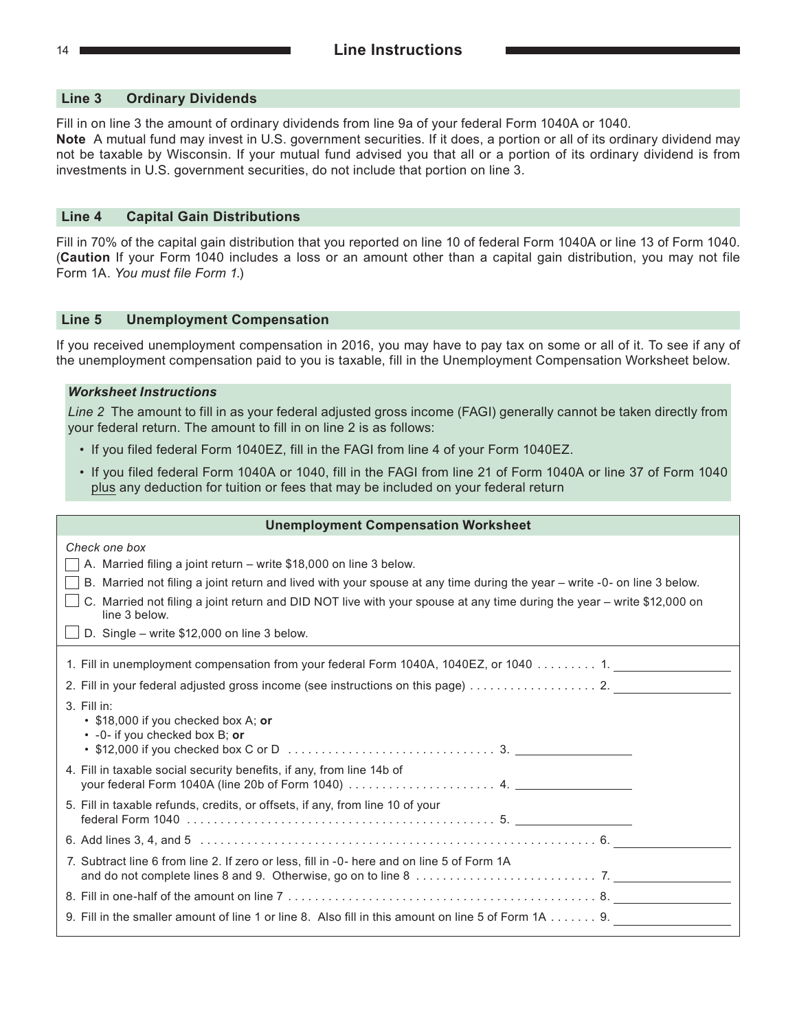## Line 3 Ordinary Dividends

Fill in on line 3 the amount of ordinary dividends from line 9a of your federal Form 1040A or 1040.

**Note** A mutual fund may invest in U.S. government securities. If it does, a portion or all of its ordinary dividend may not be taxable by Wisconsin. If your mutual fund advised you that all or a portion of its ordinary dividend is from investments in U.S. government securities, do not include that portion on line 3.

## Line 4 Capital Gain Distributions

Fill in 70% of the capital gain distribution that you reported on line 10 of federal Form 1040A or line 13 of Form 1040. (**Caution** If your Form 1040 includes a loss or an amount other than a capital gain distribution, you may not file Form 1A. *You must file Form 1.*)

## Line 5 Unemployment Compensation

If you received unemployment compensation in 2016, you may have to pay tax on some or all of it. To see if any of the unemployment compensation paid to you is taxable, fill in the Unemployment Compensation Worksheet below.

***Worksheet Instructions***

*Line 2* The amount to fill in as your federal adjusted gross income (FAGI) generally cannot be taken directly from your federal return. The amount to fill in on line 2 is as follows:

- If you filed federal Form 1040EZ, fill in the FAGI from line 4 of your Form 1040EZ.
- If you filed federal Form 1040A or 1040, fill in the FAGI from line 21 of Form 1040A or line 37 of Form 1040 plus any deduction for tuition or fees that may be included on your federal return

### Unemployment Compensation Worksheet

*Check one box*

- ☐ A. Married filing a joint return – write $18,000 on line 3 below.
- ☐ B. Married not filing a joint return and lived with your spouse at any time during the year – write -0- on line 3 below.
- ☐ C. Married not filing a joint return and DID NOT live with your spouse at any time during the year – write $12,000 on line 3 below.
- ☐ D. Single – write $12,000 on line 3 below.

1. Fill in unemployment compensation from your federal Form 1040A, 1040EZ, or 1040 . . . . . . . . . 1. ________
2. Fill in your federal adjusted gross income (see instructions on this page) . . . . . . . . . . . . . . . . . . 2. ________
3. Fill in:
   - $18,000 if you checked box A; **or**
   - -0- if you checked box B; **or**
   - $12,000 if you checked box C or D . . . . . . . . . . . . . . . . . . . . . . . . . . . . . . 3. ________
4. Fill in taxable social security benefits, if any, from line 14b of your federal Form 1040A (line 20b of Form 1040) . . . . . . . . . . . . . . . . . . . . . 4. ________
5. Fill in taxable refunds, credits, or offsets, if any, from line 10 of your federal Form 1040 . . . . . . . . . . . . . . . . . . . . . . . . . . . . . . . . . . . . . . . . . . . . . 5. ________
6. Add lines 3, 4, and 5 . . . . . . . . . . . . . . . . . . . . . . . . . . . . . . . . . . . . . . . . . . . . . . . . . . . . . . 6. ________
7. Subtract line 6 from line 2. If zero or less, fill in -0- here and on line 5 of Form 1A and do not complete lines 8 and 9. Otherwise, go on to line 8 . . . . . . . . . . . . . . . . . . . . . . . . . . 7. ________
8. Fill in one-half of the amount on line 7 . . . . . . . . . . . . . . . . . . . . . . . . . . . . . . . . . . . . . . . . . . . . 8. ________
9. Fill in the smaller amount of line 1 or line 8. Also fill in this amount on line 5 of Form 1A . . . . . . . 9. ________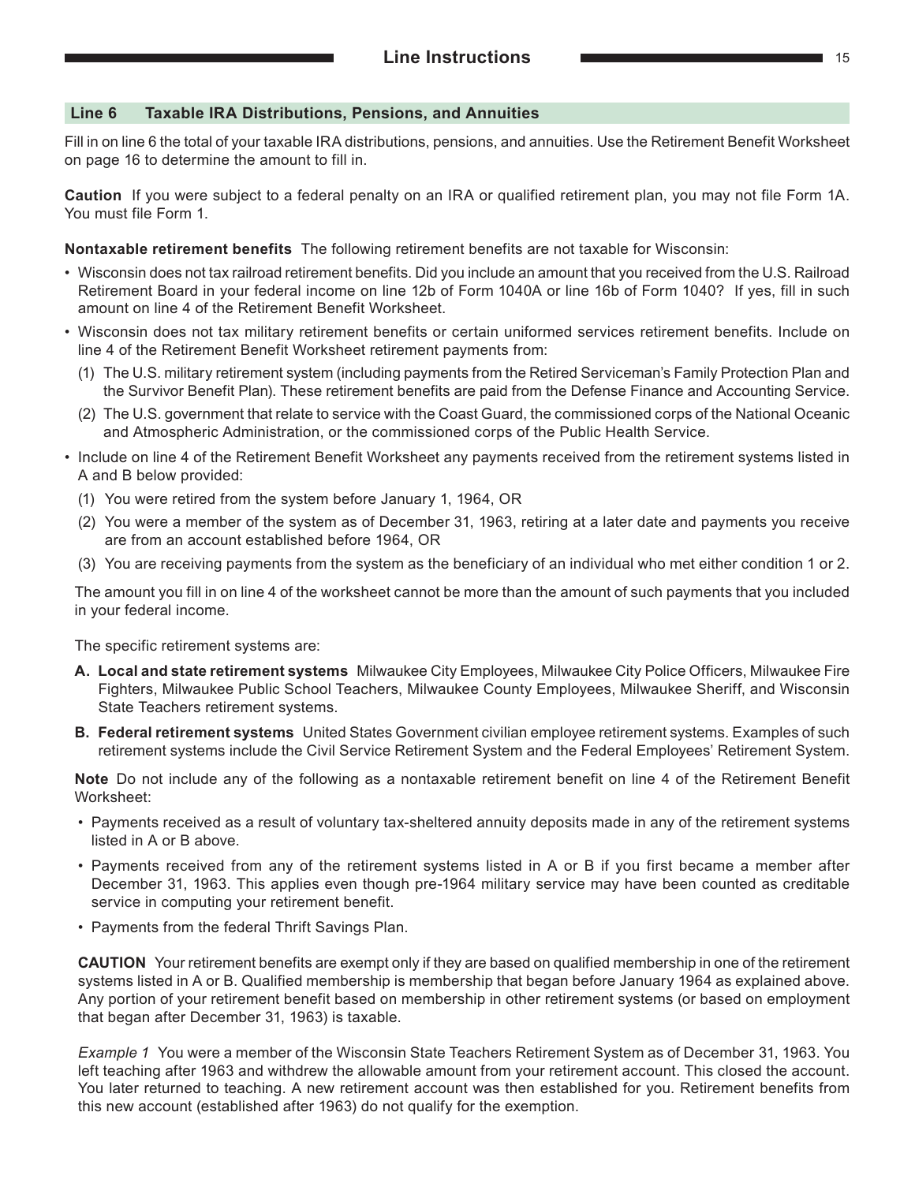## Line 6 Taxable IRA Distributions, Pensions, and Annuities

Fill in on line 6 the total of your taxable IRA distributions, pensions, and annuities. Use the Retirement Benefit Worksheet on page 16 to determine the amount to fill in.

**Caution** If you were subject to a federal penalty on an IRA or qualified retirement plan, you may not file Form 1A. You must file Form 1.

**Nontaxable retirement benefits** The following retirement benefits are not taxable for Wisconsin:

- Wisconsin does not tax railroad retirement benefits. Did you include an amount that you received from the U.S. Railroad Retirement Board in your federal income on line 12b of Form 1040A or line 16b of Form 1040? If yes, fill in such amount on line 4 of the Retirement Benefit Worksheet.
- Wisconsin does not tax military retirement benefits or certain uniformed services retirement benefits. Include on line 4 of the Retirement Benefit Worksheet retirement payments from:
  (1) The U.S. military retirement system (including payments from the Retired Serviceman's Family Protection Plan and the Survivor Benefit Plan). These retirement benefits are paid from the Defense Finance and Accounting Service.
  (2) The U.S. government that relate to service with the Coast Guard, the commissioned corps of the National Oceanic and Atmospheric Administration, or the commissioned corps of the Public Health Service.
- Include on line 4 of the Retirement Benefit Worksheet any payments received from the retirement systems listed in A and B below provided:
  (1) You were retired from the system before January 1, 1964, OR
  (2) You were a member of the system as of December 31, 1963, retiring at a later date and payments you receive are from an account established before 1964, OR
  (3) You are receiving payments from the system as the beneficiary of an individual who met either condition 1 or 2.

  The amount you fill in on line 4 of the worksheet cannot be more than the amount of such payments that you included in your federal income.

  The specific retirement systems are:

  **A. Local and state retirement systems** Milwaukee City Employees, Milwaukee City Police Officers, Milwaukee Fire Fighters, Milwaukee Public School Teachers, Milwaukee County Employees, Milwaukee Sheriff, and Wisconsin State Teachers retirement systems.

  **B. Federal retirement systems** United States Government civilian employee retirement systems. Examples of such retirement systems include the Civil Service Retirement System and the Federal Employees' Retirement System.

  **Note** Do not include any of the following as a nontaxable retirement benefit on line 4 of the Retirement Benefit Worksheet:

  - Payments received as a result of voluntary tax-sheltered annuity deposits made in any of the retirement systems listed in A or B above.
  - Payments received from any of the retirement systems listed in A or B if you first became a member after December 31, 1963. This applies even though pre-1964 military service may have been counted as creditable service in computing your retirement benefit.
  - Payments from the federal Thrift Savings Plan.

  **CAUTION** Your retirement benefits are exempt only if they are based on qualified membership in one of the retirement systems listed in A or B. Qualified membership is membership that began before January 1964 as explained above. Any portion of your retirement benefit based on membership in other retirement systems (or based on employment that began after December 31, 1963) is taxable.

  *Example 1* You were a member of the Wisconsin State Teachers Retirement System as of December 31, 1963. You left teaching after 1963 and withdrew the allowable amount from your retirement account. This closed the account. You later returned to teaching. A new retirement account was then established for you. Retirement benefits from this new account (established after 1963) do not qualify for the exemption.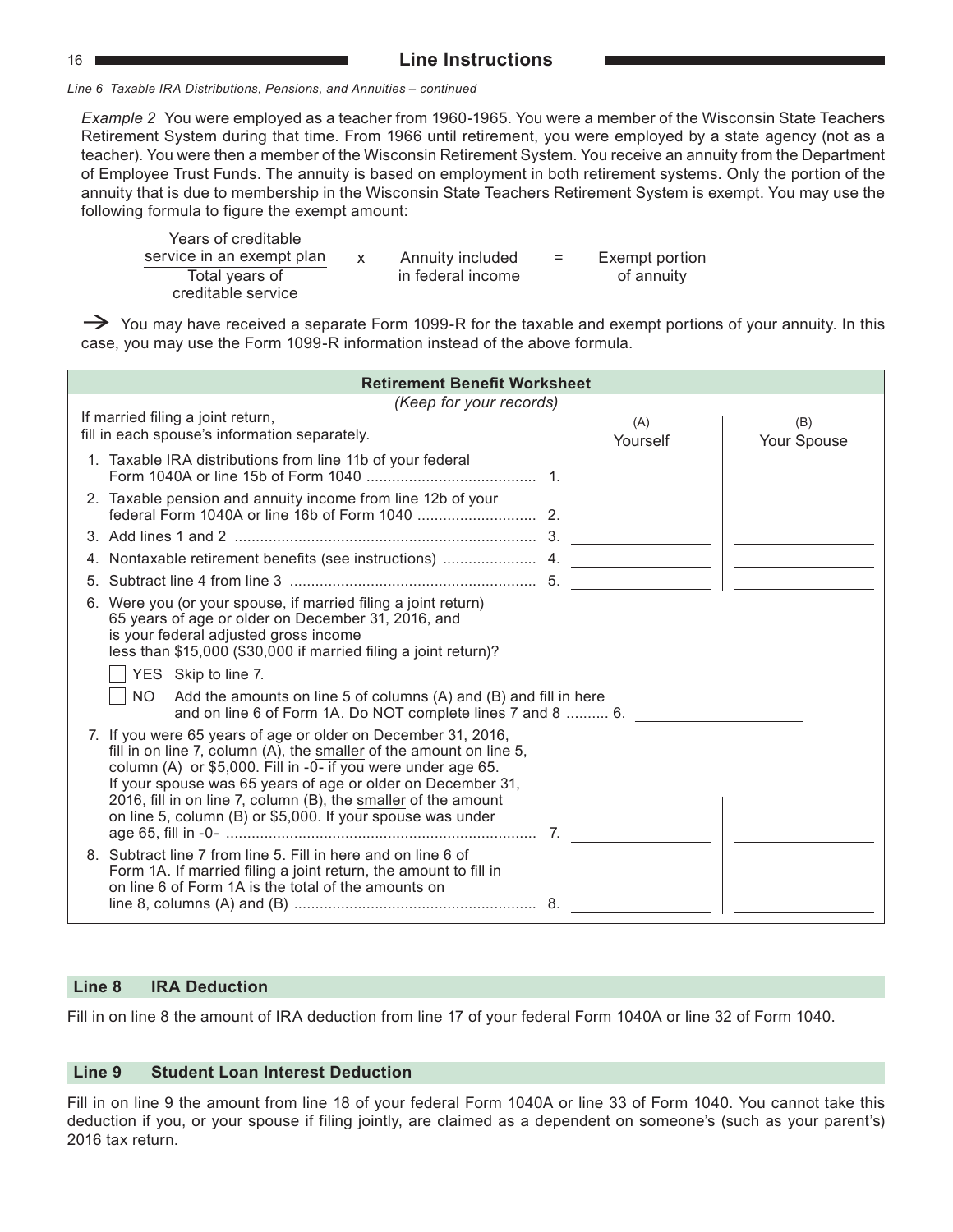*Line 6 Taxable IRA Distributions, Pensions, and Annuities – continued*

*Example 2* You were employed as a teacher from 1960-1965. You were a member of the Wisconsin State Teachers Retirement System during that time. From 1966 until retirement, you were employed by a state agency (not as a teacher). You were then a member of the Wisconsin Retirement System. You receive an annuity from the Department of Employee Trust Funds. The annuity is based on employment in both retirement systems. Only the portion of the annuity that is due to membership in the Wisconsin State Teachers Retirement System is exempt. You may use the following formula to figure the exempt amount:

$$\frac{\text{Years of creditable service in an exempt plan}}{\text{Total years of creditable service}} \times \text{Annuity included in federal income} = \text{Exempt portion of annuity}$$

→ You may have received a separate Form 1099-R for the taxable and exempt portions of your annuity. In this case, you may use the Form 1099-R information instead of the above formula.

**Retirement Benefit Worksheet**

*(Keep for your records)*

| If married filing a joint return, fill in each spouse's information separately. | (A) Yourself | (B) Your Spouse |
|---|---|---|
| 1. Taxable IRA distributions from line 11b of your federal Form 1040A or line 15b of Form 1040 ........................................ 1. | | |
| 2. Taxable pension and annuity income from line 12b of your federal Form 1040A or line 16b of Form 1040 ............................ 2. | | |
| 3. Add lines 1 and 2 ........................................................................ 3. | | |
| 4. Nontaxable retirement benefits (see instructions) ...................... 4. | | |
| 5. Subtract line 4 from line 3 .......................................................... 5. | | |

6. Were you (or your spouse, if married filing a joint return) 65 years of age or older on December 31, 2016, and is your federal adjusted gross income less than $15,000 ($30,000 if married filing a joint return)?

- [ ] YES Skip to line 7.
- [ ] NO Add the amounts on line 5 of columns (A) and (B) and fill in here and on line 6 of Form 1A. Do NOT complete lines 7 and 8 .......... 6. ____________

| | (A) Yourself | (B) Your Spouse |
|---|---|---|
| 7. If you were 65 years of age or older on December 31, 2016, fill in on line 7, column (A), the smaller of the amount on line 5, column (A) or $5,000. Fill in -0- if you were under age 65. If your spouse was 65 years of age or older on December 31, 2016, fill in on line 7, column (B), the smaller of the amount on line 5, column (B) or $5,000. If your spouse was under age 65, fill in -0- ......................................................................... 7. | | |
| 8. Subtract line 7 from line 5. Fill in here and on line 6 of Form 1A. If married filing a joint return, the amount to fill in on line 6 of Form 1A is the total of the amounts on line 8, columns (A) and (B) ......................................................... 8. | | |

## Line 8 IRA Deduction

Fill in on line 8 the amount of IRA deduction from line 17 of your federal Form 1040A or line 32 of Form 1040.

## Line 9 Student Loan Interest Deduction

Fill in on line 9 the amount from line 18 of your federal Form 1040A or line 33 of Form 1040. You cannot take this deduction if you, or your spouse if filing jointly, are claimed as a dependent on someone's (such as your parent's) 2016 tax return.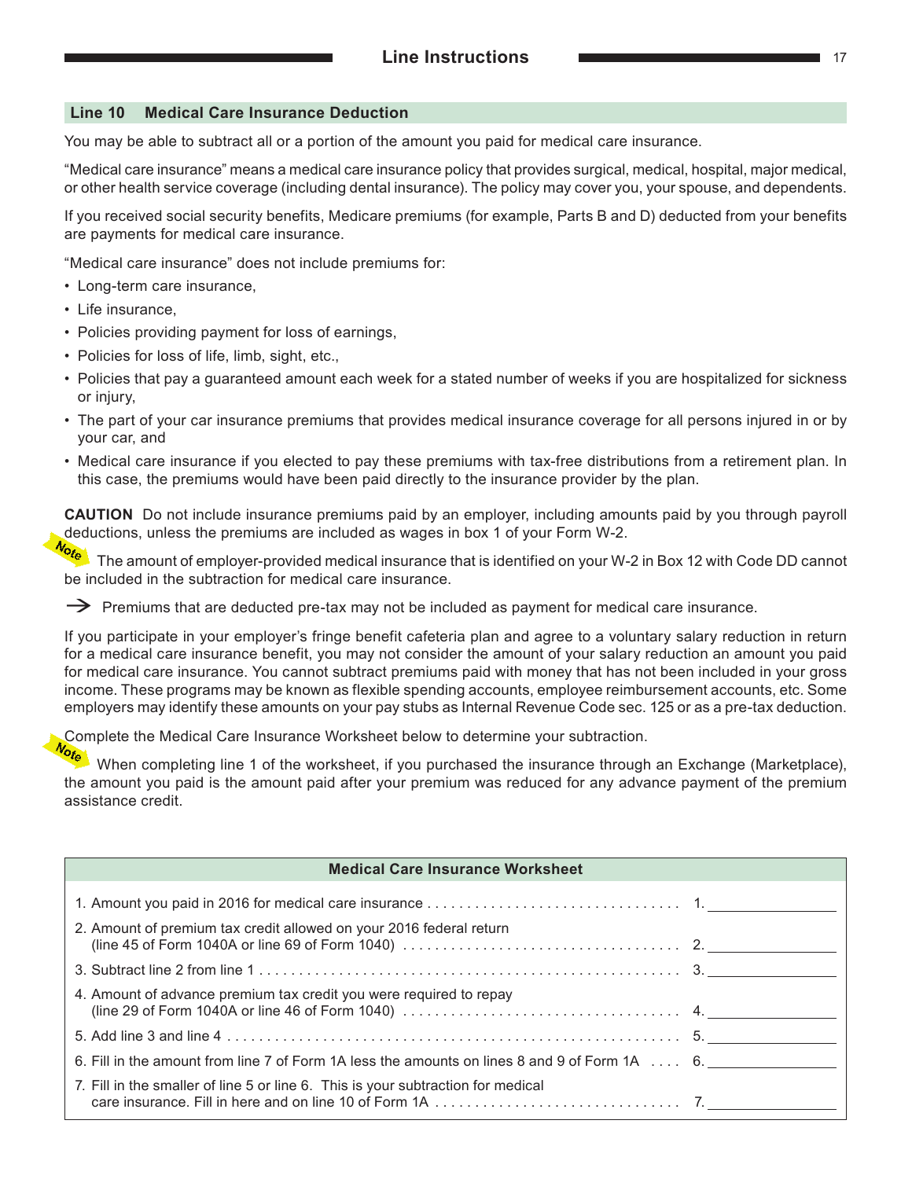## Line 10 Medical Care Insurance Deduction

You may be able to subtract all or a portion of the amount you paid for medical care insurance.

"Medical care insurance" means a medical care insurance policy that provides surgical, medical, hospital, major medical, or other health service coverage (including dental insurance). The policy may cover you, your spouse, and dependents.

If you received social security benefits, Medicare premiums (for example, Parts B and D) deducted from your benefits are payments for medical care insurance.

"Medical care insurance" does not include premiums for:

- Long-term care insurance,
- Life insurance,
- Policies providing payment for loss of earnings,
- Policies for loss of life, limb, sight, etc.,
- Policies that pay a guaranteed amount each week for a stated number of weeks if you are hospitalized for sickness or injury,
- The part of your car insurance premiums that provides medical insurance coverage for all persons injured in or by your car, and
- Medical care insurance if you elected to pay these premiums with tax-free distributions from a retirement plan. In this case, the premiums would have been paid directly to the insurance provider by the plan.

**CAUTION** Do not include insurance premiums paid by an employer, including amounts paid by you through payroll deductions, unless the premiums are included as wages in box 1 of your Form W-2.

*Note* The amount of employer-provided medical insurance that is identified on your W-2 in Box 12 with Code DD cannot be included in the subtraction for medical care insurance.

→ Premiums that are deducted pre-tax may not be included as payment for medical care insurance.

If you participate in your employer's fringe benefit cafeteria plan and agree to a voluntary salary reduction in return for a medical care insurance benefit, you may not consider the amount of your salary reduction an amount you paid for medical care insurance. You cannot subtract premiums paid with money that has not been included in your gross income. These programs may be known as flexible spending accounts, employee reimbursement accounts, etc. Some employers may identify these amounts on your pay stubs as Internal Revenue Code sec. 125 or as a pre-tax deduction.

Complete the Medical Care Insurance Worksheet below to determine your subtraction.

*Note* When completing line 1 of the worksheet, if you purchased the insurance through an Exchange (Marketplace), the amount you paid is the amount paid after your premium was reduced for any advance payment of the premium assistance credit.

| Medical Care Insurance Worksheet | |
|---|---|
| 1. Amount you paid in 2016 for medical care insurance | 1. ________ |
| 2. Amount of premium tax credit allowed on your 2016 federal return (line 45 of Form 1040A or line 69 of Form 1040) | 2. ________ |
| 3. Subtract line 2 from line 1 | 3. ________ |
| 4. Amount of advance premium tax credit you were required to repay (line 29 of Form 1040A or line 46 of Form 1040) | 4. ________ |
| 5. Add line 3 and line 4 | 5. ________ |
| 6. Fill in the amount from line 7 of Form 1A less the amounts on lines 8 and 9 of Form 1A | 6. ________ |
| 7. Fill in the smaller of line 5 or line 6. This is your subtraction for medical care insurance. Fill in here and on line 10 of Form 1A | 7. ________ |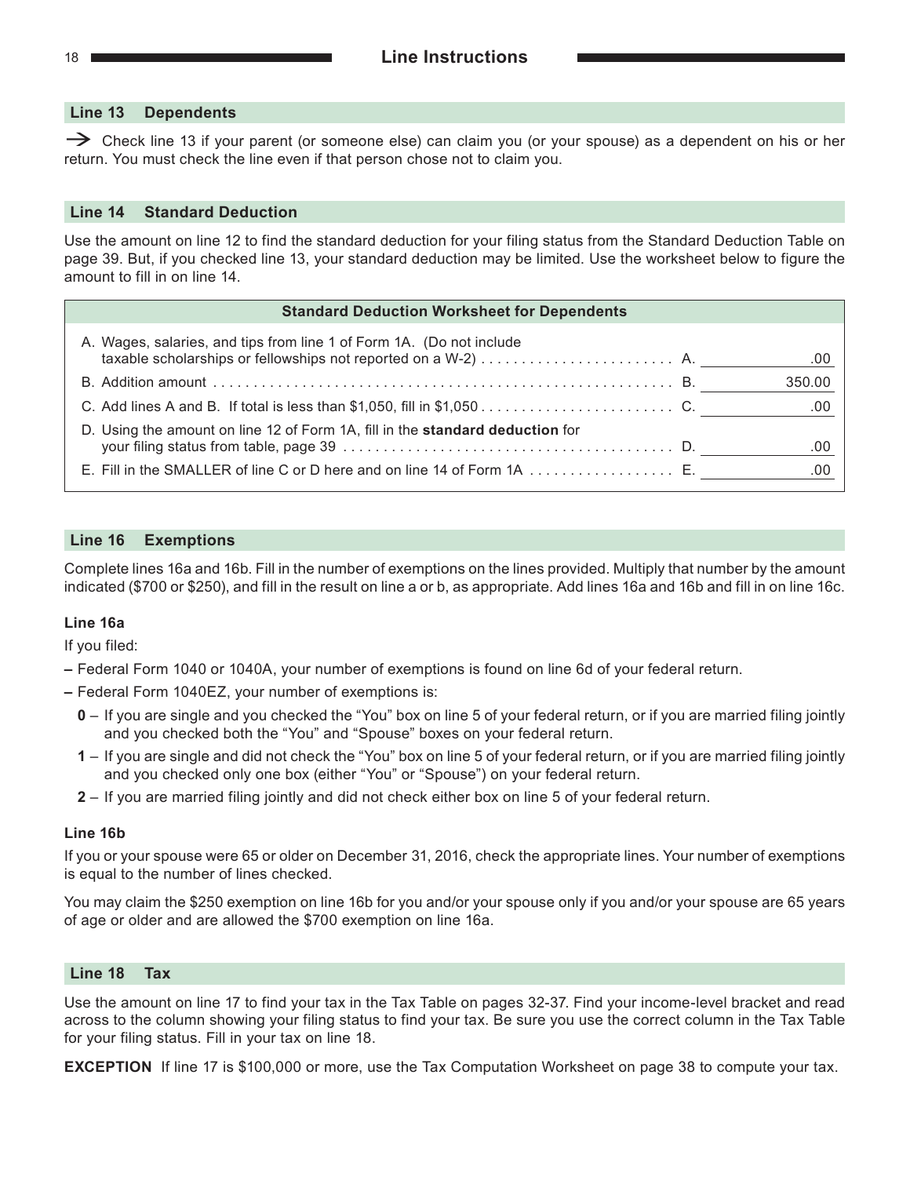## Line 13 Dependents

→ Check line 13 if your parent (or someone else) can claim you (or your spouse) as a dependent on his or her return. You must check the line even if that person chose not to claim you.

## Line 14 Standard Deduction

Use the amount on line 12 to find the standard deduction for your filing status from the Standard Deduction Table on page 39. But, if you checked line 13, your standard deduction may be limited. Use the worksheet below to figure the amount to fill in on line 14.

| Standard Deduction Worksheet for Dependents | | |
|---|---|---|
| A. Wages, salaries, and tips from line 1 of Form 1A. (Do not include taxable scholarships or fellowships not reported on a W-2) | A. | .00 |
| B. Addition amount | B. | 350.00 |
| C. Add lines A and B. If total is less than $1,050, fill in $1,050 | C. | .00 |
| D. Using the amount on line 12 of Form 1A, fill in the **standard deduction** for your filing status from table, page 39 | D. | .00 |
| E. Fill in the SMALLER of line C or D here and on line 14 of Form 1A | E. | .00 |

## Line 16 Exemptions

Complete lines 16a and 16b. Fill in the number of exemptions on the lines provided. Multiply that number by the amount indicated ($700 or $250), and fill in the result on line a or b, as appropriate. Add lines 16a and 16b and fill in on line 16c.

### Line 16a

If you filed:

- Federal Form 1040 or 1040A, your number of exemptions is found on line 6d of your federal return.
- Federal Form 1040EZ, your number of exemptions is:
  - **0** – If you are single and you checked the "You" box on line 5 of your federal return, or if you are married filing jointly and you checked both the "You" and "Spouse" boxes on your federal return.
  - **1** – If you are single and did not check the "You" box on line 5 of your federal return, or if you are married filing jointly and you checked only one box (either "You" or "Spouse") on your federal return.
  - **2** – If you are married filing jointly and did not check either box on line 5 of your federal return.

### Line 16b

If you or your spouse were 65 or older on December 31, 2016, check the appropriate lines. Your number of exemptions is equal to the number of lines checked.

You may claim the $250 exemption on line 16b for you and/or your spouse only if you and/or your spouse are 65 years of age or older and are allowed the $700 exemption on line 16a.

## Line 18 Tax

Use the amount on line 17 to find your tax in the Tax Table on pages 32-37. Find your income-level bracket and read across to the column showing your filing status to find your tax. Be sure you use the correct column in the Tax Table for your filing status. Fill in your tax on line 18.

**EXCEPTION** If line 17 is $100,000 or more, use the Tax Computation Worksheet on page 38 to compute your tax.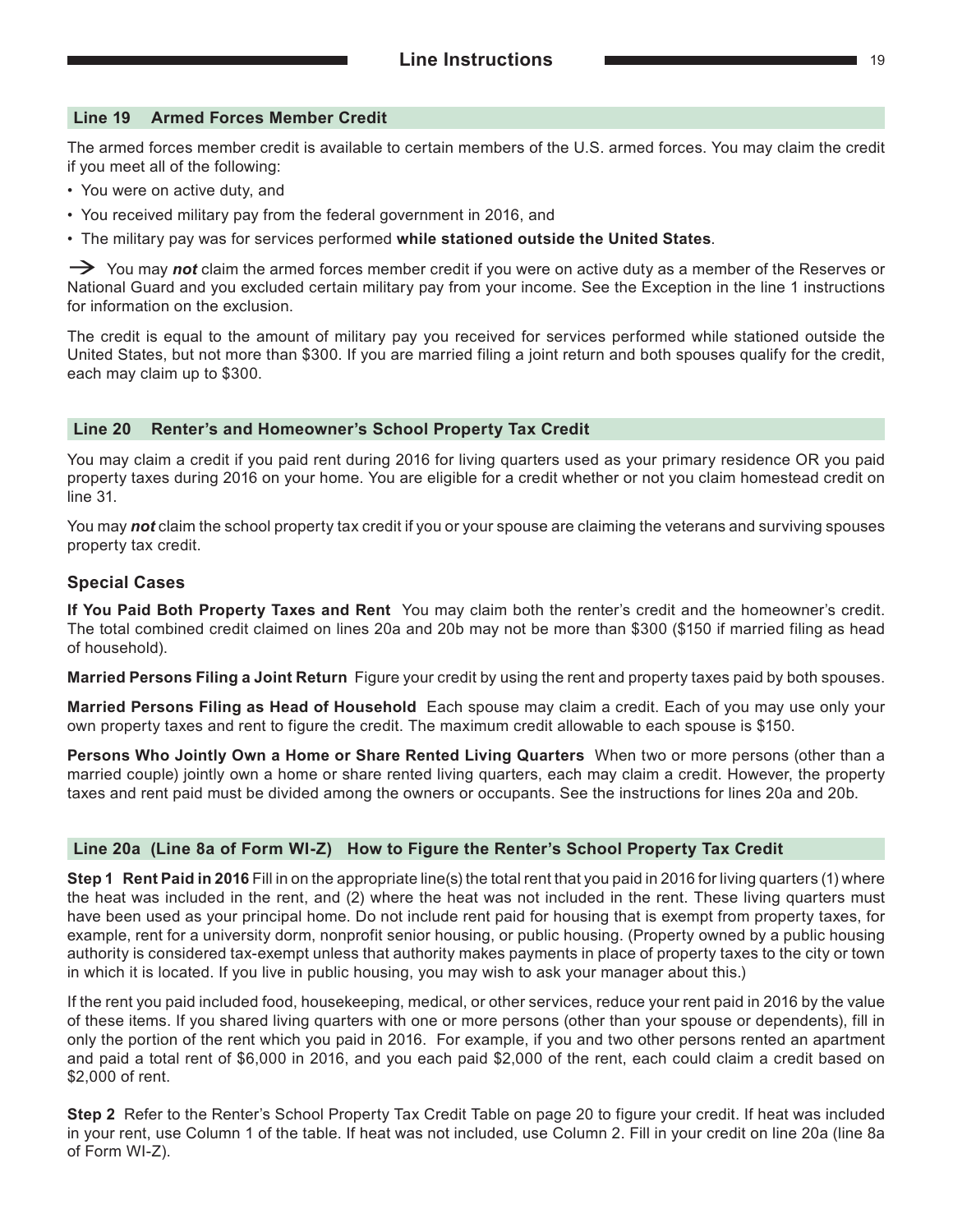## Line 19 Armed Forces Member Credit

The armed forces member credit is available to certain members of the U.S. armed forces. You may claim the credit if you meet all of the following:

- You were on active duty, and
- You received military pay from the federal government in 2016, and
- The military pay was for services performed **while stationed outside the United States**.

→ You may ***not*** claim the armed forces member credit if you were on active duty as a member of the Reserves or National Guard and you excluded certain military pay from your income. See the Exception in the line 1 instructions for information on the exclusion.

The credit is equal to the amount of military pay you received for services performed while stationed outside the United States, but not more than $300. If you are married filing a joint return and both spouses qualify for the credit, each may claim up to $300.

## Line 20 Renter's and Homeowner's School Property Tax Credit

You may claim a credit if you paid rent during 2016 for living quarters used as your primary residence OR you paid property taxes during 2016 on your home. You are eligible for a credit whether or not you claim homestead credit on line 31.

You may ***not*** claim the school property tax credit if you or your spouse are claiming the veterans and surviving spouses property tax credit.

### Special Cases

**If You Paid Both Property Taxes and Rent** You may claim both the renter's credit and the homeowner's credit. The total combined credit claimed on lines 20a and 20b may not be more than $300 ($150 if married filing as head of household).

**Married Persons Filing a Joint Return** Figure your credit by using the rent and property taxes paid by both spouses.

**Married Persons Filing as Head of Household** Each spouse may claim a credit. Each of you may use only your own property taxes and rent to figure the credit. The maximum credit allowable to each spouse is $150.

**Persons Who Jointly Own a Home or Share Rented Living Quarters** When two or more persons (other than a married couple) jointly own a home or share rented living quarters, each may claim a credit. However, the property taxes and rent paid must be divided among the owners or occupants. See the instructions for lines 20a and 20b.

## Line 20a (Line 8a of Form WI-Z) How to Figure the Renter's School Property Tax Credit

**Step 1 Rent Paid in 2016** Fill in on the appropriate line(s) the total rent that you paid in 2016 for living quarters (1) where the heat was included in the rent, and (2) where the heat was not included in the rent. These living quarters must have been used as your principal home. Do not include rent paid for housing that is exempt from property taxes, for example, rent for a university dorm, nonprofit senior housing, or public housing. (Property owned by a public housing authority is considered tax-exempt unless that authority makes payments in place of property taxes to the city or town in which it is located. If you live in public housing, you may wish to ask your manager about this.)

If the rent you paid included food, housekeeping, medical, or other services, reduce your rent paid in 2016 by the value of these items. If you shared living quarters with one or more persons (other than your spouse or dependents), fill in only the portion of the rent which you paid in 2016. For example, if you and two other persons rented an apartment and paid a total rent of $6,000 in 2016, and you each paid $2,000 of the rent, each could claim a credit based on $2,000 of rent.

**Step 2** Refer to the Renter's School Property Tax Credit Table on page 20 to figure your credit. If heat was included in your rent, use Column 1 of the table. If heat was not included, use Column 2. Fill in your credit on line 20a (line 8a of Form WI-Z).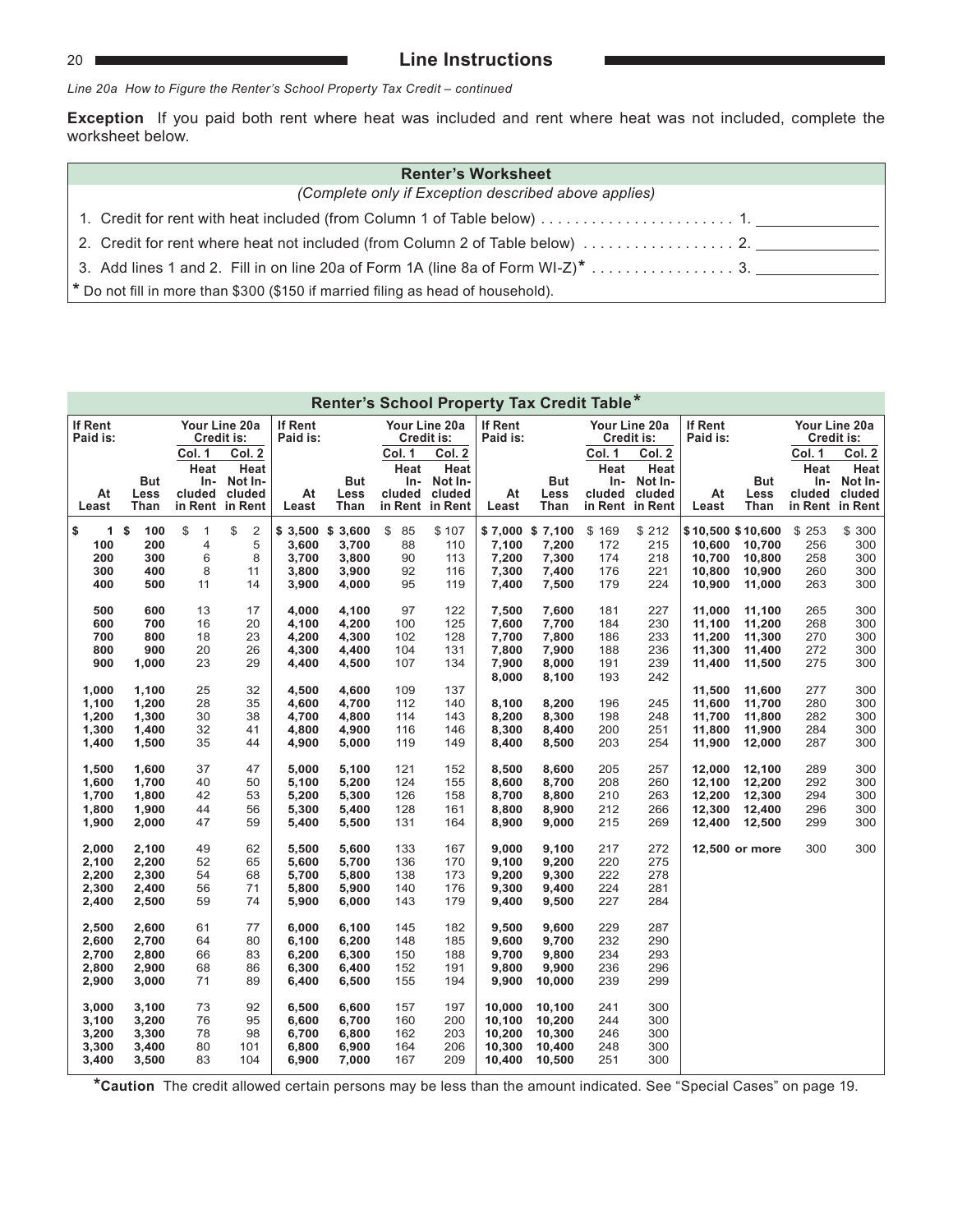*Line 20a How to Figure the Renter's School Property Tax Credit – continued*

**Exception** If you paid both rent where heat was included and rent where heat was not included, complete the worksheet below.

**Renter's Worksheet**

*(Complete only if Exception described above applies)*

1. Credit for rent with heat included (from Column 1 of Table below) . . . . . . . . . . . . . . . . . . . . . . . 1. ______________
2. Credit for rent where heat not included (from Column 2 of Table below) . . . . . . . . . . . . . . . . . . 2. ______________
3. Add lines 1 and 2. Fill in on line 20a of Form 1A (line 8a of Form WI-Z)* . . . . . . . . . . . . . . . . . 3. ______________

\* Do not fill in more than $300 ($150 if married filing as head of household).

**Renter's School Property Tax Credit Table***

| If Rent Paid is: At Least | But Less Than | Your Line 20a Credit is: Col. 1 Heat Included in Rent | Col. 2 Heat Not Included in Rent |
|---|---|---|---|
| $ 1 | $ 100 | $ 1 | $ 2 |
| 100 | 200 | 4 | 5 |
| 200 | 300 | 6 | 8 |
| 300 | 400 | 8 | 11 |
| 400 | 500 | 11 | 14 |
| 500 | 600 | 13 | 17 |
| 600 | 700 | 16 | 20 |
| 700 | 800 | 18 | 23 |
| 800 | 900 | 20 | 26 |
| 900 | 1,000 | 23 | 29 |
| 1,000 | 1,100 | 25 | 32 |
| 1,100 | 1,200 | 28 | 35 |
| 1,200 | 1,300 | 30 | 38 |
| 1,300 | 1,400 | 32 | 41 |
| 1,400 | 1,500 | 35 | 44 |
| 1,500 | 1,600 | 37 | 47 |
| 1,600 | 1,700 | 40 | 50 |
| 1,700 | 1,800 | 42 | 53 |
| 1,800 | 1,900 | 44 | 56 |
| 1,900 | 2,000 | 47 | 59 |
| 2,000 | 2,100 | 49 | 62 |
| 2,100 | 2,200 | 52 | 65 |
| 2,200 | 2,300 | 54 | 68 |
| 2,300 | 2,400 | 56 | 71 |
| 2,400 | 2,500 | 59 | 74 |
| 2,500 | 2,600 | 61 | 77 |
| 2,600 | 2,700 | 64 | 80 |
| 2,700 | 2,800 | 66 | 83 |
| 2,800 | 2,900 | 68 | 86 |
| 2,900 | 3,000 | 71 | 89 |
| 3,000 | 3,100 | 73 | 92 |
| 3,100 | 3,200 | 76 | 95 |
| 3,200 | 3,300 | 78 | 98 |
| 3,300 | 3,400 | 80 | 101 |
| 3,400 | 3,500 | 83 | 104 |
| $ 3,500 | $ 3,600 | $ 85 | $ 107 |
| 3,600 | 3,700 | 88 | 110 |
| 3,700 | 3,800 | 90 | 113 |
| 3,800 | 3,900 | 92 | 116 |
| 3,900 | 4,000 | 95 | 119 |
| 4,000 | 4,100 | 97 | 122 |
| 4,100 | 4,200 | 100 | 125 |
| 4,200 | 4,300 | 102 | 128 |
| 4,300 | 4,400 | 104 | 131 |
| 4,400 | 4,500 | 107 | 134 |
| 4,500 | 4,600 | 109 | 137 |
| 4,600 | 4,700 | 112 | 140 |
| 4,700 | 4,800 | 114 | 143 |
| 4,800 | 4,900 | 116 | 146 |
| 4,900 | 5,000 | 119 | 149 |
| 5,000 | 5,100 | 121 | 152 |
| 5,100 | 5,200 | 124 | 155 |
| 5,200 | 5,300 | 126 | 158 |
| 5,300 | 5,400 | 128 | 161 |
| 5,400 | 5,500 | 131 | 164 |
| 5,500 | 5,600 | 133 | 167 |
| 5,600 | 5,700 | 136 | 170 |
| 5,700 | 5,800 | 138 | 173 |
| 5,800 | 5,900 | 140 | 176 |
| 5,900 | 6,000 | 143 | 179 |
| 6,000 | 6,100 | 145 | 182 |
| 6,100 | 6,200 | 148 | 185 |
| 6,200 | 6,300 | 150 | 188 |
| 6,300 | 6,400 | 152 | 191 |
| 6,400 | 6,500 | 155 | 194 |
| 6,500 | 6,600 | 157 | 197 |
| 6,600 | 6,700 | 160 | 200 |
| 6,700 | 6,800 | 162 | 203 |
| 6,800 | 6,900 | 164 | 206 |
| 6,900 | 7,000 | 167 | 209 |
| $ 7,000 | $ 7,100 | $ 169 | $ 212 |
| 7,100 | 7,200 | 172 | 215 |
| 7,200 | 7,300 | 174 | 218 |
| 7,300 | 7,400 | 176 | 221 |
| 7,400 | 7,500 | 179 | 224 |
| 7,500 | 7,600 | 181 | 227 |
| 7,600 | 7,700 | 184 | 230 |
| 7,700 | 7,800 | 186 | 233 |
| 7,800 | 7,900 | 188 | 236 |
| 7,900 | 8,000 | 191 | 239 |
| 8,000 | 8,100 | 193 | 242 |
| 8,100 | 8,200 | 196 | 245 |
| 8,200 | 8,300 | 198 | 248 |
| 8,300 | 8,400 | 200 | 251 |
| 8,400 | 8,500 | 203 | 254 |
| 8,500 | 8,600 | 205 | 257 |
| 8,600 | 8,700 | 208 | 260 |
| 8,700 | 8,800 | 210 | 263 |
| 8,800 | 8,900 | 212 | 266 |
| 8,900 | 9,000 | 215 | 269 |
| 9,000 | 9,100 | 217 | 272 |
| 9,100 | 9,200 | 220 | 275 |
| 9,200 | 9,300 | 222 | 278 |
| 9,300 | 9,400 | 224 | 281 |
| 9,400 | 9,500 | 227 | 284 |
| 9,500 | 9,600 | 229 | 287 |
| 9,600 | 9,700 | 232 | 290 |
| 9,700 | 9,800 | 234 | 293 |
| 9,800 | 9,900 | 236 | 296 |
| 9,900 | 10,000 | 239 | 299 |
| 10,000 | 10,100 | 241 | 300 |
| 10,100 | 10,200 | 244 | 300 |
| 10,200 | 10,300 | 246 | 300 |
| 10,300 | 10,400 | 248 | 300 |
| 10,400 | 10,500 | 251 | 300 |
| $10,500 | $10,600 | $ 253 | $ 300 |
| 10,600 | 10,700 | 256 | 300 |
| 10,700 | 10,800 | 258 | 300 |
| 10,800 | 10,900 | 260 | 300 |
| 10,900 | 11,000 | 263 | 300 |
| 11,000 | 11,100 | 265 | 300 |
| 11,100 | 11,200 | 268 | 300 |
| 11,200 | 11,300 | 270 | 300 |
| 11,300 | 11,400 | 272 | 300 |
| 11,400 | 11,500 | 275 | 300 |
| 11,500 | 11,600 | 277 | 300 |
| 11,600 | 11,700 | 280 | 300 |
| 11,700 | 11,800 | 282 | 300 |
| 11,800 | 11,900 | 284 | 300 |
| 11,900 | 12,000 | 287 | 300 |
| 12,000 | 12,100 | 289 | 300 |
| 12,100 | 12,200 | 292 | 300 |
| 12,200 | 12,300 | 294 | 300 |
| 12,300 | 12,400 | 296 | 300 |
| 12,400 | 12,500 | 299 | 300 |
| 12,500 or more | | 300 | 300 |

***Caution** The credit allowed certain persons may be less than the amount indicated. See "Special Cases" on page 19.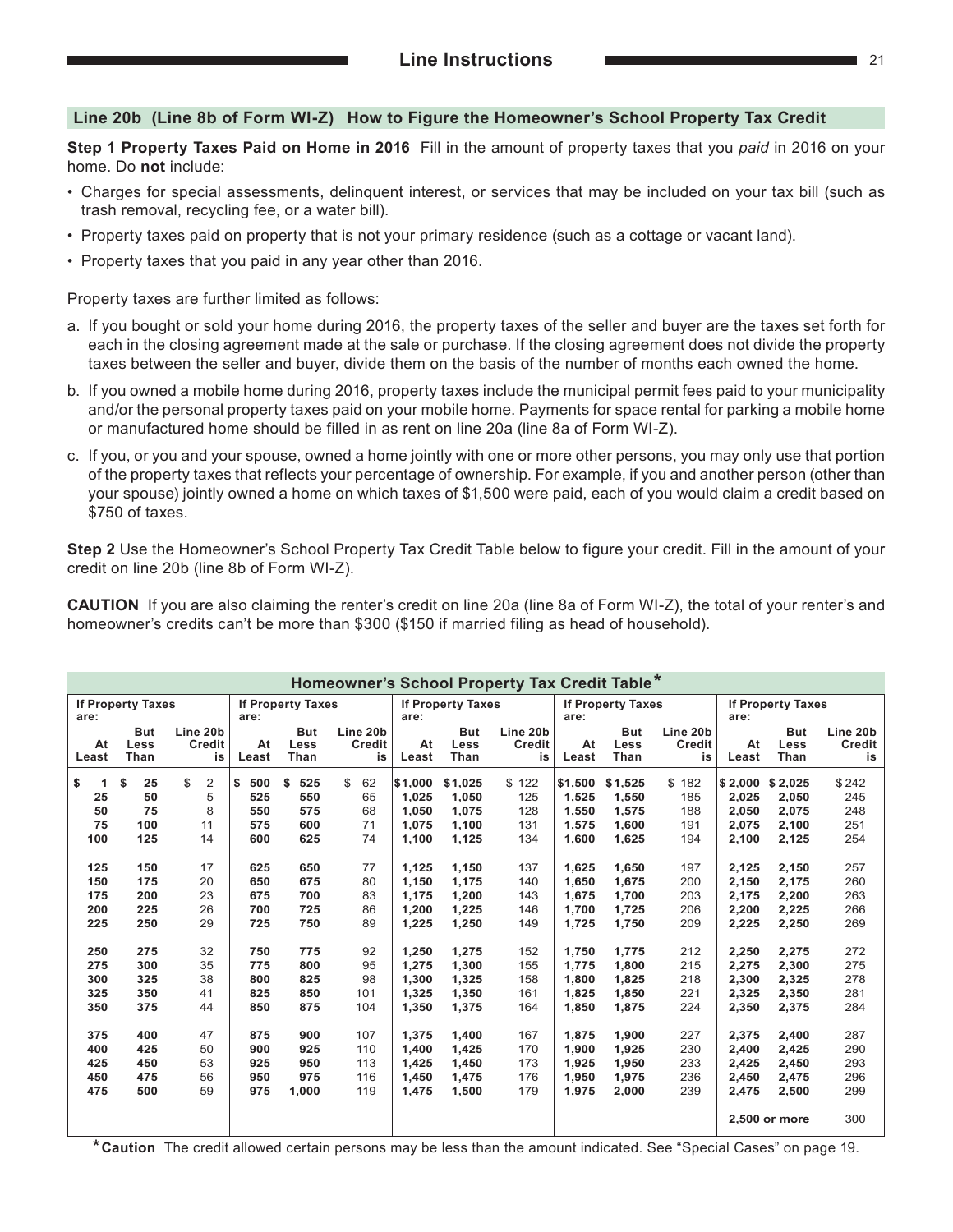## Line 20b (Line 8b of Form WI-Z) How to Figure the Homeowner's School Property Tax Credit

**Step 1 Property Taxes Paid on Home in 2016** Fill in the amount of property taxes that you *paid* in 2016 on your home. Do **not** include:

- Charges for special assessments, delinquent interest, or services that may be included on your tax bill (such as trash removal, recycling fee, or a water bill).
- Property taxes paid on property that is not your primary residence (such as a cottage or vacant land).
- Property taxes that you paid in any year other than 2016.

Property taxes are further limited as follows:

a. If you bought or sold your home during 2016, the property taxes of the seller and buyer are the taxes set forth for each in the closing agreement made at the sale or purchase. If the closing agreement does not divide the property taxes between the seller and buyer, divide them on the basis of the number of months each owned the home.

b. If you owned a mobile home during 2016, property taxes include the municipal permit fees paid to your municipality and/or the personal property taxes paid on your mobile home. Payments for space rental for parking a mobile home or manufactured home should be filled in as rent on line 20a (line 8a of Form WI-Z).

c. If you, or you and your spouse, owned a home jointly with one or more other persons, you may only use that portion of the property taxes that reflects your percentage of ownership. For example, if you and another person (other than your spouse) jointly owned a home on which taxes of $1,500 were paid, each of you would claim a credit based on $750 of taxes.

**Step 2** Use the Homeowner's School Property Tax Credit Table below to figure your credit. Fill in the amount of your credit on line 20b (line 8b of Form WI-Z).

**CAUTION** If you are also claiming the renter's credit on line 20a (line 8a of Form WI-Z), the total of your renter's and homeowner's credits can't be more than $300 ($150 if married filing as head of household).

### Homeowner's School Property Tax Credit Table*

| If Property Taxes are: At Least | But Less Than | Line 20b Credit is | If Property Taxes are: At Least | But Less Than | Line 20b Credit is | If Property Taxes are: At Least | But Less Than | Line 20b Credit is | If Property Taxes are: At Least | But Less Than | Line 20b Credit is | If Property Taxes are: At Least | But Less Than | Line 20b Credit is |
|---|---|---|---|---|---|---|---|---|---|---|---|---|---|---|
| $ 1 | $ 25 | $ 2 | $ 500 | $ 525 | $ 62 | $1,000 | $1,025 | $ 122 | $1,500 | $1,525 | $ 182 | $ 2,000 | $ 2,025 | $ 242 |
| 25 | 50 | 5 | 525 | 550 | 65 | 1,025 | 1,050 | 125 | 1,525 | 1,550 | 185 | 2,025 | 2,050 | 245 |
| 50 | 75 | 8 | 550 | 575 | 68 | 1,050 | 1,075 | 128 | 1,550 | 1,575 | 188 | 2,050 | 2,075 | 248 |
| 75 | 100 | 11 | 575 | 600 | 71 | 1,075 | 1,100 | 131 | 1,575 | 1,600 | 191 | 2,075 | 2,100 | 251 |
| 100 | 125 | 14 | 600 | 625 | 74 | 1,100 | 1,125 | 134 | 1,600 | 1,625 | 194 | 2,100 | 2,125 | 254 |
| 125 | 150 | 17 | 625 | 650 | 77 | 1,125 | 1,150 | 137 | 1,625 | 1,650 | 197 | 2,125 | 2,150 | 257 |
| 150 | 175 | 20 | 650 | 675 | 80 | 1,150 | 1,175 | 140 | 1,650 | 1,675 | 200 | 2,150 | 2,175 | 260 |
| 175 | 200 | 23 | 675 | 700 | 83 | 1,175 | 1,200 | 143 | 1,675 | 1,700 | 203 | 2,175 | 2,200 | 263 |
| 200 | 225 | 26 | 700 | 725 | 86 | 1,200 | 1,225 | 146 | 1,700 | 1,725 | 206 | 2,200 | 2,225 | 266 |
| 225 | 250 | 29 | 725 | 750 | 89 | 1,225 | 1,250 | 149 | 1,725 | 1,750 | 209 | 2,225 | 2,250 | 269 |
| 250 | 275 | 32 | 750 | 775 | 92 | 1,250 | 1,275 | 152 | 1,750 | 1,775 | 212 | 2,250 | 2,275 | 272 |
| 275 | 300 | 35 | 775 | 800 | 95 | 1,275 | 1,300 | 155 | 1,775 | 1,800 | 215 | 2,275 | 2,300 | 275 |
| 300 | 325 | 38 | 800 | 825 | 98 | 1,300 | 1,325 | 158 | 1,800 | 1,825 | 218 | 2,300 | 2,325 | 278 |
| 325 | 350 | 41 | 825 | 850 | 101 | 1,325 | 1,350 | 161 | 1,825 | 1,850 | 221 | 2,325 | 2,350 | 281 |
| 350 | 375 | 44 | 850 | 875 | 104 | 1,350 | 1,375 | 164 | 1,850 | 1,875 | 224 | 2,350 | 2,375 | 284 |
| 375 | 400 | 47 | 875 | 900 | 107 | 1,375 | 1,400 | 167 | 1,875 | 1,900 | 227 | 2,375 | 2,400 | 287 |
| 400 | 425 | 50 | 900 | 925 | 110 | 1,400 | 1,425 | 170 | 1,900 | 1,925 | 230 | 2,400 | 2,425 | 290 |
| 425 | 450 | 53 | 925 | 950 | 113 | 1,425 | 1,450 | 173 | 1,925 | 1,950 | 233 | 2,425 | 2,450 | 293 |
| 450 | 475 | 56 | 950 | 975 | 116 | 1,450 | 1,475 | 176 | 1,950 | 1,975 | 236 | 2,450 | 2,475 | 296 |
| 475 | 500 | 59 | 975 | 1,000 | 119 | 1,475 | 1,500 | 179 | 1,975 | 2,000 | 239 | 2,475 | 2,500 | 299 |
| | | | | | | | | | | | | 2,500 or more | | 300 |

***Caution** The credit allowed certain persons may be less than the amount indicated. See "Special Cases" on page 19.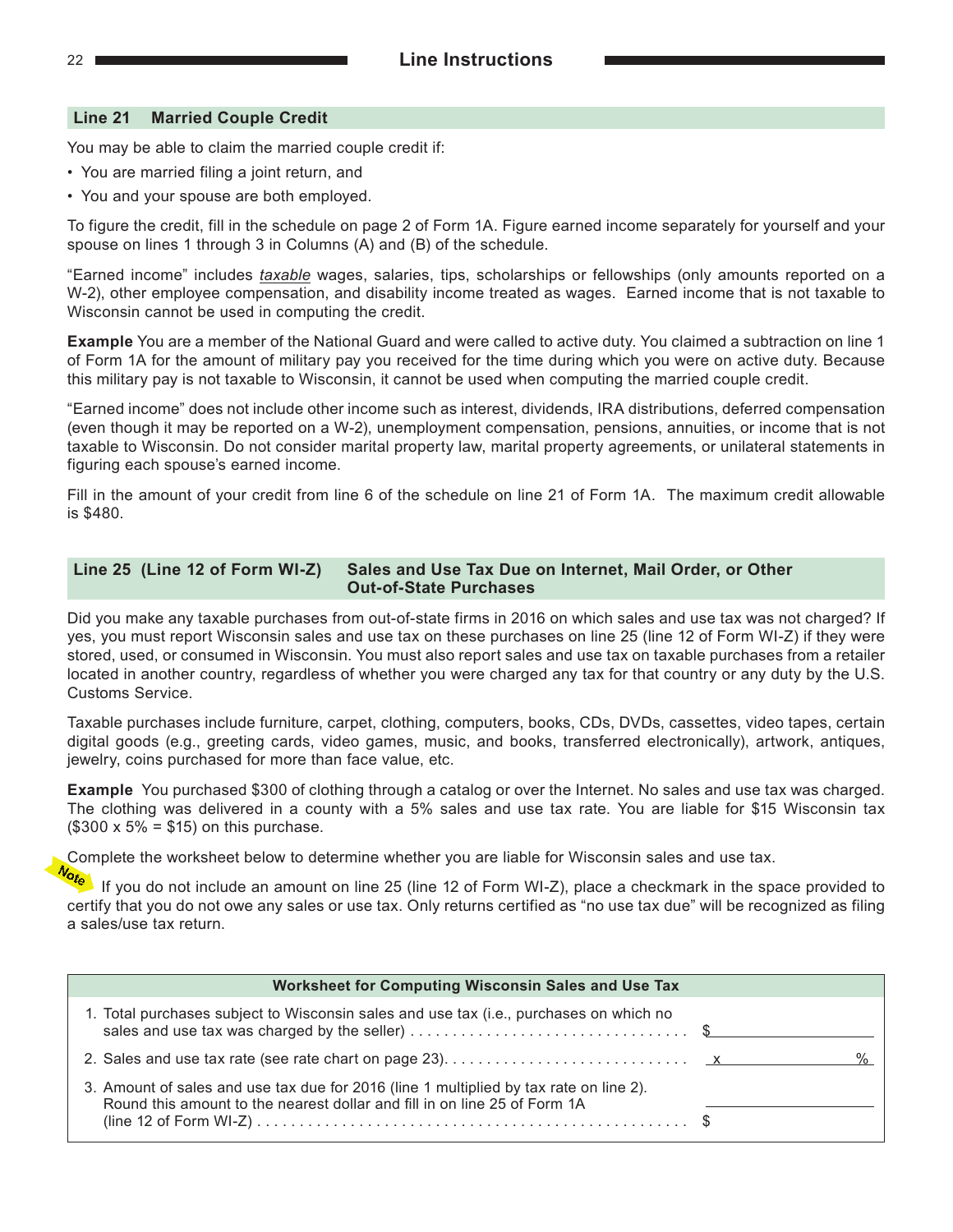## Line 21 Married Couple Credit

You may be able to claim the married couple credit if:

- You are married filing a joint return, and
- You and your spouse are both employed.

To figure the credit, fill in the schedule on page 2 of Form 1A. Figure earned income separately for yourself and your spouse on lines 1 through 3 in Columns (A) and (B) of the schedule.

"Earned income" includes *taxable* wages, salaries, tips, scholarships or fellowships (only amounts reported on a W-2), other employee compensation, and disability income treated as wages. Earned income that is not taxable to Wisconsin cannot be used in computing the credit.

**Example** You are a member of the National Guard and were called to active duty. You claimed a subtraction on line 1 of Form 1A for the amount of military pay you received for the time during which you were on active duty. Because this military pay is not taxable to Wisconsin, it cannot be used when computing the married couple credit.

"Earned income" does not include other income such as interest, dividends, IRA distributions, deferred compensation (even though it may be reported on a W-2), unemployment compensation, pensions, annuities, or income that is not taxable to Wisconsin. Do not consider marital property law, marital property agreements, or unilateral statements in figuring each spouse's earned income.

Fill in the amount of your credit from line 6 of the schedule on line 21 of Form 1A. The maximum credit allowable is $480.

## Line 25 (Line 12 of Form WI-Z) Sales and Use Tax Due on Internet, Mail Order, or Other Out-of-State Purchases

Did you make any taxable purchases from out-of-state firms in 2016 on which sales and use tax was not charged? If yes, you must report Wisconsin sales and use tax on these purchases on line 25 (line 12 of Form WI-Z) if they were stored, used, or consumed in Wisconsin. You must also report sales and use tax on taxable purchases from a retailer located in another country, regardless of whether you were charged any tax for that country or any duty by the U.S. Customs Service.

Taxable purchases include furniture, carpet, clothing, computers, books, CDs, DVDs, cassettes, video tapes, certain digital goods (e.g., greeting cards, video games, music, and books, transferred electronically), artwork, antiques, jewelry, coins purchased for more than face value, etc.

**Example** You purchased $300 of clothing through a catalog or over the Internet. No sales and use tax was charged. The clothing was delivered in a county with a 5% sales and use tax rate. You are liable for $15 Wisconsin tax ($300 x 5% = $15) on this purchase.

Complete the worksheet below to determine whether you are liable for Wisconsin sales and use tax.

**Note** If you do not include an amount on line 25 (line 12 of Form WI-Z), place a checkmark in the space provided to certify that you do not owe any sales or use tax. Only returns certified as "no use tax due" will be recognized as filing a sales/use tax return.

| Worksheet for Computing Wisconsin Sales and Use Tax | |
|---|---|
| 1. Total purchases subject to Wisconsin sales and use tax (i.e., purchases on which no sales and use tax was charged by the seller) | $ |
| 2. Sales and use tax rate (see rate chart on page 23) | x % |
| 3. Amount of sales and use tax due for 2016 (line 1 multiplied by tax rate on line 2). Round this amount to the nearest dollar and fill in on line 25 of Form 1A (line 12 of Form WI-Z) | $ |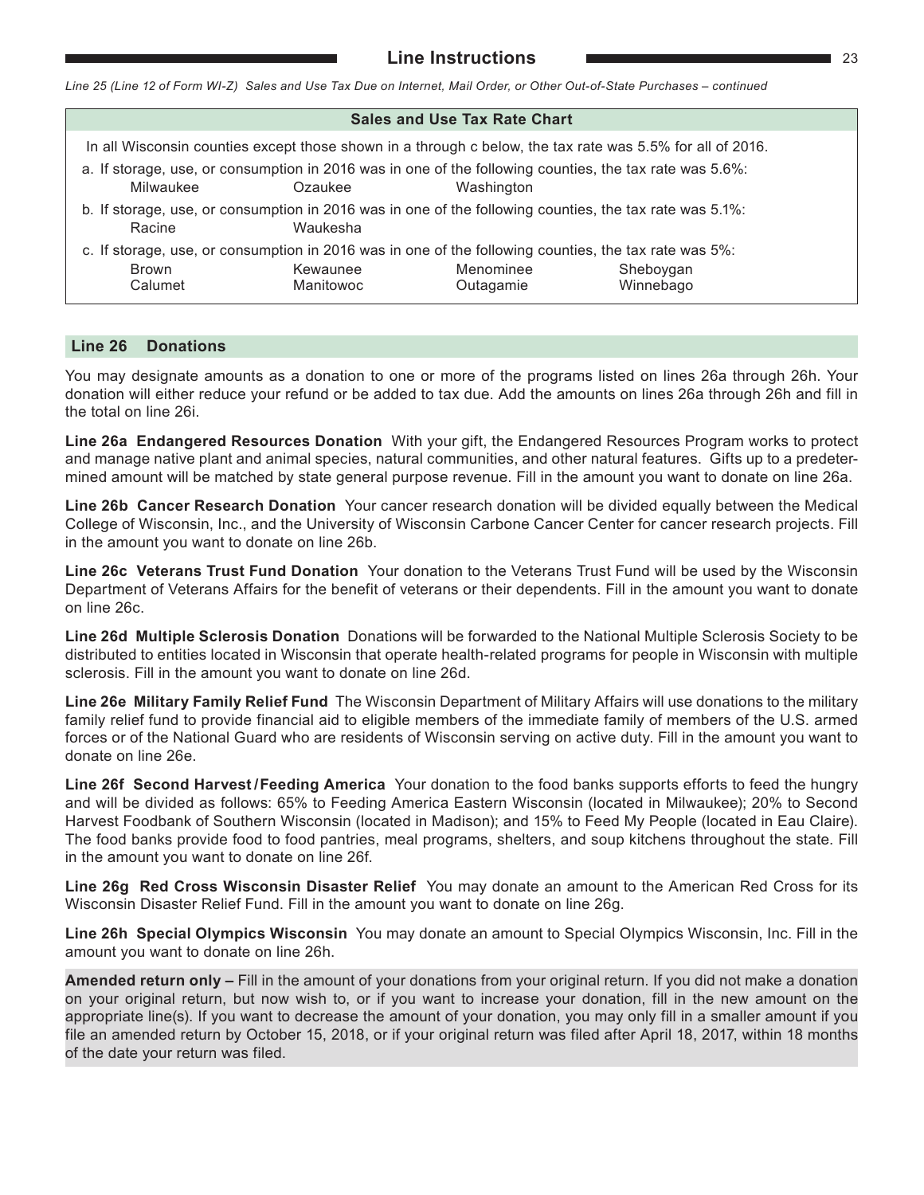*Line 25 (Line 12 of Form WI-Z) Sales and Use Tax Due on Internet, Mail Order, or Other Out-of-State Purchases – continued*

**Sales and Use Tax Rate Chart**

In all Wisconsin counties except those shown in a through c below, the tax rate was 5.5% for all of 2016.

a. If storage, use, or consumption in 2016 was in one of the following counties, the tax rate was 5.6%:

| | | |
|---|---|---|
| Milwaukee | Ozaukee | Washington |

b. If storage, use, or consumption in 2016 was in one of the following counties, the tax rate was 5.1%:

| | |
|---|---|
| Racine | Waukesha |

c. If storage, use, or consumption in 2016 was in one of the following counties, the tax rate was 5%:

| | | | |
|---|---|---|---|
| Brown | Kewaunee | Menominee | Sheboygan |
| Calumet | Manitowoc | Outagamie | Winnebago |

## Line 26 Donations

You may designate amounts as a donation to one or more of the programs listed on lines 26a through 26h. Your donation will either reduce your refund or be added to tax due. Add the amounts on lines 26a through 26h and fill in the total on line 26i.

**Line 26a Endangered Resources Donation** With your gift, the Endangered Resources Program works to protect and manage native plant and animal species, natural communities, and other natural features. Gifts up to a predetermined amount will be matched by state general purpose revenue. Fill in the amount you want to donate on line 26a.

**Line 26b Cancer Research Donation** Your cancer research donation will be divided equally between the Medical College of Wisconsin, Inc., and the University of Wisconsin Carbone Cancer Center for cancer research projects. Fill in the amount you want to donate on line 26b.

**Line 26c Veterans Trust Fund Donation** Your donation to the Veterans Trust Fund will be used by the Wisconsin Department of Veterans Affairs for the benefit of veterans or their dependents. Fill in the amount you want to donate on line 26c.

**Line 26d Multiple Sclerosis Donation** Donations will be forwarded to the National Multiple Sclerosis Society to be distributed to entities located in Wisconsin that operate health-related programs for people in Wisconsin with multiple sclerosis. Fill in the amount you want to donate on line 26d.

**Line 26e Military Family Relief Fund** The Wisconsin Department of Military Affairs will use donations to the military family relief fund to provide financial aid to eligible members of the immediate family of members of the U.S. armed forces or of the National Guard who are residents of Wisconsin serving on active duty. Fill in the amount you want to donate on line 26e.

**Line 26f Second Harvest/Feeding America** Your donation to the food banks supports efforts to feed the hungry and will be divided as follows: 65% to Feeding America Eastern Wisconsin (located in Milwaukee); 20% to Second Harvest Foodbank of Southern Wisconsin (located in Madison); and 15% to Feed My People (located in Eau Claire). The food banks provide food to food pantries, meal programs, shelters, and soup kitchens throughout the state. Fill in the amount you want to donate on line 26f.

**Line 26g Red Cross Wisconsin Disaster Relief** You may donate an amount to the American Red Cross for its Wisconsin Disaster Relief Fund. Fill in the amount you want to donate on line 26g.

**Line 26h Special Olympics Wisconsin** You may donate an amount to Special Olympics Wisconsin, Inc. Fill in the amount you want to donate on line 26h.

**Amended return only –** Fill in the amount of your donations from your original return. If you did not make a donation on your original return, but now wish to, or if you want to increase your donation, fill in the new amount on the appropriate line(s). If you want to decrease the amount of your donation, you may only fill in a smaller amount if you file an amended return by October 15, 2018, or if your original return was filed after April 18, 2017, within 18 months of the date your return was filed.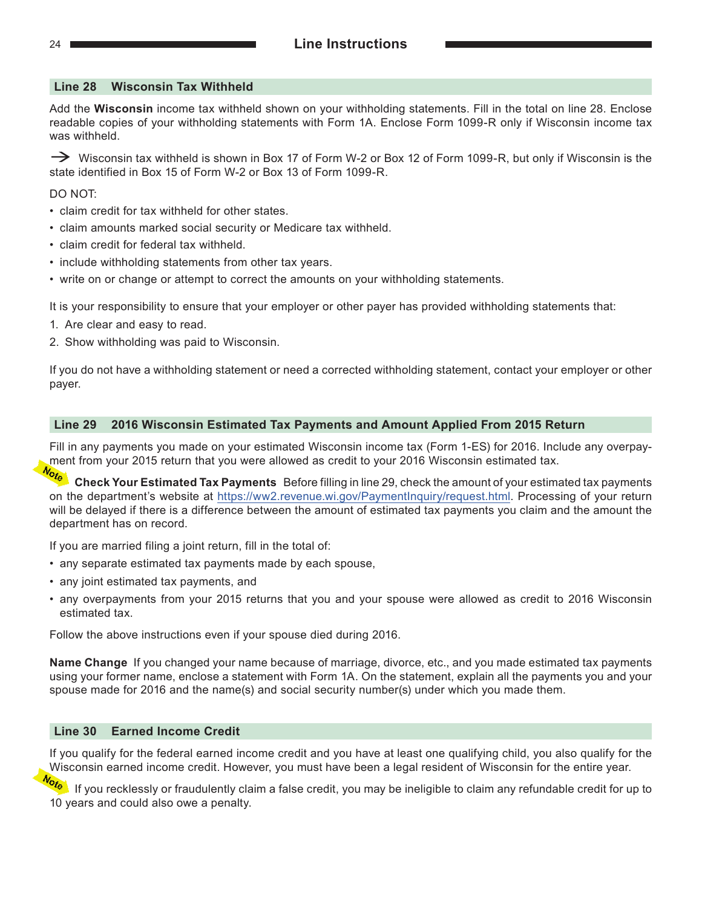## Line 28 Wisconsin Tax Withheld

Add the **Wisconsin** income tax withheld shown on your withholding statements. Fill in the total on line 28. Enclose readable copies of your withholding statements with Form 1A. Enclose Form 1099-R only if Wisconsin income tax was withheld.

→ Wisconsin tax withheld is shown in Box 17 of Form W-2 or Box 12 of Form 1099-R, but only if Wisconsin is the state identified in Box 15 of Form W-2 or Box 13 of Form 1099-R.

DO NOT:

- claim credit for tax withheld for other states.
- claim amounts marked social security or Medicare tax withheld.
- claim credit for federal tax withheld.
- include withholding statements from other tax years.
- write on or change or attempt to correct the amounts on your withholding statements.

It is your responsibility to ensure that your employer or other payer has provided withholding statements that:

1. Are clear and easy to read.
2. Show withholding was paid to Wisconsin.

If you do not have a withholding statement or need a corrected withholding statement, contact your employer or other payer.

## Line 29 2016 Wisconsin Estimated Tax Payments and Amount Applied From 2015 Return

Fill in any payments you made on your estimated Wisconsin income tax (Form 1-ES) for 2016. Include any overpayment from your 2015 return that you were allowed as credit to your 2016 Wisconsin estimated tax.

*Note* **Check Your Estimated Tax Payments** Before filling in line 29, check the amount of your estimated tax payments on the department's website at https://ww2.revenue.wi.gov/PaymentInquiry/request.html. Processing of your return will be delayed if there is a difference between the amount of estimated tax payments you claim and the amount the department has on record.

If you are married filing a joint return, fill in the total of:

- any separate estimated tax payments made by each spouse,
- any joint estimated tax payments, and
- any overpayments from your 2015 returns that you and your spouse were allowed as credit to 2016 Wisconsin estimated tax.

Follow the above instructions even if your spouse died during 2016.

**Name Change** If you changed your name because of marriage, divorce, etc., and you made estimated tax payments using your former name, enclose a statement with Form 1A. On the statement, explain all the payments you and your spouse made for 2016 and the name(s) and social security number(s) under which you made them.

## Line 30 Earned Income Credit

If you qualify for the federal earned income credit and you have at least one qualifying child, you also qualify for the Wisconsin earned income credit. However, you must have been a legal resident of Wisconsin for the entire year.

*Note* If you recklessly or fraudulently claim a false credit, you may be ineligible to claim any refundable credit for up to 10 years and could also owe a penalty.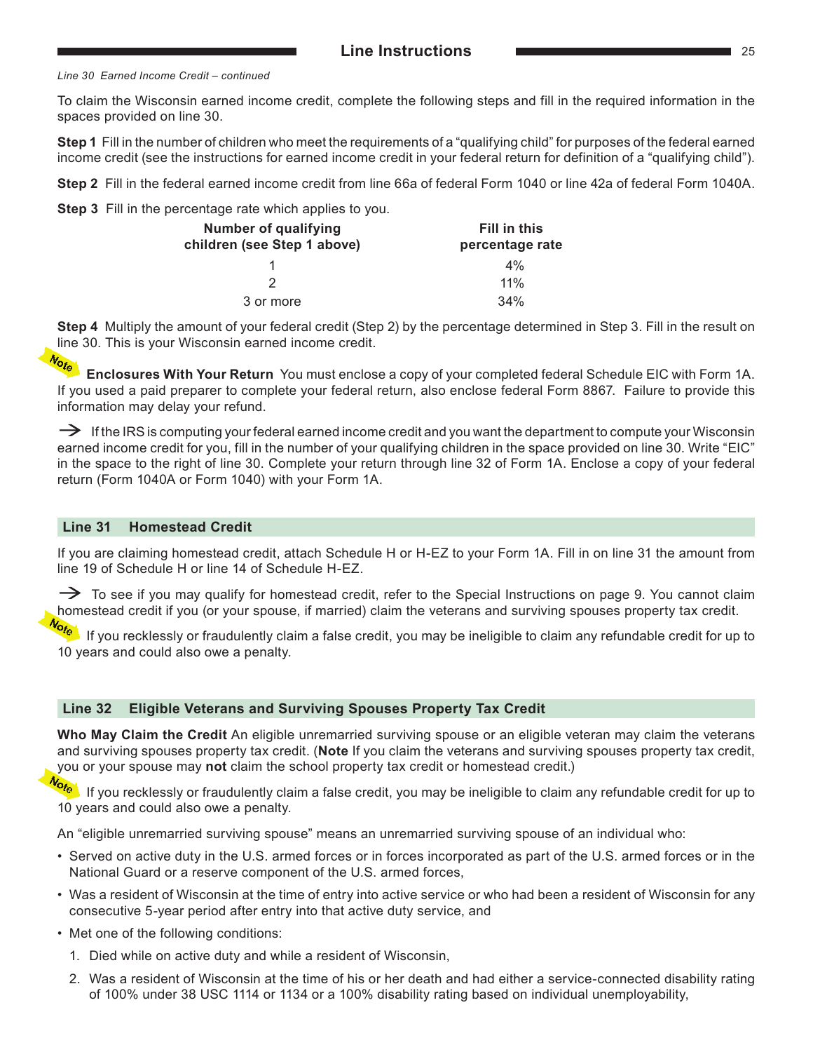*Line 30 Earned Income Credit – continued*

To claim the Wisconsin earned income credit, complete the following steps and fill in the required information in the spaces provided on line 30.

**Step 1** Fill in the number of children who meet the requirements of a "qualifying child" for purposes of the federal earned income credit (see the instructions for earned income credit in your federal return for definition of a "qualifying child").

**Step 2** Fill in the federal earned income credit from line 66a of federal Form 1040 or line 42a of federal Form 1040A.

**Step 3** Fill in the percentage rate which applies to you.

| Number of qualifying children (see Step 1 above) | Fill in this percentage rate |
|---|---|
| 1 | 4% |
| 2 | 11% |
| 3 or more | 34% |

**Step 4** Multiply the amount of your federal credit (Step 2) by the percentage determined in Step 3. Fill in the result on line 30. This is your Wisconsin earned income credit.

Note **Enclosures With Your Return** You must enclose a copy of your completed federal Schedule EIC with Form 1A. If you used a paid preparer to complete your federal return, also enclose federal Form 8867. Failure to provide this information may delay your refund.

→ If the IRS is computing your federal earned income credit and you want the department to compute your Wisconsin earned income credit for you, fill in the number of your qualifying children in the space provided on line 30. Write "EIC" in the space to the right of line 30. Complete your return through line 32 of Form 1A. Enclose a copy of your federal return (Form 1040A or Form 1040) with your Form 1A.

## Line 31 Homestead Credit

If you are claiming homestead credit, attach Schedule H or H-EZ to your Form 1A. Fill in on line 31 the amount from line 19 of Schedule H or line 14 of Schedule H-EZ.

→ To see if you may qualify for homestead credit, refer to the Special Instructions on page 9. You cannot claim homestead credit if you (or your spouse, if married) claim the veterans and surviving spouses property tax credit.

Note If you recklessly or fraudulently claim a false credit, you may be ineligible to claim any refundable credit for up to 10 years and could also owe a penalty.

## Line 32 Eligible Veterans and Surviving Spouses Property Tax Credit

**Who May Claim the Credit** An eligible unremarried surviving spouse or an eligible veteran may claim the veterans and surviving spouses property tax credit. (**Note** If you claim the veterans and surviving spouses property tax credit, you or your spouse may **not** claim the school property tax credit or homestead credit.)

Note If you recklessly or fraudulently claim a false credit, you may be ineligible to claim any refundable credit for up to 10 years and could also owe a penalty.

An "eligible unremarried surviving spouse" means an unremarried surviving spouse of an individual who:

- Served on active duty in the U.S. armed forces or in forces incorporated as part of the U.S. armed forces or in the National Guard or a reserve component of the U.S. armed forces,
- Was a resident of Wisconsin at the time of entry into active service or who had been a resident of Wisconsin for any consecutive 5-year period after entry into that active duty service, and
- Met one of the following conditions:
  1. Died while on active duty and while a resident of Wisconsin,
  2. Was a resident of Wisconsin at the time of his or her death and had either a service-connected disability rating of 100% under 38 USC 1114 or 1134 or a 100% disability rating based on individual unemployability,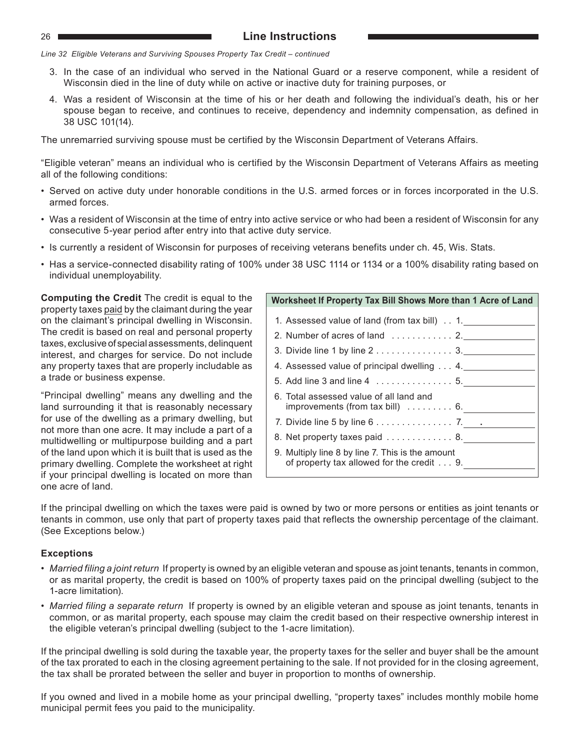*Line 32 Eligible Veterans and Surviving Spouses Property Tax Credit – continued*

3. In the case of an individual who served in the National Guard or a reserve component, while a resident of Wisconsin died in the line of duty while on active or inactive duty for training purposes, or
4. Was a resident of Wisconsin at the time of his or her death and following the individual's death, his or her spouse began to receive, and continues to receive, dependency and indemnity compensation, as defined in 38 USC 101(14).

The unremarried surviving spouse must be certified by the Wisconsin Department of Veterans Affairs.

"Eligible veteran" means an individual who is certified by the Wisconsin Department of Veterans Affairs as meeting all of the following conditions:

- Served on active duty under honorable conditions in the U.S. armed forces or in forces incorporated in the U.S. armed forces.
- Was a resident of Wisconsin at the time of entry into active service or who had been a resident of Wisconsin for any consecutive 5-year period after entry into that active duty service.
- Is currently a resident of Wisconsin for purposes of receiving veterans benefits under ch. 45, Wis. Stats.
- Has a service-connected disability rating of 100% under 38 USC 1114 or 1134 or a 100% disability rating based on individual unemployability.

**Computing the Credit** The credit is equal to the property taxes paid by the claimant during the year on the claimant's principal dwelling in Wisconsin. The credit is based on real and personal property taxes, exclusive of special assessments, delinquent interest, and charges for service. Do not include any property taxes that are properly includable as a trade or business expense.

"Principal dwelling" means any dwelling and the land surrounding it that is reasonably necessary for use of the dwelling as a primary dwelling, but not more than one acre. It may include a part of a multidwelling or multipurpose building and a part of the land upon which it is built that is used as the primary dwelling. Complete the worksheet at right if your principal dwelling is located on more than one acre of land.

| Worksheet If Property Tax Bill Shows More than 1 Acre of Land | |
|---|---|
| 1. Assessed value of land (from tax bill) . . 1. | |
| 2. Number of acres of land . . . . . . . . . . . . 2. | |
| 3. Divide line 1 by line 2 . . . . . . . . . . . . . . . 3. | |
| 4. Assessed value of principal dwelling . . . 4. | |
| 5. Add line 3 and line 4 . . . . . . . . . . . . . . . 5. | |
| 6. Total assessed value of all land and improvements (from tax bill) . . . . . . . . . 6. | |
| 7. Divide line 5 by line 6 . . . . . . . . . . . . . . . 7. | . |
| 8. Net property taxes paid . . . . . . . . . . . . . 8. | |
| 9. Multiply line 8 by line 7. This is the amount of property tax allowed for the credit . . . 9. | |

If the principal dwelling on which the taxes were paid is owned by two or more persons or entities as joint tenants or tenants in common, use only that part of property taxes paid that reflects the ownership percentage of the claimant. (See Exceptions below.)

**Exceptions**

- *Married filing a joint return* If property is owned by an eligible veteran and spouse as joint tenants, tenants in common, or as marital property, the credit is based on 100% of property taxes paid on the principal dwelling (subject to the 1-acre limitation).
- *Married filing a separate return* If property is owned by an eligible veteran and spouse as joint tenants, tenants in common, or as marital property, each spouse may claim the credit based on their respective ownership interest in the eligible veteran's principal dwelling (subject to the 1-acre limitation).

If the principal dwelling is sold during the taxable year, the property taxes for the seller and buyer shall be the amount of the tax prorated to each in the closing agreement pertaining to the sale. If not provided for in the closing agreement, the tax shall be prorated between the seller and buyer in proportion to months of ownership.

If you owned and lived in a mobile home as your principal dwelling, "property taxes" includes monthly mobile home municipal permit fees you paid to the municipality.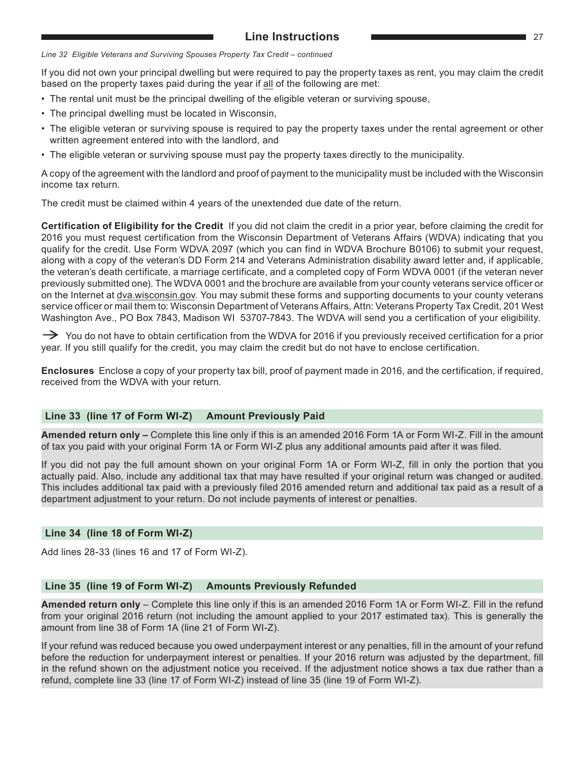*Line 32 Eligible Veterans and Surviving Spouses Property Tax Credit – continued*

If you did not own your principal dwelling but were required to pay the property taxes as rent, you may claim the credit based on the property taxes paid during the year if all of the following are met:

- The rental unit must be the principal dwelling of the eligible veteran or surviving spouse,
- The principal dwelling must be located in Wisconsin,
- The eligible veteran or surviving spouse is required to pay the property taxes under the rental agreement or other written agreement entered into with the landlord, and
- The eligible veteran or surviving spouse must pay the property taxes directly to the municipality.

A copy of the agreement with the landlord and proof of payment to the municipality must be included with the Wisconsin income tax return.

The credit must be claimed within 4 years of the unextended due date of the return.

**Certification of Eligibility for the Credit** If you did not claim the credit in a prior year, before claiming the credit for 2016 you must request certification from the Wisconsin Department of Veterans Affairs (WDVA) indicating that you qualify for the credit. Use Form WDVA 2097 (which you can find in WDVA Brochure B0106) to submit your request, along with a copy of the veteran's DD Form 214 and Veterans Administration disability award letter and, if applicable, the veteran's death certificate, a marriage certificate, and a completed copy of Form WDVA 0001 (if the veteran never previously submitted one). The WDVA 0001 and the brochure are available from your county veterans service officer or on the Internet at dva.wisconsin.gov. You may submit these forms and supporting documents to your county veterans service officer or mail them to: Wisconsin Department of Veterans Affairs, Attn: Veterans Property Tax Credit, 201 West Washington Ave., PO Box 7843, Madison WI 53707-7843. The WDVA will send you a certification of your eligibility.

→ You do not have to obtain certification from the WDVA for 2016 if you previously received certification for a prior year. If you still qualify for the credit, you may claim the credit but do not have to enclose certification.

**Enclosures** Enclose a copy of your property tax bill, proof of payment made in 2016, and the certification, if required, received from the WDVA with your return.

### Line 33 (line 17 of Form WI-Z) Amount Previously Paid

**Amended return only –** Complete this line only if this is an amended 2016 Form 1A or Form WI-Z. Fill in the amount of tax you paid with your original Form 1A or Form WI-Z plus any additional amounts paid after it was filed.

If you did not pay the full amount shown on your original Form 1A or Form WI-Z, fill in only the portion that you actually paid. Also, include any additional tax that may have resulted if your original return was changed or audited. This includes additional tax paid with a previously filed 2016 amended return and additional tax paid as a result of a department adjustment to your return. Do not include payments of interest or penalties.

### Line 34 (line 18 of Form WI-Z)

Add lines 28-33 (lines 16 and 17 of Form WI-Z).

### Line 35 (line 19 of Form WI-Z) Amounts Previously Refunded

**Amended return only** – Complete this line only if this is an amended 2016 Form 1A or Form WI-Z. Fill in the refund from your original 2016 return (not including the amount applied to your 2017 estimated tax). This is generally the amount from line 38 of Form 1A (line 21 of Form WI-Z).

If your refund was reduced because you owed underpayment interest or any penalties, fill in the amount of your refund before the reduction for underpayment interest or penalties. If your 2016 return was adjusted by the department, fill in the refund shown on the adjustment notice you received. If the adjustment notice shows a tax due rather than a refund, complete line 33 (line 17 of Form WI-Z) instead of line 35 (line 19 of Form WI-Z).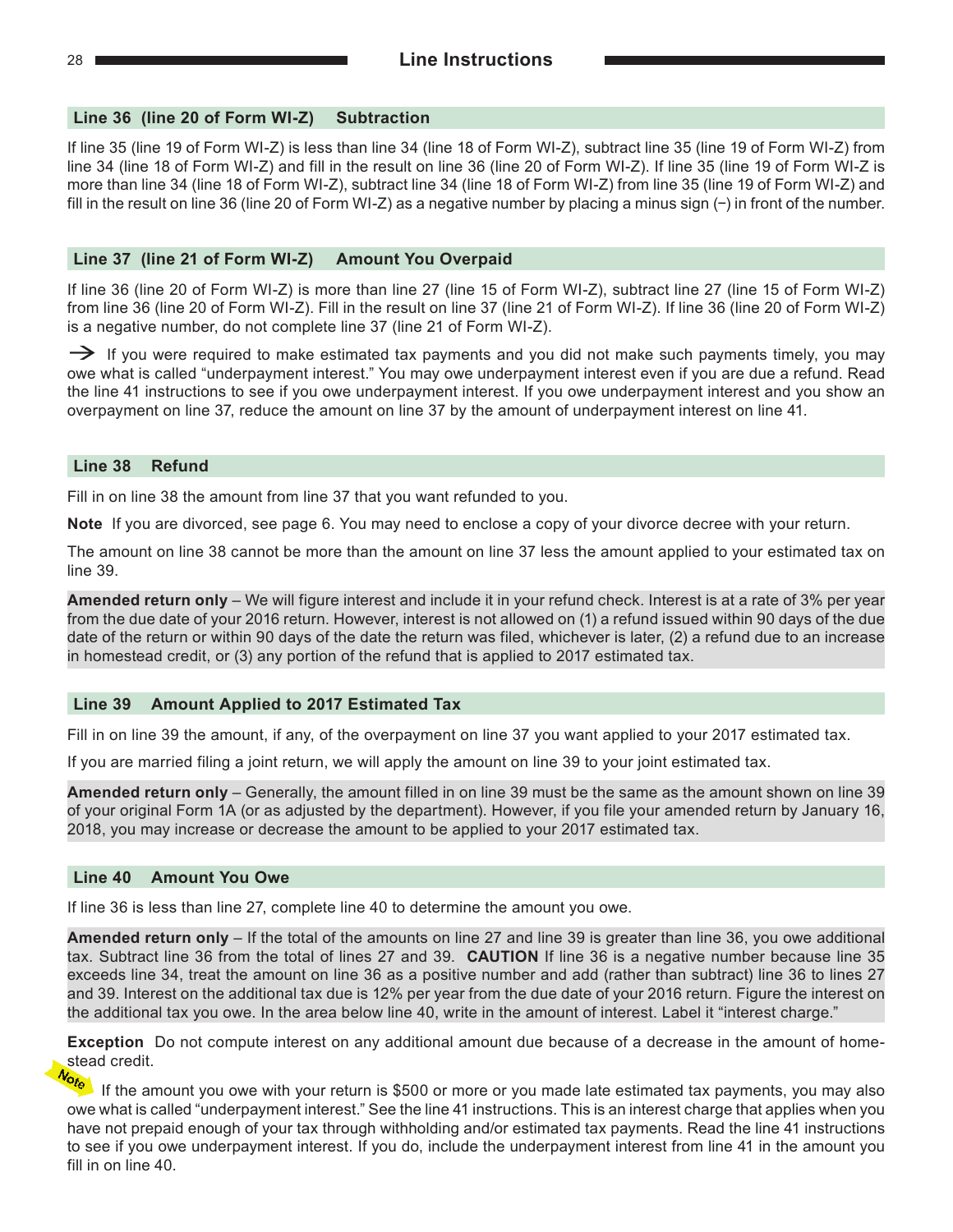## Line 36 (line 20 of Form WI-Z) Subtraction

If line 35 (line 19 of Form WI-Z) is less than line 34 (line 18 of Form WI-Z), subtract line 35 (line 19 of Form WI-Z) from line 34 (line 18 of Form WI-Z) and fill in the result on line 36 (line 20 of Form WI-Z). If line 35 (line 19 of Form WI-Z is more than line 34 (line 18 of Form WI-Z), subtract line 34 (line 18 of Form WI-Z) from line 35 (line 19 of Form WI-Z) and fill in the result on line 36 (line 20 of Form WI-Z) as a negative number by placing a minus sign (−) in front of the number.

## Line 37 (line 21 of Form WI-Z) Amount You Overpaid

If line 36 (line 20 of Form WI-Z) is more than line 27 (line 15 of Form WI-Z), subtract line 27 (line 15 of Form WI-Z) from line 36 (line 20 of Form WI-Z). Fill in the result on line 37 (line 21 of Form WI-Z). If line 36 (line 20 of Form WI-Z) is a negative number, do not complete line 37 (line 21 of Form WI-Z).

→ If you were required to make estimated tax payments and you did not make such payments timely, you may owe what is called "underpayment interest." You may owe underpayment interest even if you are due a refund. Read the line 41 instructions to see if you owe underpayment interest. If you owe underpayment interest and you show an overpayment on line 37, reduce the amount on line 37 by the amount of underpayment interest on line 41.

## Line 38 Refund

Fill in on line 38 the amount from line 37 that you want refunded to you.

**Note** If you are divorced, see page 6. You may need to enclose a copy of your divorce decree with your return.

The amount on line 38 cannot be more than the amount on line 37 less the amount applied to your estimated tax on line 39.

**Amended return only** – We will figure interest and include it in your refund check. Interest is at a rate of 3% per year from the due date of your 2016 return. However, interest is not allowed on (1) a refund issued within 90 days of the due date of the return or within 90 days of the date the return was filed, whichever is later, (2) a refund due to an increase in homestead credit, or (3) any portion of the refund that is applied to 2017 estimated tax.

## Line 39 Amount Applied to 2017 Estimated Tax

Fill in on line 39 the amount, if any, of the overpayment on line 37 you want applied to your 2017 estimated tax.

If you are married filing a joint return, we will apply the amount on line 39 to your joint estimated tax.

**Amended return only** – Generally, the amount filled in on line 39 must be the same as the amount shown on line 39 of your original Form 1A (or as adjusted by the department). However, if you file your amended return by January 16, 2018, you may increase or decrease the amount to be applied to your 2017 estimated tax.

## Line 40 Amount You Owe

If line 36 is less than line 27, complete line 40 to determine the amount you owe.

**Amended return only** – If the total of the amounts on line 27 and line 39 is greater than line 36, you owe additional tax. Subtract line 36 from the total of lines 27 and 39. **CAUTION** If line 36 is a negative number because line 35 exceeds line 34, treat the amount on line 36 as a positive number and add (rather than subtract) line 36 to lines 27 and 39. Interest on the additional tax due is 12% per year from the due date of your 2016 return. Figure the interest on the additional tax you owe. In the area below line 40, write in the amount of interest. Label it "interest charge."

**Exception** Do not compute interest on any additional amount due because of a decrease in the amount of homestead credit.

**Note** If the amount you owe with your return is $500 or more or you made late estimated tax payments, you may also owe what is called "underpayment interest." See the line 41 instructions. This is an interest charge that applies when you have not prepaid enough of your tax through withholding and/or estimated tax payments. Read the line 41 instructions to see if you owe underpayment interest. If you do, include the underpayment interest from line 41 in the amount you fill in on line 40.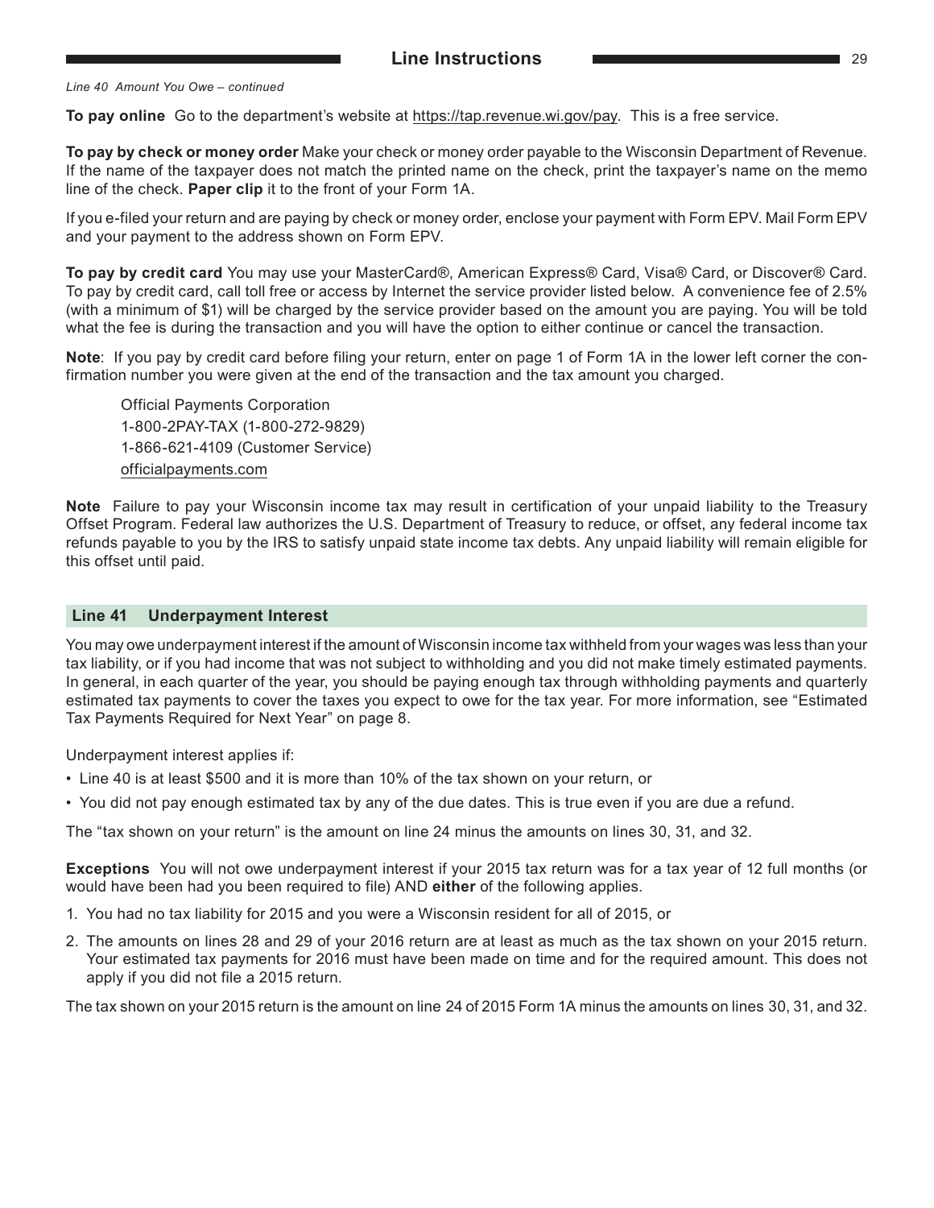*Line 40 Amount You Owe – continued*

**To pay online** Go to the department's website at https://tap.revenue.wi.gov/pay. This is a free service.

**To pay by check or money order** Make your check or money order payable to the Wisconsin Department of Revenue. If the name of the taxpayer does not match the printed name on the check, print the taxpayer's name on the memo line of the check. **Paper clip** it to the front of your Form 1A.

If you e-filed your return and are paying by check or money order, enclose your payment with Form EPV. Mail Form EPV and your payment to the address shown on Form EPV.

**To pay by credit card** You may use your MasterCard®, American Express® Card, Visa® Card, or Discover® Card. To pay by credit card, call toll free or access by Internet the service provider listed below. A convenience fee of 2.5% (with a minimum of $1) will be charged by the service provider based on the amount you are paying. You will be told what the fee is during the transaction and you will have the option to either continue or cancel the transaction.

**Note**: If you pay by credit card before filing your return, enter on page 1 of Form 1A in the lower left corner the confirmation number you were given at the end of the transaction and the tax amount you charged.

Official Payments Corporation
1-800-2PAY-TAX (1-800-272-9829)
1-866-621-4109 (Customer Service)
officialpayments.com

**Note** Failure to pay your Wisconsin income tax may result in certification of your unpaid liability to the Treasury Offset Program. Federal law authorizes the U.S. Department of Treasury to reduce, or offset, any federal income tax refunds payable to you by the IRS to satisfy unpaid state income tax debts. Any unpaid liability will remain eligible for this offset until paid.

## Line 41 Underpayment Interest

You may owe underpayment interest if the amount of Wisconsin income tax withheld from your wages was less than your tax liability, or if you had income that was not subject to withholding and you did not make timely estimated payments. In general, in each quarter of the year, you should be paying enough tax through withholding payments and quarterly estimated tax payments to cover the taxes you expect to owe for the tax year. For more information, see "Estimated Tax Payments Required for Next Year" on page 8.

Underpayment interest applies if:

- Line 40 is at least $500 and it is more than 10% of the tax shown on your return, or
- You did not pay enough estimated tax by any of the due dates. This is true even if you are due a refund.

The "tax shown on your return" is the amount on line 24 minus the amounts on lines 30, 31, and 32.

**Exceptions** You will not owe underpayment interest if your 2015 tax return was for a tax year of 12 full months (or would have been had you been required to file) AND **either** of the following applies.

1. You had no tax liability for 2015 and you were a Wisconsin resident for all of 2015, or
2. The amounts on lines 28 and 29 of your 2016 return are at least as much as the tax shown on your 2015 return. Your estimated tax payments for 2016 must have been made on time and for the required amount. This does not apply if you did not file a 2015 return.

The tax shown on your 2015 return is the amount on line 24 of 2015 Form 1A minus the amounts on lines 30, 31, and 32.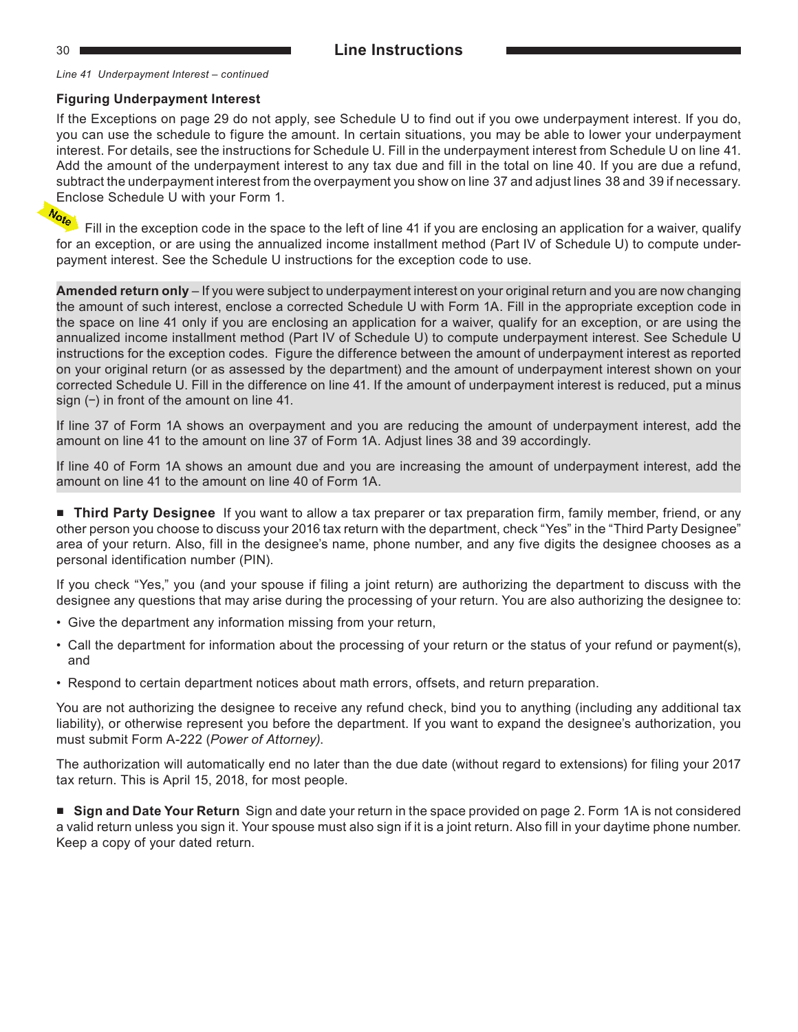*Line 41 Underpayment Interest – continued*

**Figuring Underpayment Interest**

If the Exceptions on page 29 do not apply, see Schedule U to find out if you owe underpayment interest. If you do, you can use the schedule to figure the amount. In certain situations, you may be able to lower your underpayment interest. For details, see the instructions for Schedule U. Fill in the underpayment interest from Schedule U on line 41. Add the amount of the underpayment interest to any tax due and fill in the total on line 40. If you are due a refund, subtract the underpayment interest from the overpayment you show on line 37 and adjust lines 38 and 39 if necessary. Enclose Schedule U with your Form 1.

**Note** Fill in the exception code in the space to the left of line 41 if you are enclosing an application for a waiver, qualify for an exception, or are using the annualized income installment method (Part IV of Schedule U) to compute underpayment interest. See the Schedule U instructions for the exception code to use.

**Amended return only** – If you were subject to underpayment interest on your original return and you are now changing the amount of such interest, enclose a corrected Schedule U with Form 1A. Fill in the appropriate exception code in the space on line 41 only if you are enclosing an application for a waiver, qualify for an exception, or are using the annualized income installment method (Part IV of Schedule U) to compute underpayment interest. See Schedule U instructions for the exception codes. Figure the difference between the amount of underpayment interest as reported on your original return (or as assessed by the department) and the amount of underpayment interest shown on your corrected Schedule U. Fill in the difference on line 41. If the amount of underpayment interest is reduced, put a minus sign (−) in front of the amount on line 41.

If line 37 of Form 1A shows an overpayment and you are reducing the amount of underpayment interest, add the amount on line 41 to the amount on line 37 of Form 1A. Adjust lines 38 and 39 accordingly.

If line 40 of Form 1A shows an amount due and you are increasing the amount of underpayment interest, add the amount on line 41 to the amount on line 40 of Form 1A.

■ **Third Party Designee** If you want to allow a tax preparer or tax preparation firm, family member, friend, or any other person you choose to discuss your 2016 tax return with the department, check "Yes" in the "Third Party Designee" area of your return. Also, fill in the designee's name, phone number, and any five digits the designee chooses as a personal identification number (PIN).

If you check "Yes," you (and your spouse if filing a joint return) are authorizing the department to discuss with the designee any questions that may arise during the processing of your return. You are also authorizing the designee to:

- Give the department any information missing from your return,
- Call the department for information about the processing of your return or the status of your refund or payment(s), and
- Respond to certain department notices about math errors, offsets, and return preparation.

You are not authorizing the designee to receive any refund check, bind you to anything (including any additional tax liability), or otherwise represent you before the department. If you want to expand the designee's authorization, you must submit Form A-222 (*Power of Attorney)*.

The authorization will automatically end no later than the due date (without regard to extensions) for filing your 2017 tax return. This is April 15, 2018, for most people.

■ **Sign and Date Your Return** Sign and date your return in the space provided on page 2. Form 1A is not considered a valid return unless you sign it. Your spouse must also sign if it is a joint return. Also fill in your daytime phone number. Keep a copy of your dated return.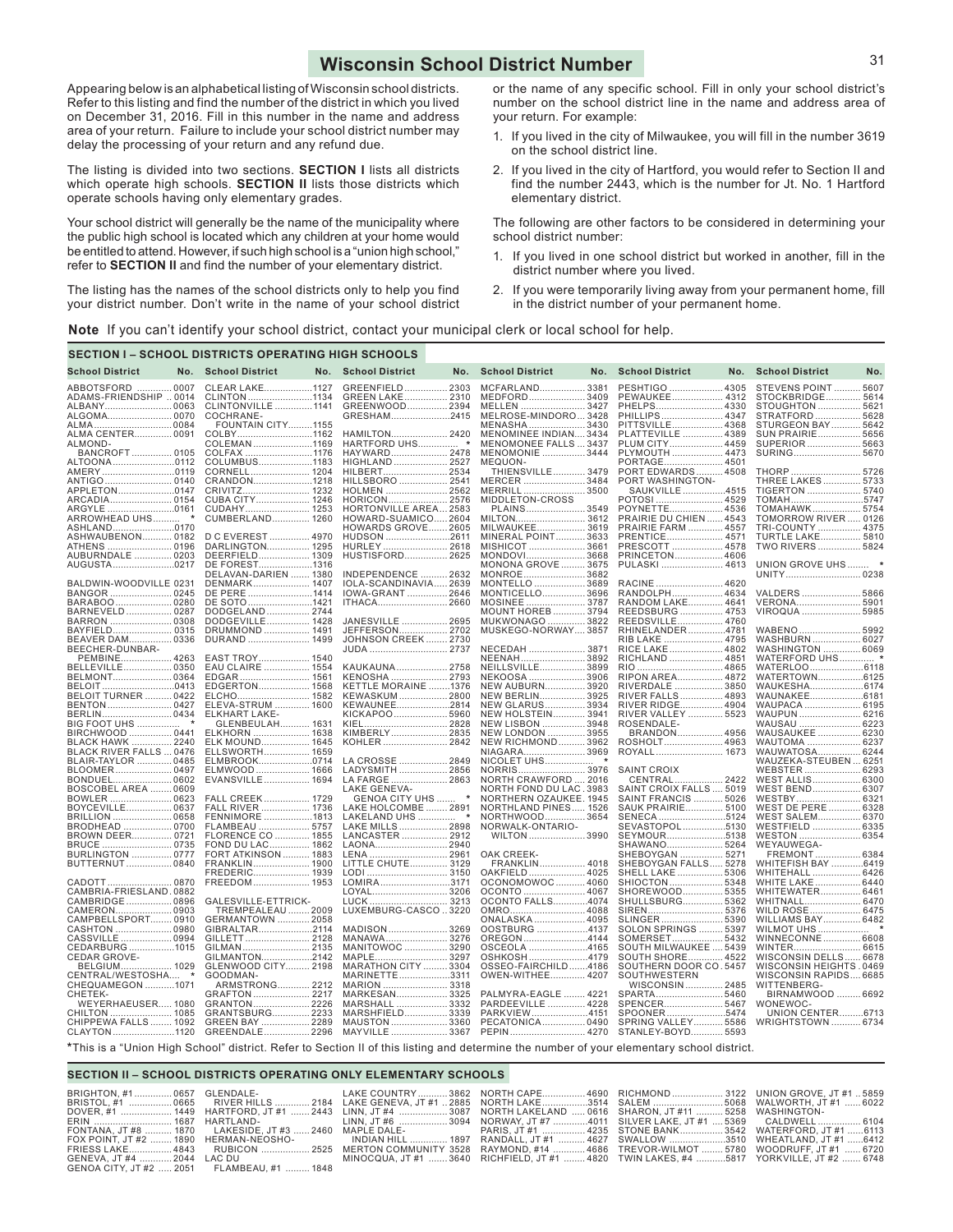# Wisconsin School District Number

Appearing below is an alphabetical listing of Wisconsin school districts. Refer to this listing and find the number of the district in which you lived on December 31, 2016. Fill in this number in the name and address area of your return. Failure to include your school district number may delay the processing of your return and any refund due.

The listing is divided into two sections. **SECTION I** lists all districts which operate high schools. **SECTION II** lists those districts which operate schools having only elementary grades.

Your school district will generally be the name of the municipality where the public high school is located which any children at your home would be entitled to attend. However, if such high school is a "union high school," refer to **SECTION II** and find the number of your elementary district.

The listing has the names of the school districts only to help you find your district number. Don't write in the name of your school district or the name of any specific school. Fill in only your school district's number on the school district line in the name and address area of your return. For example:

1. If you lived in the city of Milwaukee, you will fill in the number 3619 on the school district line.
2. If you lived in the city of Hartford, you would refer to Section II and find the number 2443, which is the number for Jt. No. 1 Hartford elementary district.

The following are other factors to be considered in determining your school district number:

1. If you lived in one school district but worked in another, fill in the district number where you lived.
2. If you were temporarily living away from your permanent home, fill in the district number of your permanent home.

**Note** If you can't identify your school district, contact your municipal clerk or local school for help.

## SECTION I – SCHOOL DISTRICTS OPERATING HIGH SCHOOLS

| School District | No. |
|---|---|
| ABBOTSFORD | 0007 |
| ADAMS-FRIENDSHIP | 0014 |
| ALBANY | 0063 |
| ALGOMA | 0070 |
| ALMA | 0084 |
| ALMA CENTER | 0091 |
| ALMOND-BANCROFT | 0105 |
| ALTOONA | 0112 |
| AMERY | 0119 |
| ANTIGO | 0140 |
| APPLETON | 0147 |
| ARCADIA | 0154 |
| ARGYLE | 0161 |
| ARROWHEAD UHS | * |
| ASHLAND | 0170 |
| ASHWAUBENON | 0182 |
| ATHENS | 0196 |
| AUBURNDALE | 0203 |
| AUGUSTA | 0217 |
| BALDWIN-WOODVILLE | 0231 |
| BANGOR | 0245 |
| BARABOO | 0280 |
| BARNEVELD | 0287 |
| BARRON | 0308 |
| BAYFIELD | 0315 |
| BEAVER DAM | 0336 |
| BEECHER-DUNBAR-PEMBINE | 4263 |
| BELLEVILLE | 0350 |
| BELMONT | 0364 |
| BELOIT | 0413 |
| BELOIT TURNER | 0422 |
| BENTON | 0427 |
| BERLIN | 0434 |
| BIG FOOT UHS | * |
| BIRCHWOOD | 0441 |
| BLACK HAWK | 2240 |
| BLACK RIVER FALLS | 0476 |
| BLAIR-TAYLOR | 0485 |
| BLOOMER | 0497 |
| BONDUEL | 0602 |
| BOSCOBEL AREA | 0609 |
| BOWLER | 0623 |
| BOYCEVILLE | 0637 |
| BRILLION | 0658 |
| BRODHEAD | 0700 |
| BROWN DEER | 0721 |
| BRUCE | 0735 |
| BURLINGTON | 0777 |
| BUTTERNUT | 0840 |
| CADOTT | 0870 |
| CAMBRIA-FRIESLAND | 0882 |
| CAMBRIDGE | 0896 |
| CAMERON | 0903 |
| CAMPBELLSPORT | 0910 |
| CASHTON | 0980 |
| CASSVILLE | 0994 |
| CEDARBURG | 1015 |
| CEDAR GROVE-BELGIUM | 1029 |
| CENTRAL/WESTOSHA | * |
| CHEQUAMEGON | 1071 |
| CHETEK-WEYERHAEUSER | 1080 |
| CHILTON | 1085 |
| CHIPPEWA FALLS | 1092 |
| CLAYTON | 1120 |
| CLEAR LAKE | 1127 |
| CLINTON | 1134 |
| CLINTONVILLE | 1141 |
| COCHRANE-FOUNTAIN CITY | 1155 |
| COLBY | 1162 |
| COLEMAN | 1169 |
| COLFAX | 1176 |
| COLUMBUS | 1183 |
| CORNELL | 1204 |
| CRANDON | 1218 |
| CRIVITZ | 1232 |
| CUBA CITY | 1246 |
| CUDAHY | 1253 |
| CUMBERLAND | 1260 |
| D C EVEREST | 4970 |
| DARLINGTON | 1295 |
| DEERFIELD | 1309 |
| DE FOREST | 1316 |
| DELAVAN-DARIEN | 1380 |
| DENMARK | 1407 |
| DE PERE | 1414 |
| DE SOTO | 1421 |
| DODGELAND | 2744 |
| DODGEVILLE | 1428 |
| DRUMMOND | 1491 |
| DURAND | 1499 |
| EAST TROY | 1540 |
| EAU CLAIRE | 1554 |
| EDGAR | 1561 |
| EDGERTON | 1568 |
| ELCHO | 1582 |
| ELEVA-STRUM | 1600 |
| ELKHART LAKE-GLENBEULAH | 1631 |
| ELKHORN | 1638 |
| ELK MOUND | 1645 |
| ELLSWORTH | 1659 |
| ELMBROOK | 0714 |
| ELMWOOD | 1666 |
| EVANSVILLE | 1694 |
| FALL CREEK | 1729 |
| FALL RIVER | 1736 |
| FENNIMORE | 1813 |
| FLAMBEAU | 5757 |
| FLORENCE CO | 1855 |
| FOND DU LAC | 1862 |
| FORT ATKINSON | 1883 |
| FRANKLIN | 1900 |
| FREDERIC | 1939 |
| FREEDOM | 1953 |
| GALESVILLE-ETTRICK-TREMPEALEAU | 2009 |
| GERMANTOWN | 2058 |
| GIBRALTAR | 2114 |
| GILLETT | 2128 |
| GILMAN | 2135 |
| GILMANTON | 2142 |
| GLENWOOD CITY | 2198 |
| GOODMAN-ARMSTRONG | 2212 |
| GRAFTON | 2217 |
| GRANTON | 2226 |
| GRANTSBURG | 2233 |
| GREEN BAY | 2289 |
| GREENDALE | 2296 |
| GREENFIELD | 2303 |
| GREEN LAKE | 2310 |
| GREENWOOD | 2394 |
| GRESHAM | 2415 |
| HAMILTON | 2420 |
| HARTFORD UHS | * |
| HAYWARD | 2478 |
| HIGHLAND | 2527 |
| HILBERT | 2534 |
| HILLSBORO | 2541 |
| HOLMEN | 2562 |
| HORICON | 2576 |
| HORTONVILLE AREA | 2583 |
| HOWARD-SUAMICO | 2604 |
| HOWARDS GROVE | 2605 |
| HUDSON | 2611 |
| HURLEY | 2618 |
| HUSTISFORD | 2625 |
| INDEPENDENCE | 2632 |
| IOLA-SCANDINAVIA | 2639 |
| IOWA-GRANT | 2646 |
| ITHACA | 2660 |
| JANESVILLE | 2695 |
| JEFFERSON | 2702 |
| JOHNSON CREEK | 2730 |
| JUDA | 2737 |
| KAUKAUNA | 2758 |
| KENOSHA | 2793 |
| KETTLE MORAINE | 1376 |
| KEWASKUM | 2800 |
| KEWAUNEE | 2814 |
| KICKAPOO | 5960 |
| KIEL | 2828 |
| KIMBERLY | 2835 |
| KOHLER | 2842 |
| LA CROSSE | 2849 |
| LADYSMITH | 2856 |
| LA FARGE | 2863 |
| LAKE GENEVA-GENOA CITY UHS | * |
| LAKE HOLCOMBE | 2891 |
| LAKELAND UHS | * |
| LAKE MILLS | 2898 |
| LANCASTER | 2912 |
| LAONA | 2940 |
| LENA | 2961 |
| LITTLE CHUTE | 3129 |
| LODI | 3150 |
| LOMIRA | 3171 |
| LOYAL | 3206 |
| LUCK | 3213 |
| LUXEMBURG-CASCO | 3220 |
| MADISON | 3269 |
| MANAWA | 3276 |
| MANITOWOC | 3290 |
| MAPLE | 3297 |
| MARATHON CITY | 3304 |
| MARINETTE | 3311 |
| MARION | 3318 |
| MARKESAN | 3325 |
| MARSHALL | 3332 |
| MARSHFIELD | 3339 |
| MAUSTON | 3360 |
| MAYVILLE | 3367 |
| MCFARLAND | 3381 |
| MEDFORD | 3409 |
| MELLEN | 3427 |
| MELROSE-MINDORO | 3428 |
| MENASHA | 3430 |
| MENOMINEE INDIAN | 3434 |
| MENOMONEE FALLS | 3437 |
| MENOMONIE | 3444 |
| MEQUON-THIENSVILLE | 3479 |
| MERCER | 3484 |
| MERRILL | 3500 |
| MIDDLETON-CROSS PLAINS | 3549 |
| MILTON | 3612 |
| MILWAUKEE | 3619 |
| MINERAL POINT | 3633 |
| MISHICOT | 3661 |
| MONDOVI | 3668 |
| MONONA GROVE | 3675 |
| MONROE | 3682 |
| MONTELLO | 3689 |
| MONTICELLO | 3696 |
| MOSINEE | 3787 |
| MOUNT HOREB | 3794 |
| MUKWONAGO | 3822 |
| MUSKEGO-NORWAY | 3857 |
| NECEDAH | 3871 |
| NEENAH | 3892 |
| NEILLSVILLE | 3899 |
| NEKOOSA | 3906 |
| NEW AUBURN | 3920 |
| NEW BERLIN | 3925 |
| NEW GLARUS | 3934 |
| NEW HOLSTEIN | 3941 |
| NEW LISBON | 3948 |
| NEW LONDON | 3955 |
| NEW RICHMOND | 3962 |
| NIAGARA | 3969 |
| NICOLET UHS | * |
| NORRIS | 3976 |
| NORTH CRAWFORD | 2016 |
| NORTH FOND DU LAC | 3983 |
| NORTHERN OZAUKEE | 1945 |
| NORTHLAND PINES | 1526 |
| NORTHWOOD | 3654 |
| NORWALK-ONTARIO-WILTON | 3990 |
| OAK CREEK-FRANKLIN | 4018 |
| OAKFIELD | 4025 |
| OCONOMOWOC | 4060 |
| OCONTO | 4067 |
| OCONTO FALLS | 4074 |
| OMRO | 4088 |
| ONALASKA | 4095 |
| OOSTBURG | 4137 |
| OREGON | 4144 |
| OSCEOLA | 4165 |
| OSHKOSH | 4179 |
| OSSEO-FAIRCHILD | 4186 |
| OWEN-WITHEE | 4207 |
| PALMYRA-EAGLE | 4221 |
| PARDEEVILLE | 4228 |
| PARKVIEW | 4151 |
| PECATONICA | 0490 |
| PEPIN | 4270 |
| PESHTIGO | 4305 |
| PEWAUKEE | 4312 |
| PHELPS | 4330 |
| PHILLIPS | 4347 |
| PITTSVILLE | 4368 |
| PLATTEVILLE | 4389 |
| PLUM CITY | 4459 |
| PLYMOUTH | 4473 |
| PORTAGE | 4501 |
| PORT EDWARDS | 4508 |
| PORT WASHINGTON-SAUKVILLE | 4515 |
| POTOSI | 4529 |
| POYNETTE | 4536 |
| PRAIRIE DU CHIEN | 4543 |
| PRAIRIE FARM | 4557 |
| PRENTICE | 4571 |
| PRESCOTT | 4578 |
| PRINCETON | 4606 |
| PULASKI | 4613 |
| RACINE | 4620 |
| RANDOLPH | 4634 |
| RANDOM LAKE | 4641 |
| REEDSBURG | 4753 |
| REEDSVILLE | 4760 |
| RHINELANDER | 4781 |
| RIB LAKE | 4795 |
| RICE LAKE | 4802 |
| RICHLAND | 4851 |
| RIO | 4865 |
| RIPON AREA | 4872 |
| RIVERDALE | 3850 |
| RIVER FALLS | 4893 |
| RIVER RIDGE | 4904 |
| RIVER VALLEY | 5523 |
| ROSENDALE-BRANDON | 4956 |
| ROSHOLT | 4963 |
| ROYALL | 1673 |
| SAINT CROIX CENTRAL | 2422 |
| SAINT CROIX FALLS | 5019 |
| SAINT FRANCIS | 5026 |
| SAUK PRAIRIE | 5100 |
| SENECA | 5124 |
| SEVASTOPOL | 5130 |
| SEYMOUR | 5138 |
| SHAWANO | 5264 |
| SHEBOYGAN | 5271 |
| SHEBOYGAN FALLS | 5278 |
| SHELL LAKE | 5306 |
| SHIOCTON | 5348 |
| SHOREWOOD | 5355 |
| SHULLSBURG | 5362 |
| SIREN | 5376 |
| SLINGER | 5390 |
| SOLON SPRINGS | 5397 |
| SOMERSET | 5432 |
| SOUTH MILWAUKEE | 5439 |
| SOUTH SHORE | 4522 |
| SOUTHERN DOOR CO | 5457 |
| SOUTHWESTERN WISCONSIN | 2485 |
| SPARTA | 5460 |
| SPENCER | 5467 |
| SPOONER | 5474 |
| SPRING VALLEY | 5586 |
| STANLEY-BOYD | 5593 |
| STEVENS POINT | 5607 |
| STOCKBRIDGE | 5614 |
| STOUGHTON | 5621 |
| STRATFORD | 5628 |
| STURGEON BAY | 5642 |
| SUN PRAIRIE | 5656 |
| SUPERIOR | 5663 |
| SURING | 5670 |
| THORP | 5726 |
| THREE LAKES | 5733 |
| TIGERTON | 5740 |
| TOMAH | 5747 |
| TOMAHAWK | 5754 |
| TOMORROW RIVER | 0126 |
| TRI-COUNTY | 4375 |
| TURTLE LAKE | 5810 |
| TWO RIVERS | 5824 |
| UNION GROVE UHS | * |
| UNITY | 0238 |
| VALDERS | 5866 |
| VERONA | 5901 |
| VIROQUA | 5985 |
| WABENO | 5992 |
| WASHBURN | 6027 |
| WASHINGTON | 6069 |
| WATERFORD UHS | * |
| WATERLOO | 6118 |
| WATERTOWN | 6125 |
| WAUKESHA | 6174 |
| WAUNAKEE | 6181 |
| WAUPACA | 6195 |
| WAUPUN | 6216 |
| WAUSAU | 6223 |
| WAUSAUKEE | 6230 |
| WAUTOMA | 6237 |
| WAUWATOSA | 6244 |
| WAUZEKA-STEUBEN | 6251 |
| WEBSTER | 6293 |
| WEST ALLIS | 6300 |
| WEST BEND | 6307 |
| WESTBY | 6321 |
| WEST DE PERE | 6328 |
| WEST SALEM | 6370 |
| WESTFIELD | 6335 |
| WESTON | 6354 |
| WEYAUWEGA-FREMONT | 6384 |
| WHITEFISH BAY | 6419 |
| WHITEHALL | 6426 |
| WHITE LAKE | 6440 |
| WHITEWATER | 6461 |
| WHITNALL | 6470 |
| WILD ROSE | 6475 |
| WILLIAMS BAY | 6482 |
| WILMOT UHS | * |
| WINNECONNE | 6608 |
| WINTER | 6615 |
| WISCONSIN DELLS | 6678 |
| WISCONSIN HEIGHTS | 0469 |
| WISCONSIN RAPIDS | 6685 |
| WITTENBERG-BIRNAMWOOD | 6692 |
| WONEWOC-UNION CENTER | 6713 |
| WRIGHTSTOWN | 6734 |

*This is a "Union High School" district. Refer to Section II of this listing and determine the number of your elementary school district.

## SECTION II – SCHOOL DISTRICTS OPERATING ONLY ELEMENTARY SCHOOLS

| School District | No. |
|---|---|
| BRIGHTON, #1 | 0657 |
| BRISTOL, #1 | 0665 |
| DOVER, #1 | 1449 |
| ERIN | 1687 |
| FONTANA, JT #8 | 1870 |
| FOX POINT, JT #2 | 1890 |
| FRIESS LAKE | 4843 |
| GENEVA, JT #4 | 2044 |
| GENOA CITY, JT #2 | 2051 |
| GLENDALE-RIVER HILLS | 2184 |
| HARTFORD, JT #1 | 2443 |
| HARTLAND-LAKESIDE, JT #3 | 2460 |
| HERMAN-NEOSHO-RUBICON | 2525 |
| LAC DU FLAMBEAU, #1 | 1848 |
| LAKE COUNTRY | 3862 |
| LAKE GENEVA, JT #1 | 2885 |
| LINN, JT #4 | 3087 |
| LINN, JT #6 | 3094 |
| MAPLE DALE-INDIAN HILL | 1897 |
| MERTON COMMUNITY | 3528 |
| MINOCQUA, JT #1 | 3640 |
| NORTH CAPE | 4690 |
| NORTH LAKE | 3514 |
| NORTH LAKELAND | 0616 |
| NORWAY, JT #7 | 4011 |
| PARIS, JT #1 | 4235 |
| RANDALL, JT #1 | 4627 |
| RAYMOND, #14 | 4686 |
| RICHFIELD, JT #1 | 4820 |
| RICHMOND | 3122 |
| SALEM | 5068 |
| SHARON, JT #11 | 5258 |
| SILVER LAKE, JT #1 | 5369 |
| STONE BANK | 3542 |
| SWALLOW | 3510 |
| TREVOR-WILMOT | 5780 |
| TWIN LAKES, #4 | 5817 |
| UNION GROVE, JT #1 | 5859 |
| WALWORTH, JT #1 | 6022 |
| WASHINGTON-CALDWELL | 6104 |
| WATERFORD, JT #1 | 6113 |
| WHEATLAND, JT #1 | 6412 |
| WOODRUFF, JT #1 | 6720 |
| YORKVILLE, JT #2 | 6748 |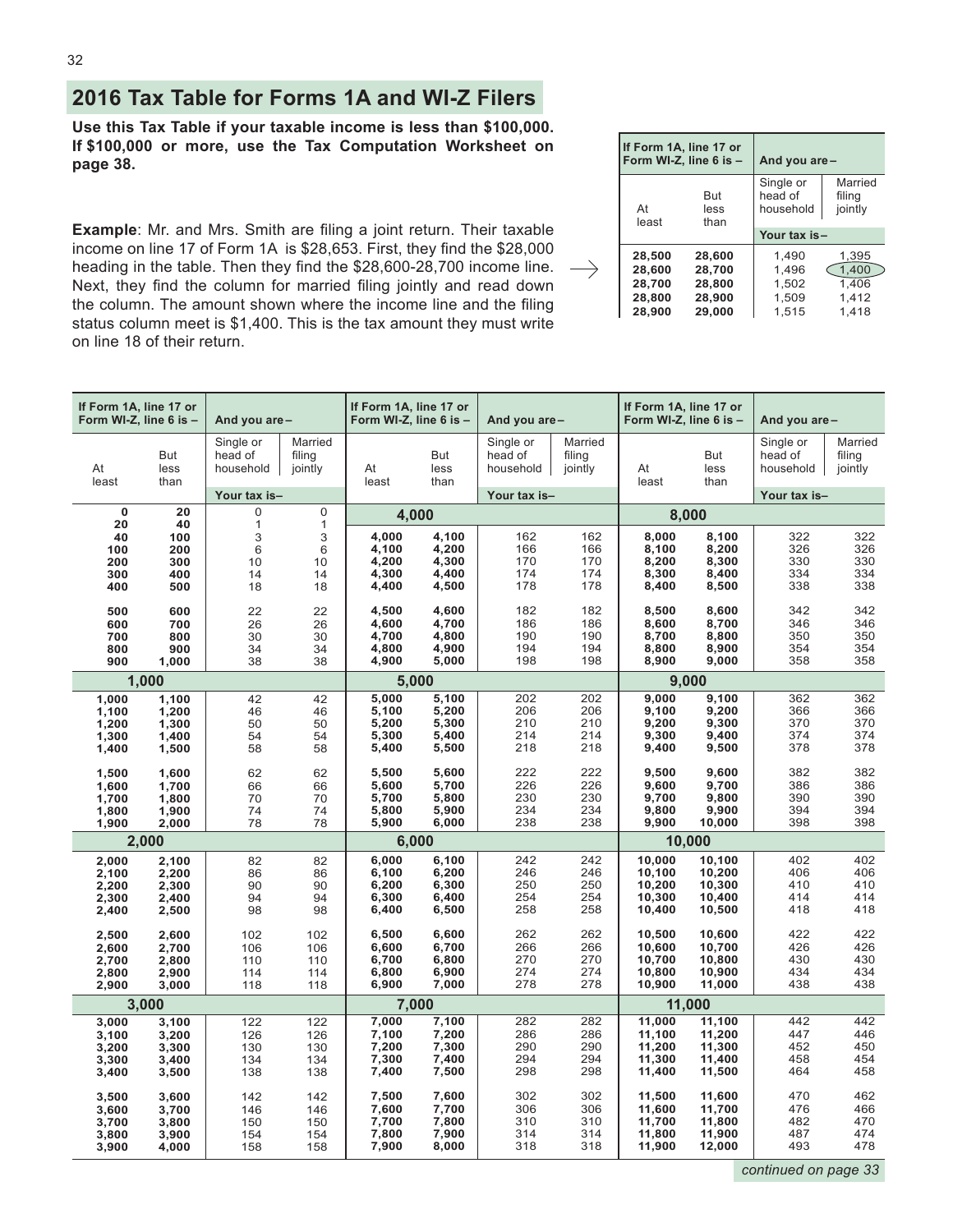## 2016 Tax Table for Forms 1A and WI-Z Filers

**Use this Tax Table if your taxable income is less than $100,000. If $100,000 or more, use the Tax Computation Worksheet on page 38.**

**Example**: Mr. and Mrs. Smith are filing a joint return. Their taxable income on line 17 of Form 1A is $28,653. First, they find the $28,000 heading in the table. Then they find the $28,600-28,700 income line. Next, they find the column for married filing jointly and read down the column. The amount shown where the income line and the filing status column meet is $1,400. This is the tax amount they must write on line 18 of their return.

| If Form 1A, line 17 or Form WI-Z, line 6 is – | | And you are – | |
|---|---|---|---|
| At least | But less than | Single or head of household | Married filing jointly |
| | | Your tax is – | |
| **28,500** | **28,600** | 1,490 | 1,395 |
| **28,600** | **28,700** | 1,496 | 1,400 |
| **28,700** | **28,800** | 1,502 | 1,406 |
| **28,800** | **28,900** | 1,509 | 1,412 |
| **28,900** | **29,000** | 1,515 | 1,418 |

| At least | But less than | Single or head of household | Married filing jointly |
|---|---|---|---|
| **0** | **20** | 0 | 0 |
| **20** | **40** | 1 | 1 |
| **40** | **100** | 3 | 3 |
| **100** | **200** | 6 | 6 |
| **200** | **300** | 10 | 10 |
| **300** | **400** | 14 | 14 |
| **400** | **500** | 18 | 18 |
| **500** | **600** | 22 | 22 |
| **600** | **700** | 26 | 26 |
| **700** | **800** | 30 | 30 |
| **800** | **900** | 34 | 34 |
| **900** | **1,000** | 38 | 38 |
| **1,000** | | | |
| **1,000** | **1,100** | 42 | 42 |
| **1,100** | **1,200** | 46 | 46 |
| **1,200** | **1,300** | 50 | 50 |
| **1,300** | **1,400** | 54 | 54 |
| **1,400** | **1,500** | 58 | 58 |
| **1,500** | **1,600** | 62 | 62 |
| **1,600** | **1,700** | 66 | 66 |
| **1,700** | **1,800** | 70 | 70 |
| **1,800** | **1,900** | 74 | 74 |
| **1,900** | **2,000** | 78 | 78 |
| **2,000** | | | |
| **2,000** | **2,100** | 82 | 82 |
| **2,100** | **2,200** | 86 | 86 |
| **2,200** | **2,300** | 90 | 90 |
| **2,300** | **2,400** | 94 | 94 |
| **2,400** | **2,500** | 98 | 98 |
| **2,500** | **2,600** | 102 | 102 |
| **2,600** | **2,700** | 106 | 106 |
| **2,700** | **2,800** | 110 | 110 |
| **2,800** | **2,900** | 114 | 114 |
| **2,900** | **3,000** | 118 | 118 |
| **3,000** | | | |
| **3,000** | **3,100** | 122 | 122 |
| **3,100** | **3,200** | 126 | 126 |
| **3,200** | **3,300** | 130 | 130 |
| **3,300** | **3,400** | 134 | 134 |
| **3,400** | **3,500** | 138 | 138 |
| **3,500** | **3,600** | 142 | 142 |
| **3,600** | **3,700** | 146 | 146 |
| **3,700** | **3,800** | 150 | 150 |
| **3,800** | **3,900** | 154 | 154 |
| **3,900** | **4,000** | 158 | 158 |
| **4,000** | | | |
| **4,000** | **4,100** | 162 | 162 |
| **4,100** | **4,200** | 166 | 166 |
| **4,200** | **4,300** | 170 | 170 |
| **4,300** | **4,400** | 174 | 174 |
| **4,400** | **4,500** | 178 | 178 |
| **4,500** | **4,600** | 182 | 182 |
| **4,600** | **4,700** | 186 | 186 |
| **4,700** | **4,800** | 190 | 190 |
| **4,800** | **4,900** | 194 | 194 |
| **4,900** | **5,000** | 198 | 198 |
| **5,000** | | | |
| **5,000** | **5,100** | 202 | 202 |
| **5,100** | **5,200** | 206 | 206 |
| **5,200** | **5,300** | 210 | 210 |
| **5,300** | **5,400** | 214 | 214 |
| **5,400** | **5,500** | 218 | 218 |
| **5,500** | **5,600** | 222 | 222 |
| **5,600** | **5,700** | 226 | 226 |
| **5,700** | **5,800** | 230 | 230 |
| **5,800** | **5,900** | 234 | 234 |
| **5,900** | **6,000** | 238 | 238 |
| **6,000** | | | |
| **6,000** | **6,100** | 242 | 242 |
| **6,100** | **6,200** | 246 | 246 |
| **6,200** | **6,300** | 250 | 250 |
| **6,300** | **6,400** | 254 | 254 |
| **6,400** | **6,500** | 258 | 258 |
| **6,500** | **6,600** | 262 | 262 |
| **6,600** | **6,700** | 266 | 266 |
| **6,700** | **6,800** | 270 | 270 |
| **6,800** | **6,900** | 274 | 274 |
| **6,900** | **7,000** | 278 | 278 |
| **7,000** | | | |
| **7,000** | **7,100** | 282 | 282 |
| **7,100** | **7,200** | 286 | 286 |
| **7,200** | **7,300** | 290 | 290 |
| **7,300** | **7,400** | 294 | 294 |
| **7,400** | **7,500** | 298 | 298 |
| **7,500** | **7,600** | 302 | 302 |
| **7,600** | **7,700** | 306 | 306 |
| **7,700** | **7,800** | 310 | 310 |
| **7,800** | **7,900** | 314 | 314 |
| **7,900** | **8,000** | 318 | 318 |
| **8,000** | | | |
| **8,000** | **8,100** | 322 | 322 |
| **8,100** | **8,200** | 326 | 326 |
| **8,200** | **8,300** | 330 | 330 |
| **8,300** | **8,400** | 334 | 334 |
| **8,400** | **8,500** | 338 | 338 |
| **8,500** | **8,600** | 342 | 342 |
| **8,600** | **8,700** | 346 | 346 |
| **8,700** | **8,800** | 350 | 350 |
| **8,800** | **8,900** | 354 | 354 |
| **8,900** | **9,000** | 358 | 358 |
| **9,000** | | | |
| **9,000** | **9,100** | 362 | 362 |
| **9,100** | **9,200** | 366 | 366 |
| **9,200** | **9,300** | 370 | 370 |
| **9,300** | **9,400** | 374 | 374 |
| **9,400** | **9,500** | 378 | 378 |
| **9,500** | **9,600** | 382 | 382 |
| **9,600** | **9,700** | 386 | 386 |
| **9,700** | **9,800** | 390 | 390 |
| **9,800** | **9,900** | 394 | 394 |
| **9,900** | **10,000** | 398 | 398 |
| **10,000** | | | |
| **10,000** | **10,100** | 402 | 402 |
| **10,100** | **10,200** | 406 | 406 |
| **10,200** | **10,300** | 410 | 410 |
| **10,300** | **10,400** | 414 | 414 |
| **10,400** | **10,500** | 418 | 418 |
| **10,500** | **10,600** | 422 | 422 |
| **10,600** | **10,700** | 426 | 426 |
| **10,700** | **10,800** | 430 | 430 |
| **10,800** | **10,900** | 434 | 434 |
| **10,900** | **11,000** | 438 | 438 |
| **11,000** | | | |
| **11,000** | **11,100** | 442 | 442 |
| **11,100** | **11,200** | 447 | 446 |
| **11,200** | **11,300** | 452 | 450 |
| **11,300** | **11,400** | 458 | 454 |
| **11,400** | **11,500** | 464 | 458 |
| **11,500** | **11,600** | 470 | 462 |
| **11,600** | **11,700** | 476 | 466 |
| **11,700** | **11,800** | 482 | 470 |
| **11,800** | **11,900** | 487 | 474 |
| **11,900** | **12,000** | 493 | 478 |

*continued on page 33*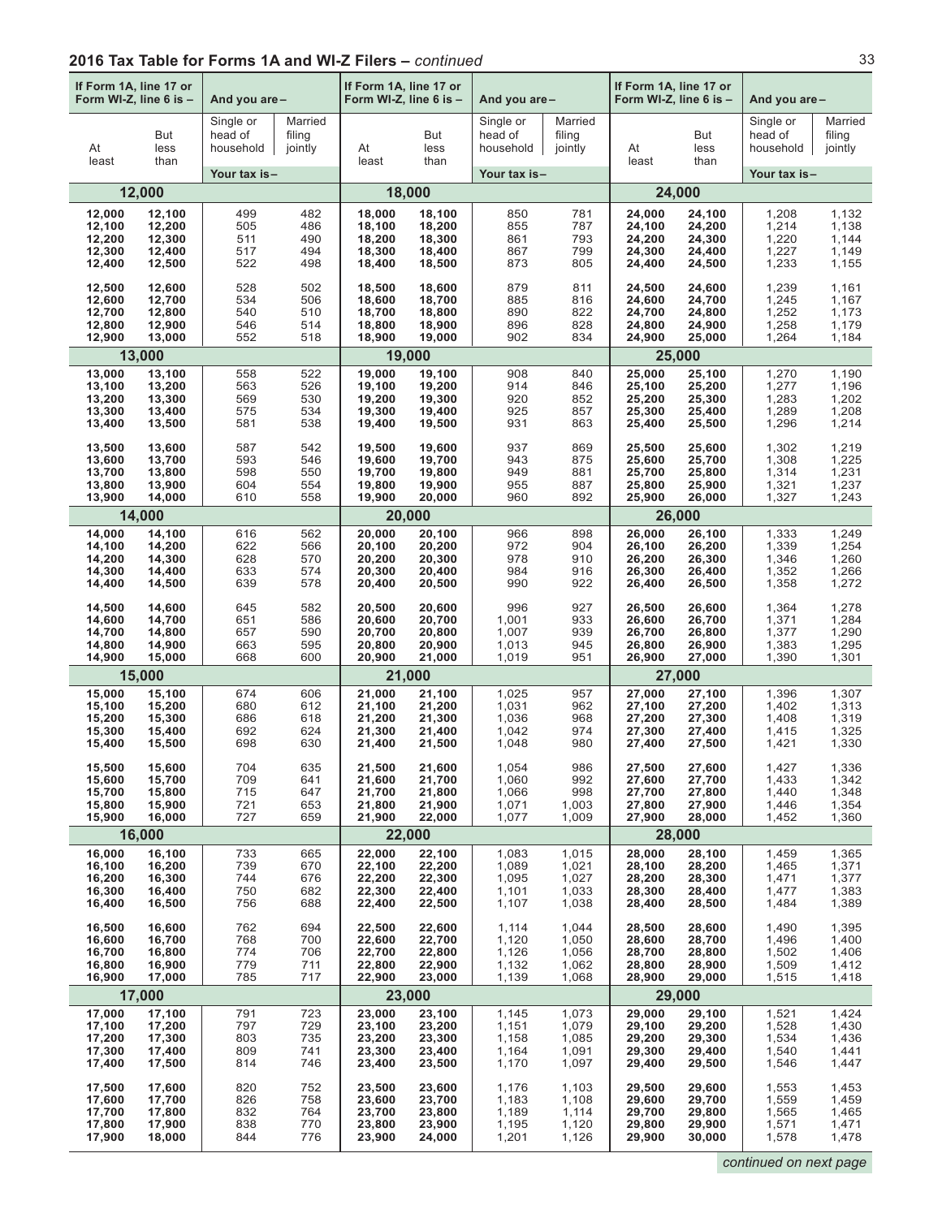## 2016 Tax Table for Forms 1A and WI-Z Filers – *continued*

| If Form 1A, line 17 or Form WI-Z, line 6 is – | | And you are – | | If Form 1A, line 17 or Form WI-Z, line 6 is – | | And you are – | | If Form 1A, line 17 or Form WI-Z, line 6 is – | | And you are – | |
|---|---|---|---|---|---|---|---|---|---|---|---|
| At least | But less than | Single or head of household | Married filing jointly | At least | But less than | Single or head of household | Married filing jointly | At least | But less than | Single or head of household | Married filing jointly |
| | | Your tax is – | | | | Your tax is – | | | | Your tax is – | |
| **12,000** | | | | **18,000** | | | | **24,000** | | | |
| 12,000 | 12,100 | 499 | 482 | 18,000 | 18,100 | 850 | 781 | 24,000 | 24,100 | 1,208 | 1,132 |
| 12,100 | 12,200 | 505 | 486 | 18,100 | 18,200 | 855 | 787 | 24,100 | 24,200 | 1,214 | 1,138 |
| 12,200 | 12,300 | 511 | 490 | 18,200 | 18,300 | 861 | 793 | 24,200 | 24,300 | 1,220 | 1,144 |
| 12,300 | 12,400 | 517 | 494 | 18,300 | 18,400 | 867 | 799 | 24,300 | 24,400 | 1,227 | 1,149 |
| 12,400 | 12,500 | 522 | 498 | 18,400 | 18,500 | 873 | 805 | 24,400 | 24,500 | 1,233 | 1,155 |
| 12,500 | 12,600 | 528 | 502 | 18,500 | 18,600 | 879 | 811 | 24,500 | 24,600 | 1,239 | 1,161 |
| 12,600 | 12,700 | 534 | 506 | 18,600 | 18,700 | 885 | 816 | 24,600 | 24,700 | 1,245 | 1,167 |
| 12,700 | 12,800 | 540 | 510 | 18,700 | 18,800 | 890 | 822 | 24,700 | 24,800 | 1,252 | 1,173 |
| 12,800 | 12,900 | 546 | 514 | 18,800 | 18,900 | 896 | 828 | 24,800 | 24,900 | 1,258 | 1,179 |
| 12,900 | 13,000 | 552 | 518 | 18,900 | 19,000 | 902 | 834 | 24,900 | 25,000 | 1,264 | 1,184 |
| **13,000** | | | | **19,000** | | | | **25,000** | | | |
| 13,000 | 13,100 | 558 | 522 | 19,000 | 19,100 | 908 | 840 | 25,000 | 25,100 | 1,270 | 1,190 |
| 13,100 | 13,200 | 563 | 526 | 19,100 | 19,200 | 914 | 846 | 25,100 | 25,200 | 1,277 | 1,196 |
| 13,200 | 13,300 | 569 | 530 | 19,200 | 19,300 | 920 | 852 | 25,200 | 25,300 | 1,283 | 1,202 |
| 13,300 | 13,400 | 575 | 534 | 19,300 | 19,400 | 925 | 857 | 25,300 | 25,400 | 1,289 | 1,208 |
| 13,400 | 13,500 | 581 | 538 | 19,400 | 19,500 | 931 | 863 | 25,400 | 25,500 | 1,296 | 1,214 |
| 13,500 | 13,600 | 587 | 542 | 19,500 | 19,600 | 937 | 869 | 25,500 | 25,600 | 1,302 | 1,219 |
| 13,600 | 13,700 | 593 | 546 | 19,600 | 19,700 | 943 | 875 | 25,600 | 25,700 | 1,308 | 1,225 |
| 13,700 | 13,800 | 598 | 550 | 19,700 | 19,800 | 949 | 881 | 25,700 | 25,800 | 1,314 | 1,231 |
| 13,800 | 13,900 | 604 | 554 | 19,800 | 19,900 | 955 | 887 | 25,800 | 25,900 | 1,321 | 1,237 |
| 13,900 | 14,000 | 610 | 558 | 19,900 | 20,000 | 960 | 892 | 25,900 | 26,000 | 1,327 | 1,243 |
| **14,000** | | | | **20,000** | | | | **26,000** | | | |
| 14,000 | 14,100 | 616 | 562 | 20,000 | 20,100 | 966 | 898 | 26,000 | 26,100 | 1,333 | 1,249 |
| 14,100 | 14,200 | 622 | 566 | 20,100 | 20,200 | 972 | 904 | 26,100 | 26,200 | 1,339 | 1,254 |
| 14,200 | 14,300 | 628 | 570 | 20,200 | 20,300 | 978 | 910 | 26,200 | 26,300 | 1,346 | 1,260 |
| 14,300 | 14,400 | 633 | 574 | 20,300 | 20,400 | 984 | 916 | 26,300 | 26,400 | 1,352 | 1,266 |
| 14,400 | 14,500 | 639 | 578 | 20,400 | 20,500 | 990 | 922 | 26,400 | 26,500 | 1,358 | 1,272 |
| 14,500 | 14,600 | 645 | 582 | 20,500 | 20,600 | 996 | 927 | 26,500 | 26,600 | 1,364 | 1,278 |
| 14,600 | 14,700 | 651 | 586 | 20,600 | 20,700 | 1,001 | 933 | 26,600 | 26,700 | 1,371 | 1,284 |
| 14,700 | 14,800 | 657 | 590 | 20,700 | 20,800 | 1,007 | 939 | 26,700 | 26,800 | 1,377 | 1,290 |
| 14,800 | 14,900 | 663 | 595 | 20,800 | 20,900 | 1,013 | 945 | 26,800 | 26,900 | 1,383 | 1,295 |
| 14,900 | 15,000 | 668 | 600 | 20,900 | 21,000 | 1,019 | 951 | 26,900 | 27,000 | 1,390 | 1,301 |
| **15,000** | | | | **21,000** | | | | **27,000** | | | |
| 15,000 | 15,100 | 674 | 606 | 21,000 | 21,100 | 1,025 | 957 | 27,000 | 27,100 | 1,396 | 1,307 |
| 15,100 | 15,200 | 680 | 612 | 21,100 | 21,200 | 1,031 | 962 | 27,100 | 27,200 | 1,402 | 1,313 |
| 15,200 | 15,300 | 686 | 618 | 21,200 | 21,300 | 1,036 | 968 | 27,200 | 27,300 | 1,408 | 1,319 |
| 15,300 | 15,400 | 692 | 624 | 21,300 | 21,400 | 1,042 | 974 | 27,300 | 27,400 | 1,415 | 1,325 |
| 15,400 | 15,500 | 698 | 630 | 21,400 | 21,500 | 1,048 | 980 | 27,400 | 27,500 | 1,421 | 1,330 |
| 15,500 | 15,600 | 704 | 635 | 21,500 | 21,600 | 1,054 | 986 | 27,500 | 27,600 | 1,427 | 1,336 |
| 15,600 | 15,700 | 709 | 641 | 21,600 | 21,700 | 1,060 | 992 | 27,600 | 27,700 | 1,433 | 1,342 |
| 15,700 | 15,800 | 715 | 647 | 21,700 | 21,800 | 1,066 | 998 | 27,700 | 27,800 | 1,440 | 1,348 |
| 15,800 | 15,900 | 721 | 653 | 21,800 | 21,900 | 1,071 | 1,003 | 27,800 | 27,900 | 1,446 | 1,354 |
| 15,900 | 16,000 | 727 | 659 | 21,900 | 22,000 | 1,077 | 1,009 | 27,900 | 28,000 | 1,452 | 1,360 |
| **16,000** | | | | **22,000** | | | | **28,000** | | | |
| 16,000 | 16,100 | 733 | 665 | 22,000 | 22,100 | 1,083 | 1,015 | 28,000 | 28,100 | 1,459 | 1,365 |
| 16,100 | 16,200 | 739 | 670 | 22,100 | 22,200 | 1,089 | 1,021 | 28,100 | 28,200 | 1,465 | 1,371 |
| 16,200 | 16,300 | 744 | 676 | 22,200 | 22,300 | 1,095 | 1,027 | 28,200 | 28,300 | 1,471 | 1,377 |
| 16,300 | 16,400 | 750 | 682 | 22,300 | 22,400 | 1,101 | 1,033 | 28,300 | 28,400 | 1,477 | 1,383 |
| 16,400 | 16,500 | 756 | 688 | 22,400 | 22,500 | 1,107 | 1,038 | 28,400 | 28,500 | 1,484 | 1,389 |
| 16,500 | 16,600 | 762 | 694 | 22,500 | 22,600 | 1,114 | 1,044 | 28,500 | 28,600 | 1,490 | 1,395 |
| 16,600 | 16,700 | 768 | 700 | 22,600 | 22,700 | 1,120 | 1,050 | 28,600 | 28,700 | 1,496 | 1,400 |
| 16,700 | 16,800 | 774 | 706 | 22,700 | 22,800 | 1,126 | 1,056 | 28,700 | 28,800 | 1,502 | 1,406 |
| 16,800 | 16,900 | 779 | 711 | 22,800 | 22,900 | 1,132 | 1,062 | 28,800 | 28,900 | 1,509 | 1,412 |
| 16,900 | 17,000 | 785 | 717 | 22,900 | 23,000 | 1,139 | 1,068 | 28,900 | 29,000 | 1,515 | 1,418 |
| **17,000** | | | | **23,000** | | | | **29,000** | | | |
| 17,000 | 17,100 | 791 | 723 | 23,000 | 23,100 | 1,145 | 1,073 | 29,000 | 29,100 | 1,521 | 1,424 |
| 17,100 | 17,200 | 797 | 729 | 23,100 | 23,200 | 1,151 | 1,079 | 29,100 | 29,200 | 1,528 | 1,430 |
| 17,200 | 17,300 | 803 | 735 | 23,200 | 23,300 | 1,158 | 1,085 | 29,200 | 29,300 | 1,534 | 1,436 |
| 17,300 | 17,400 | 809 | 741 | 23,300 | 23,400 | 1,164 | 1,091 | 29,300 | 29,400 | 1,540 | 1,441 |
| 17,400 | 17,500 | 814 | 746 | 23,400 | 23,500 | 1,170 | 1,097 | 29,400 | 29,500 | 1,546 | 1,447 |
| 17,500 | 17,600 | 820 | 752 | 23,500 | 23,600 | 1,176 | 1,103 | 29,500 | 29,600 | 1,553 | 1,453 |
| 17,600 | 17,700 | 826 | 758 | 23,600 | 23,700 | 1,183 | 1,108 | 29,600 | 29,700 | 1,559 | 1,459 |
| 17,700 | 17,800 | 832 | 764 | 23,700 | 23,800 | 1,189 | 1,114 | 29,700 | 29,800 | 1,565 | 1,465 |
| 17,800 | 17,900 | 838 | 770 | 23,800 | 23,900 | 1,195 | 1,120 | 29,800 | 29,900 | 1,571 | 1,471 |
| 17,900 | 18,000 | 844 | 776 | 23,900 | 24,000 | 1,201 | 1,126 | 29,900 | 30,000 | 1,578 | 1,478 |

*continued on next page*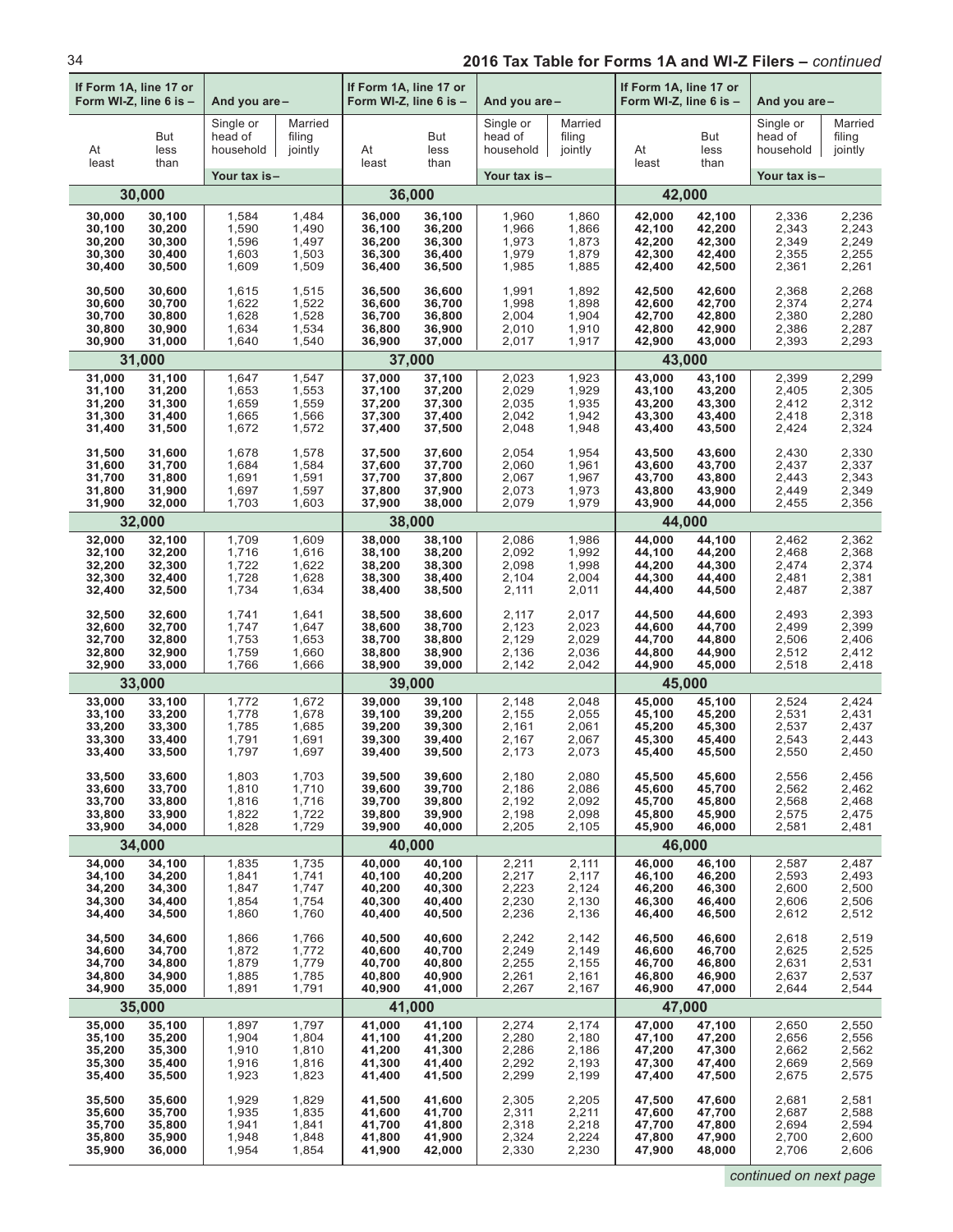## 2016 Tax Table for Forms 1A and WI-Z Filers – *continued*

| If Form 1A, line 17 or Form WI-Z, line 6 is – At least | But less than | And you are – Single or head of household (Your tax is –) | Married filing jointly | If Form 1A, line 17 or Form WI-Z, line 6 is – At least | But less than | And you are – Single or head of household (Your tax is –) | Married filing jointly | If Form 1A, line 17 or Form WI-Z, line 6 is – At least | But less than | And you are – Single or head of household (Your tax is –) | Married filing jointly |
|---|---|---|---|---|---|---|---|---|---|---|---|
| **30,000** | | | | **36,000** | | | | **42,000** | | | |
| 30,000 | 30,100 | 1,584 | 1,484 | 36,000 | 36,100 | 1,960 | 1,860 | 42,000 | 42,100 | 2,336 | 2,236 |
| 30,100 | 30,200 | 1,590 | 1,490 | 36,100 | 36,200 | 1,966 | 1,866 | 42,100 | 42,200 | 2,343 | 2,243 |
| 30,200 | 30,300 | 1,596 | 1,497 | 36,200 | 36,300 | 1,973 | 1,873 | 42,200 | 42,300 | 2,349 | 2,249 |
| 30,300 | 30,400 | 1,603 | 1,503 | 36,300 | 36,400 | 1,979 | 1,879 | 42,300 | 42,400 | 2,355 | 2,255 |
| 30,400 | 30,500 | 1,609 | 1,509 | 36,400 | 36,500 | 1,985 | 1,885 | 42,400 | 42,500 | 2,361 | 2,261 |
| 30,500 | 30,600 | 1,615 | 1,515 | 36,500 | 36,600 | 1,991 | 1,892 | 42,500 | 42,600 | 2,368 | 2,268 |
| 30,600 | 30,700 | 1,622 | 1,522 | 36,600 | 36,700 | 1,998 | 1,898 | 42,600 | 42,700 | 2,374 | 2,274 |
| 30,700 | 30,800 | 1,628 | 1,528 | 36,700 | 36,800 | 2,004 | 1,904 | 42,700 | 42,800 | 2,380 | 2,280 |
| 30,800 | 30,900 | 1,634 | 1,534 | 36,800 | 36,900 | 2,010 | 1,910 | 42,800 | 42,900 | 2,386 | 2,287 |
| 30,900 | 31,000 | 1,640 | 1,540 | 36,900 | 37,000 | 2,017 | 1,917 | 42,900 | 43,000 | 2,393 | 2,293 |
| **31,000** | | | | **37,000** | | | | **43,000** | | | |
| 31,000 | 31,100 | 1,647 | 1,547 | 37,000 | 37,100 | 2,023 | 1,923 | 43,000 | 43,100 | 2,399 | 2,299 |
| 31,100 | 31,200 | 1,653 | 1,553 | 37,100 | 37,200 | 2,029 | 1,929 | 43,100 | 43,200 | 2,405 | 2,305 |
| 31,200 | 31,300 | 1,659 | 1,559 | 37,200 | 37,300 | 2,035 | 1,935 | 43,200 | 43,300 | 2,412 | 2,312 |
| 31,300 | 31,400 | 1,665 | 1,566 | 37,300 | 37,400 | 2,042 | 1,942 | 43,300 | 43,400 | 2,418 | 2,318 |
| 31,400 | 31,500 | 1,672 | 1,572 | 37,400 | 37,500 | 2,048 | 1,948 | 43,400 | 43,500 | 2,424 | 2,324 |
| 31,500 | 31,600 | 1,678 | 1,578 | 37,500 | 37,600 | 2,054 | 1,954 | 43,500 | 43,600 | 2,430 | 2,330 |
| 31,600 | 31,700 | 1,684 | 1,584 | 37,600 | 37,700 | 2,060 | 1,961 | 43,600 | 43,700 | 2,437 | 2,337 |
| 31,700 | 31,800 | 1,691 | 1,591 | 37,700 | 37,800 | 2,067 | 1,967 | 43,700 | 43,800 | 2,443 | 2,343 |
| 31,800 | 31,900 | 1,697 | 1,597 | 37,800 | 37,900 | 2,073 | 1,973 | 43,800 | 43,900 | 2,449 | 2,349 |
| 31,900 | 32,000 | 1,703 | 1,603 | 37,900 | 38,000 | 2,079 | 1,979 | 43,900 | 44,000 | 2,455 | 2,356 |
| **32,000** | | | | **38,000** | | | | **44,000** | | | |
| 32,000 | 32,100 | 1,709 | 1,609 | 38,000 | 38,100 | 2,086 | 1,986 | 44,000 | 44,100 | 2,462 | 2,362 |
| 32,100 | 32,200 | 1,716 | 1,616 | 38,100 | 38,200 | 2,092 | 1,992 | 44,100 | 44,200 | 2,468 | 2,368 |
| 32,200 | 32,300 | 1,722 | 1,622 | 38,200 | 38,300 | 2,098 | 1,998 | 44,200 | 44,300 | 2,474 | 2,374 |
| 32,300 | 32,400 | 1,728 | 1,628 | 38,300 | 38,400 | 2,104 | 2,004 | 44,300 | 44,400 | 2,481 | 2,381 |
| 32,400 | 32,500 | 1,734 | 1,634 | 38,400 | 38,500 | 2,111 | 2,011 | 44,400 | 44,500 | 2,487 | 2,387 |
| 32,500 | 32,600 | 1,741 | 1,641 | 38,500 | 38,600 | 2,117 | 2,017 | 44,500 | 44,600 | 2,493 | 2,393 |
| 32,600 | 32,700 | 1,747 | 1,647 | 38,600 | 38,700 | 2,123 | 2,023 | 44,600 | 44,700 | 2,499 | 2,399 |
| 32,700 | 32,800 | 1,753 | 1,653 | 38,700 | 38,800 | 2,129 | 2,029 | 44,700 | 44,800 | 2,506 | 2,406 |
| 32,800 | 32,900 | 1,759 | 1,660 | 38,800 | 38,900 | 2,136 | 2,036 | 44,800 | 44,900 | 2,512 | 2,412 |
| 32,900 | 33,000 | 1,766 | 1,666 | 38,900 | 39,000 | 2,142 | 2,042 | 44,900 | 45,000 | 2,518 | 2,418 |
| **33,000** | | | | **39,000** | | | | **45,000** | | | |
| 33,000 | 33,100 | 1,772 | 1,672 | 39,000 | 39,100 | 2,148 | 2,048 | 45,000 | 45,100 | 2,524 | 2,424 |
| 33,100 | 33,200 | 1,778 | 1,678 | 39,100 | 39,200 | 2,155 | 2,055 | 45,100 | 45,200 | 2,531 | 2,431 |
| 33,200 | 33,300 | 1,785 | 1,685 | 39,200 | 39,300 | 2,161 | 2,061 | 45,200 | 45,300 | 2,537 | 2,437 |
| 33,300 | 33,400 | 1,791 | 1,691 | 39,300 | 39,400 | 2,167 | 2,067 | 45,300 | 45,400 | 2,543 | 2,443 |
| 33,400 | 33,500 | 1,797 | 1,697 | 39,400 | 39,500 | 2,173 | 2,073 | 45,400 | 45,500 | 2,550 | 2,450 |
| 33,500 | 33,600 | 1,803 | 1,703 | 39,500 | 39,600 | 2,180 | 2,080 | 45,500 | 45,600 | 2,556 | 2,456 |
| 33,600 | 33,700 | 1,810 | 1,710 | 39,600 | 39,700 | 2,186 | 2,086 | 45,600 | 45,700 | 2,562 | 2,462 |
| 33,700 | 33,800 | 1,816 | 1,716 | 39,700 | 39,800 | 2,192 | 2,092 | 45,700 | 45,800 | 2,568 | 2,468 |
| 33,800 | 33,900 | 1,822 | 1,722 | 39,800 | 39,900 | 2,198 | 2,098 | 45,800 | 45,900 | 2,575 | 2,475 |
| 33,900 | 34,000 | 1,828 | 1,729 | 39,900 | 40,000 | 2,205 | 2,105 | 45,900 | 46,000 | 2,581 | 2,481 |
| **34,000** | | | | **40,000** | | | | **46,000** | | | |
| 34,000 | 34,100 | 1,835 | 1,735 | 40,000 | 40,100 | 2,211 | 2,111 | 46,000 | 46,100 | 2,587 | 2,487 |
| 34,100 | 34,200 | 1,841 | 1,741 | 40,100 | 40,200 | 2,217 | 2,117 | 46,100 | 46,200 | 2,593 | 2,493 |
| 34,200 | 34,300 | 1,847 | 1,747 | 40,200 | 40,300 | 2,223 | 2,124 | 46,200 | 46,300 | 2,600 | 2,500 |
| 34,300 | 34,400 | 1,854 | 1,754 | 40,300 | 40,400 | 2,230 | 2,130 | 46,300 | 46,400 | 2,606 | 2,506 |
| 34,400 | 34,500 | 1,860 | 1,760 | 40,400 | 40,500 | 2,236 | 2,136 | 46,400 | 46,500 | 2,612 | 2,512 |
| 34,500 | 34,600 | 1,866 | 1,766 | 40,500 | 40,600 | 2,242 | 2,142 | 46,500 | 46,600 | 2,618 | 2,519 |
| 34,600 | 34,700 | 1,872 | 1,772 | 40,600 | 40,700 | 2,249 | 2,149 | 46,600 | 46,700 | 2,625 | 2,525 |
| 34,700 | 34,800 | 1,879 | 1,779 | 40,700 | 40,800 | 2,255 | 2,155 | 46,700 | 46,800 | 2,631 | 2,531 |
| 34,800 | 34,900 | 1,885 | 1,785 | 40,800 | 40,900 | 2,261 | 2,161 | 46,800 | 46,900 | 2,637 | 2,537 |
| 34,900 | 35,000 | 1,891 | 1,791 | 40,900 | 41,000 | 2,267 | 2,167 | 46,900 | 47,000 | 2,644 | 2,544 |
| **35,000** | | | | **41,000** | | | | **47,000** | | | |
| 35,000 | 35,100 | 1,897 | 1,797 | 41,000 | 41,100 | 2,274 | 2,174 | 47,000 | 47,100 | 2,650 | 2,550 |
| 35,100 | 35,200 | 1,904 | 1,804 | 41,100 | 41,200 | 2,280 | 2,180 | 47,100 | 47,200 | 2,656 | 2,556 |
| 35,200 | 35,300 | 1,910 | 1,810 | 41,200 | 41,300 | 2,286 | 2,186 | 47,200 | 47,300 | 2,662 | 2,562 |
| 35,300 | 35,400 | 1,916 | 1,816 | 41,300 | 41,400 | 2,292 | 2,193 | 47,300 | 47,400 | 2,669 | 2,569 |
| 35,400 | 35,500 | 1,923 | 1,823 | 41,400 | 41,500 | 2,299 | 2,199 | 47,400 | 47,500 | 2,675 | 2,575 |
| 35,500 | 35,600 | 1,929 | 1,829 | 41,500 | 41,600 | 2,305 | 2,205 | 47,500 | 47,600 | 2,681 | 2,581 |
| 35,600 | 35,700 | 1,935 | 1,835 | 41,600 | 41,700 | 2,311 | 2,211 | 47,600 | 47,700 | 2,687 | 2,588 |
| 35,700 | 35,800 | 1,941 | 1,841 | 41,700 | 41,800 | 2,318 | 2,218 | 47,700 | 47,800 | 2,694 | 2,594 |
| 35,800 | 35,900 | 1,948 | 1,848 | 41,800 | 41,900 | 2,324 | 2,224 | 47,800 | 47,900 | 2,700 | 2,600 |
| 35,900 | 36,000 | 1,954 | 1,854 | 41,900 | 42,000 | 2,330 | 2,230 | 47,900 | 48,000 | 2,706 | 2,606 |

*continued on next page*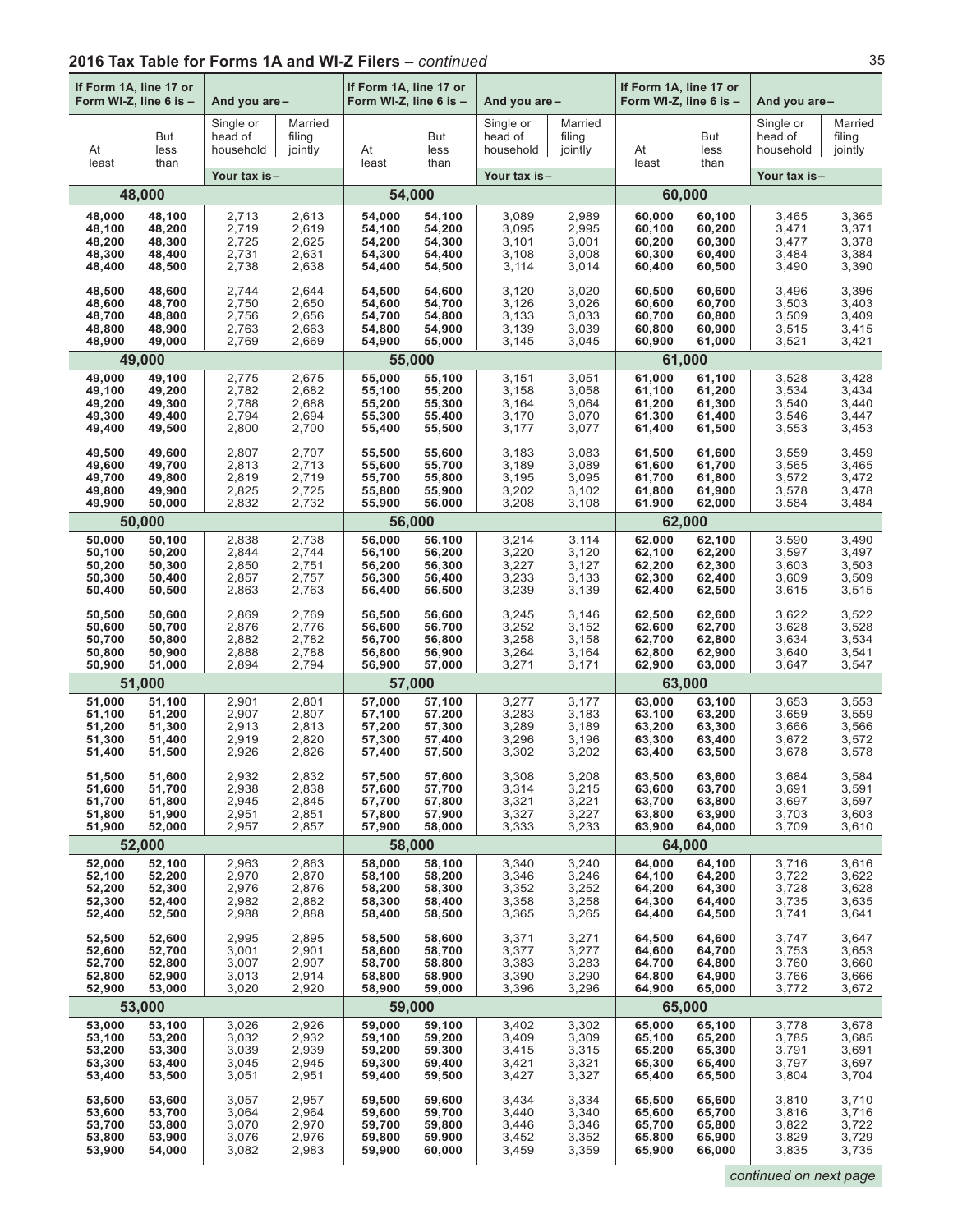## 2016 Tax Table for Forms 1A and WI-Z Filers – *continued*

| If Form 1A, line 17 or Form WI-Z, line 6 is – | | And you are – | | If Form 1A, line 17 or Form WI-Z, line 6 is – | | And you are – | | If Form 1A, line 17 or Form WI-Z, line 6 is – | | And you are – | |
|---|---|---|---|---|---|---|---|---|---|---|---|
| At least | But less than | Single or head of household | Married filing jointly | At least | But less than | Single or head of household | Married filing jointly | At least | But less than | Single or head of household | Married filing jointly |
| | | Your tax is – | | | | Your tax is – | | | | Your tax is – | |
| **48,000** | | | | **54,000** | | | | **60,000** | | | |
| 48,000 | 48,100 | 2,713 | 2,613 | 54,000 | 54,100 | 3,089 | 2,989 | 60,000 | 60,100 | 3,465 | 3,365 |
| 48,100 | 48,200 | 2,719 | 2,619 | 54,100 | 54,200 | 3,095 | 2,995 | 60,100 | 60,200 | 3,471 | 3,371 |
| 48,200 | 48,300 | 2,725 | 2,625 | 54,200 | 54,300 | 3,101 | 3,001 | 60,200 | 60,300 | 3,477 | 3,378 |
| 48,300 | 48,400 | 2,731 | 2,631 | 54,300 | 54,400 | 3,108 | 3,008 | 60,300 | 60,400 | 3,484 | 3,384 |
| 48,400 | 48,500 | 2,738 | 2,638 | 54,400 | 54,500 | 3,114 | 3,014 | 60,400 | 60,500 | 3,490 | 3,390 |
| 48,500 | 48,600 | 2,744 | 2,644 | 54,500 | 54,600 | 3,120 | 3,020 | 60,500 | 60,600 | 3,496 | 3,396 |
| 48,600 | 48,700 | 2,750 | 2,650 | 54,600 | 54,700 | 3,126 | 3,026 | 60,600 | 60,700 | 3,503 | 3,403 |
| 48,700 | 48,800 | 2,756 | 2,656 | 54,700 | 54,800 | 3,133 | 3,033 | 60,700 | 60,800 | 3,509 | 3,409 |
| 48,800 | 48,900 | 2,763 | 2,663 | 54,800 | 54,900 | 3,139 | 3,039 | 60,800 | 60,900 | 3,515 | 3,415 |
| 48,900 | 49,000 | 2,769 | 2,669 | 54,900 | 55,000 | 3,145 | 3,045 | 60,900 | 61,000 | 3,521 | 3,421 |
| **49,000** | | | | **55,000** | | | | **61,000** | | | |
| 49,000 | 49,100 | 2,775 | 2,675 | 55,000 | 55,100 | 3,151 | 3,051 | 61,000 | 61,100 | 3,528 | 3,428 |
| 49,100 | 49,200 | 2,782 | 2,682 | 55,100 | 55,200 | 3,158 | 3,058 | 61,100 | 61,200 | 3,534 | 3,434 |
| 49,200 | 49,300 | 2,788 | 2,688 | 55,200 | 55,300 | 3,164 | 3,064 | 61,200 | 61,300 | 3,540 | 3,440 |
| 49,300 | 49,400 | 2,794 | 2,694 | 55,300 | 55,400 | 3,170 | 3,070 | 61,300 | 61,400 | 3,546 | 3,447 |
| 49,400 | 49,500 | 2,800 | 2,700 | 55,400 | 55,500 | 3,177 | 3,077 | 61,400 | 61,500 | 3,553 | 3,453 |
| 49,500 | 49,600 | 2,807 | 2,707 | 55,500 | 55,600 | 3,183 | 3,083 | 61,500 | 61,600 | 3,559 | 3,459 |
| 49,600 | 49,700 | 2,813 | 2,713 | 55,600 | 55,700 | 3,189 | 3,089 | 61,600 | 61,700 | 3,565 | 3,465 |
| 49,700 | 49,800 | 2,819 | 2,719 | 55,700 | 55,800 | 3,195 | 3,095 | 61,700 | 61,800 | 3,572 | 3,472 |
| 49,800 | 49,900 | 2,825 | 2,725 | 55,800 | 55,900 | 3,202 | 3,102 | 61,800 | 61,900 | 3,578 | 3,478 |
| 49,900 | 50,000 | 2,832 | 2,732 | 55,900 | 56,000 | 3,208 | 3,108 | 61,900 | 62,000 | 3,584 | 3,484 |
| **50,000** | | | | **56,000** | | | | **62,000** | | | |
| 50,000 | 50,100 | 2,838 | 2,738 | 56,000 | 56,100 | 3,214 | 3,114 | 62,000 | 62,100 | 3,590 | 3,490 |
| 50,100 | 50,200 | 2,844 | 2,744 | 56,100 | 56,200 | 3,220 | 3,120 | 62,100 | 62,200 | 3,597 | 3,497 |
| 50,200 | 50,300 | 2,850 | 2,751 | 56,200 | 56,300 | 3,227 | 3,127 | 62,200 | 62,300 | 3,603 | 3,503 |
| 50,300 | 50,400 | 2,857 | 2,757 | 56,300 | 56,400 | 3,233 | 3,133 | 62,300 | 62,400 | 3,609 | 3,509 |
| 50,400 | 50,500 | 2,863 | 2,763 | 56,400 | 56,500 | 3,239 | 3,139 | 62,400 | 62,500 | 3,615 | 3,515 |
| 50,500 | 50,600 | 2,869 | 2,769 | 56,500 | 56,600 | 3,245 | 3,146 | 62,500 | 62,600 | 3,622 | 3,522 |
| 50,600 | 50,700 | 2,876 | 2,776 | 56,600 | 56,700 | 3,252 | 3,152 | 62,600 | 62,700 | 3,628 | 3,528 |
| 50,700 | 50,800 | 2,882 | 2,782 | 56,700 | 56,800 | 3,258 | 3,158 | 62,700 | 62,800 | 3,634 | 3,534 |
| 50,800 | 50,900 | 2,888 | 2,788 | 56,800 | 56,900 | 3,264 | 3,164 | 62,800 | 62,900 | 3,640 | 3,541 |
| 50,900 | 51,000 | 2,894 | 2,794 | 56,900 | 57,000 | 3,271 | 3,171 | 62,900 | 63,000 | 3,647 | 3,547 |
| **51,000** | | | | **57,000** | | | | **63,000** | | | |
| 51,000 | 51,100 | 2,901 | 2,801 | 57,000 | 57,100 | 3,277 | 3,177 | 63,000 | 63,100 | 3,653 | 3,553 |
| 51,100 | 51,200 | 2,907 | 2,807 | 57,100 | 57,200 | 3,283 | 3,183 | 63,100 | 63,200 | 3,659 | 3,559 |
| 51,200 | 51,300 | 2,913 | 2,813 | 57,200 | 57,300 | 3,289 | 3,189 | 63,200 | 63,300 | 3,666 | 3,566 |
| 51,300 | 51,400 | 2,919 | 2,820 | 57,300 | 57,400 | 3,296 | 3,196 | 63,300 | 63,400 | 3,672 | 3,572 |
| 51,400 | 51,500 | 2,926 | 2,826 | 57,400 | 57,500 | 3,302 | 3,202 | 63,400 | 63,500 | 3,678 | 3,578 |
| 51,500 | 51,600 | 2,932 | 2,832 | 57,500 | 57,600 | 3,308 | 3,208 | 63,500 | 63,600 | 3,684 | 3,584 |
| 51,600 | 51,700 | 2,938 | 2,838 | 57,600 | 57,700 | 3,314 | 3,215 | 63,600 | 63,700 | 3,691 | 3,591 |
| 51,700 | 51,800 | 2,945 | 2,845 | 57,700 | 57,800 | 3,321 | 3,221 | 63,700 | 63,800 | 3,697 | 3,597 |
| 51,800 | 51,900 | 2,951 | 2,851 | 57,800 | 57,900 | 3,327 | 3,227 | 63,800 | 63,900 | 3,703 | 3,603 |
| 51,900 | 52,000 | 2,957 | 2,857 | 57,900 | 58,000 | 3,333 | 3,233 | 63,900 | 64,000 | 3,709 | 3,610 |
| **52,000** | | | | **58,000** | | | | **64,000** | | | |
| 52,000 | 52,100 | 2,963 | 2,863 | 58,000 | 58,100 | 3,340 | 3,240 | 64,000 | 64,100 | 3,716 | 3,616 |
| 52,100 | 52,200 | 2,970 | 2,870 | 58,100 | 58,200 | 3,346 | 3,246 | 64,100 | 64,200 | 3,722 | 3,622 |
| 52,200 | 52,300 | 2,976 | 2,876 | 58,200 | 58,300 | 3,352 | 3,252 | 64,200 | 64,300 | 3,728 | 3,628 |
| 52,300 | 52,400 | 2,982 | 2,882 | 58,300 | 58,400 | 3,358 | 3,258 | 64,300 | 64,400 | 3,735 | 3,635 |
| 52,400 | 52,500 | 2,988 | 2,888 | 58,400 | 58,500 | 3,365 | 3,265 | 64,400 | 64,500 | 3,741 | 3,641 |
| 52,500 | 52,600 | 2,995 | 2,895 | 58,500 | 58,600 | 3,371 | 3,271 | 64,500 | 64,600 | 3,747 | 3,647 |
| 52,600 | 52,700 | 3,001 | 2,901 | 58,600 | 58,700 | 3,377 | 3,277 | 64,600 | 64,700 | 3,753 | 3,653 |
| 52,700 | 52,800 | 3,007 | 2,907 | 58,700 | 58,800 | 3,383 | 3,283 | 64,700 | 64,800 | 3,760 | 3,660 |
| 52,800 | 52,900 | 3,013 | 2,914 | 58,800 | 58,900 | 3,390 | 3,290 | 64,800 | 64,900 | 3,766 | 3,666 |
| 52,900 | 53,000 | 3,020 | 2,920 | 58,900 | 59,000 | 3,396 | 3,296 | 64,900 | 65,000 | 3,772 | 3,672 |
| **53,000** | | | | **59,000** | | | | **65,000** | | | |
| 53,000 | 53,100 | 3,026 | 2,926 | 59,000 | 59,100 | 3,402 | 3,302 | 65,000 | 65,100 | 3,778 | 3,678 |
| 53,100 | 53,200 | 3,032 | 2,932 | 59,100 | 59,200 | 3,409 | 3,309 | 65,100 | 65,200 | 3,785 | 3,685 |
| 53,200 | 53,300 | 3,039 | 2,939 | 59,200 | 59,300 | 3,415 | 3,315 | 65,200 | 65,300 | 3,791 | 3,691 |
| 53,300 | 53,400 | 3,045 | 2,945 | 59,300 | 59,400 | 3,421 | 3,321 | 65,300 | 65,400 | 3,797 | 3,697 |
| 53,400 | 53,500 | 3,051 | 2,951 | 59,400 | 59,500 | 3,427 | 3,327 | 65,400 | 65,500 | 3,804 | 3,704 |
| 53,500 | 53,600 | 3,057 | 2,957 | 59,500 | 59,600 | 3,434 | 3,334 | 65,500 | 65,600 | 3,810 | 3,710 |
| 53,600 | 53,700 | 3,064 | 2,964 | 59,600 | 59,700 | 3,440 | 3,340 | 65,600 | 65,700 | 3,816 | 3,716 |
| 53,700 | 53,800 | 3,070 | 2,970 | 59,700 | 59,800 | 3,446 | 3,346 | 65,700 | 65,800 | 3,822 | 3,722 |
| 53,800 | 53,900 | 3,076 | 2,976 | 59,800 | 59,900 | 3,452 | 3,352 | 65,800 | 65,900 | 3,829 | 3,729 |
| 53,900 | 54,000 | 3,082 | 2,983 | 59,900 | 60,000 | 3,459 | 3,359 | 65,900 | 66,000 | 3,835 | 3,735 |

*continued on next page*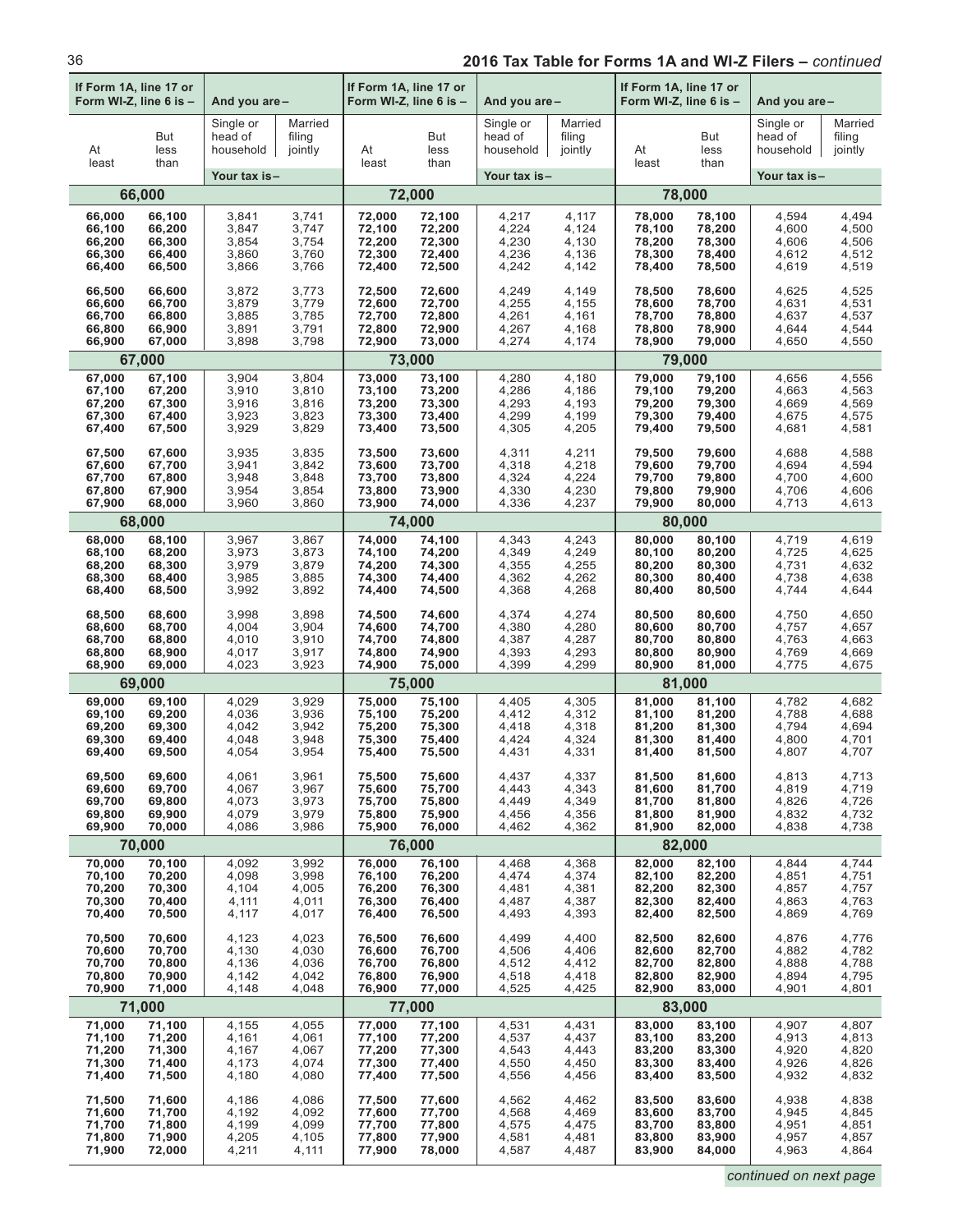## 2016 Tax Table for Forms 1A and WI-Z Filers – *continued*

| If Form 1A, line 17 or Form WI-Z, line 6 is – At least | But less than | And you are – Single or head of household Your tax is – | Married filing jointly | If Form 1A, line 17 or Form WI-Z, line 6 is – At least | But less than | And you are – Single or head of household Your tax is – | Married filing jointly | If Form 1A, line 17 or Form WI-Z, line 6 is – At least | But less than | And you are – Single or head of household Your tax is – | Married filing jointly |
|---|---|---|---|---|---|---|---|---|---|---|---|
| **66,000** | | | | **72,000** | | | | **78,000** | | | |
| 66,000 | 66,100 | 3,841 | 3,741 | 72,000 | 72,100 | 4,217 | 4,117 | 78,000 | 78,100 | 4,594 | 4,494 |
| 66,100 | 66,200 | 3,847 | 3,747 | 72,100 | 72,200 | 4,224 | 4,124 | 78,100 | 78,200 | 4,600 | 4,500 |
| 66,200 | 66,300 | 3,854 | 3,754 | 72,200 | 72,300 | 4,230 | 4,130 | 78,200 | 78,300 | 4,606 | 4,506 |
| 66,300 | 66,400 | 3,860 | 3,760 | 72,300 | 72,400 | 4,236 | 4,136 | 78,300 | 78,400 | 4,612 | 4,512 |
| 66,400 | 66,500 | 3,866 | 3,766 | 72,400 | 72,500 | 4,242 | 4,142 | 78,400 | 78,500 | 4,619 | 4,519 |
| 66,500 | 66,600 | 3,872 | 3,773 | 72,500 | 72,600 | 4,249 | 4,149 | 78,500 | 78,600 | 4,625 | 4,525 |
| 66,600 | 66,700 | 3,879 | 3,779 | 72,600 | 72,700 | 4,255 | 4,155 | 78,600 | 78,700 | 4,631 | 4,531 |
| 66,700 | 66,800 | 3,885 | 3,785 | 72,700 | 72,800 | 4,261 | 4,161 | 78,700 | 78,800 | 4,637 | 4,537 |
| 66,800 | 66,900 | 3,891 | 3,791 | 72,800 | 72,900 | 4,267 | 4,168 | 78,800 | 78,900 | 4,644 | 4,544 |
| 66,900 | 67,000 | 3,898 | 3,798 | 72,900 | 73,000 | 4,274 | 4,174 | 78,900 | 79,000 | 4,650 | 4,550 |
| **67,000** | | | | **73,000** | | | | **79,000** | | | |
| 67,000 | 67,100 | 3,904 | 3,804 | 73,000 | 73,100 | 4,280 | 4,180 | 79,000 | 79,100 | 4,656 | 4,556 |
| 67,100 | 67,200 | 3,910 | 3,810 | 73,100 | 73,200 | 4,286 | 4,186 | 79,100 | 79,200 | 4,663 | 4,563 |
| 67,200 | 67,300 | 3,916 | 3,816 | 73,200 | 73,300 | 4,293 | 4,193 | 79,200 | 79,300 | 4,669 | 4,569 |
| 67,300 | 67,400 | 3,923 | 3,823 | 73,300 | 73,400 | 4,299 | 4,199 | 79,300 | 79,400 | 4,675 | 4,575 |
| 67,400 | 67,500 | 3,929 | 3,829 | 73,400 | 73,500 | 4,305 | 4,205 | 79,400 | 79,500 | 4,681 | 4,581 |
| 67,500 | 67,600 | 3,935 | 3,835 | 73,500 | 73,600 | 4,311 | 4,211 | 79,500 | 79,600 | 4,688 | 4,588 |
| 67,600 | 67,700 | 3,941 | 3,842 | 73,600 | 73,700 | 4,318 | 4,218 | 79,600 | 79,700 | 4,694 | 4,594 |
| 67,700 | 67,800 | 3,948 | 3,848 | 73,700 | 73,800 | 4,324 | 4,224 | 79,700 | 79,800 | 4,700 | 4,600 |
| 67,800 | 67,900 | 3,954 | 3,854 | 73,800 | 73,900 | 4,330 | 4,230 | 79,800 | 79,900 | 4,706 | 4,606 |
| 67,900 | 68,000 | 3,960 | 3,860 | 73,900 | 74,000 | 4,336 | 4,237 | 79,900 | 80,000 | 4,713 | 4,613 |
| **68,000** | | | | **74,000** | | | | **80,000** | | | |
| 68,000 | 68,100 | 3,967 | 3,867 | 74,000 | 74,100 | 4,343 | 4,243 | 80,000 | 80,100 | 4,719 | 4,619 |
| 68,100 | 68,200 | 3,973 | 3,873 | 74,100 | 74,200 | 4,349 | 4,249 | 80,100 | 80,200 | 4,725 | 4,625 |
| 68,200 | 68,300 | 3,979 | 3,879 | 74,200 | 74,300 | 4,355 | 4,255 | 80,200 | 80,300 | 4,731 | 4,632 |
| 68,300 | 68,400 | 3,985 | 3,885 | 74,300 | 74,400 | 4,362 | 4,262 | 80,300 | 80,400 | 4,738 | 4,638 |
| 68,400 | 68,500 | 3,992 | 3,892 | 74,400 | 74,500 | 4,368 | 4,268 | 80,400 | 80,500 | 4,744 | 4,644 |
| 68,500 | 68,600 | 3,998 | 3,898 | 74,500 | 74,600 | 4,374 | 4,274 | 80,500 | 80,600 | 4,750 | 4,650 |
| 68,600 | 68,700 | 4,004 | 3,904 | 74,600 | 74,700 | 4,380 | 4,280 | 80,600 | 80,700 | 4,757 | 4,657 |
| 68,700 | 68,800 | 4,010 | 3,910 | 74,700 | 74,800 | 4,387 | 4,287 | 80,700 | 80,800 | 4,763 | 4,663 |
| 68,800 | 68,900 | 4,017 | 3,917 | 74,800 | 74,900 | 4,393 | 4,293 | 80,800 | 80,900 | 4,769 | 4,669 |
| 68,900 | 69,000 | 4,023 | 3,923 | 74,900 | 75,000 | 4,399 | 4,299 | 80,900 | 81,000 | 4,775 | 4,675 |
| **69,000** | | | | **75,000** | | | | **81,000** | | | |
| 69,000 | 69,100 | 4,029 | 3,929 | 75,000 | 75,100 | 4,405 | 4,305 | 81,000 | 81,100 | 4,782 | 4,682 |
| 69,100 | 69,200 | 4,036 | 3,936 | 75,100 | 75,200 | 4,412 | 4,312 | 81,100 | 81,200 | 4,788 | 4,688 |
| 69,200 | 69,300 | 4,042 | 3,942 | 75,200 | 75,300 | 4,418 | 4,318 | 81,200 | 81,300 | 4,794 | 4,694 |
| 69,300 | 69,400 | 4,048 | 3,948 | 75,300 | 75,400 | 4,424 | 4,324 | 81,300 | 81,400 | 4,800 | 4,701 |
| 69,400 | 69,500 | 4,054 | 3,954 | 75,400 | 75,500 | 4,431 | 4,331 | 81,400 | 81,500 | 4,807 | 4,707 |
| 69,500 | 69,600 | 4,061 | 3,961 | 75,500 | 75,600 | 4,437 | 4,337 | 81,500 | 81,600 | 4,813 | 4,713 |
| 69,600 | 69,700 | 4,067 | 3,967 | 75,600 | 75,700 | 4,443 | 4,343 | 81,600 | 81,700 | 4,819 | 4,719 |
| 69,700 | 69,800 | 4,073 | 3,973 | 75,700 | 75,800 | 4,449 | 4,349 | 81,700 | 81,800 | 4,826 | 4,726 |
| 69,800 | 69,900 | 4,079 | 3,979 | 75,800 | 75,900 | 4,456 | 4,356 | 81,800 | 81,900 | 4,832 | 4,732 |
| 69,900 | 70,000 | 4,086 | 3,986 | 75,900 | 76,000 | 4,462 | 4,362 | 81,900 | 82,000 | 4,838 | 4,738 |
| **70,000** | | | | **76,000** | | | | **82,000** | | | |
| 70,000 | 70,100 | 4,092 | 3,992 | 76,000 | 76,100 | 4,468 | 4,368 | 82,000 | 82,100 | 4,844 | 4,744 |
| 70,100 | 70,200 | 4,098 | 3,998 | 76,100 | 76,200 | 4,474 | 4,374 | 82,100 | 82,200 | 4,851 | 4,751 |
| 70,200 | 70,300 | 4,104 | 4,005 | 76,200 | 76,300 | 4,481 | 4,381 | 82,200 | 82,300 | 4,857 | 4,757 |
| 70,300 | 70,400 | 4,111 | 4,011 | 76,300 | 76,400 | 4,487 | 4,387 | 82,300 | 82,400 | 4,863 | 4,763 |
| 70,400 | 70,500 | 4,117 | 4,017 | 76,400 | 76,500 | 4,493 | 4,393 | 82,400 | 82,500 | 4,869 | 4,769 |
| 70,500 | 70,600 | 4,123 | 4,023 | 76,500 | 76,600 | 4,499 | 4,400 | 82,500 | 82,600 | 4,876 | 4,776 |
| 70,600 | 70,700 | 4,130 | 4,030 | 76,600 | 76,700 | 4,506 | 4,406 | 82,600 | 82,700 | 4,882 | 4,782 |
| 70,700 | 70,800 | 4,136 | 4,036 | 76,700 | 76,800 | 4,512 | 4,412 | 82,700 | 82,800 | 4,888 | 4,788 |
| 70,800 | 70,900 | 4,142 | 4,042 | 76,800 | 76,900 | 4,518 | 4,418 | 82,800 | 82,900 | 4,894 | 4,795 |
| 70,900 | 71,000 | 4,148 | 4,048 | 76,900 | 77,000 | 4,525 | 4,425 | 82,900 | 83,000 | 4,901 | 4,801 |
| **71,000** | | | | **77,000** | | | | **83,000** | | | |
| 71,000 | 71,100 | 4,155 | 4,055 | 77,000 | 77,100 | 4,531 | 4,431 | 83,000 | 83,100 | 4,907 | 4,807 |
| 71,100 | 71,200 | 4,161 | 4,061 | 77,100 | 77,200 | 4,537 | 4,437 | 83,100 | 83,200 | 4,913 | 4,813 |
| 71,200 | 71,300 | 4,167 | 4,067 | 77,200 | 77,300 | 4,543 | 4,443 | 83,200 | 83,300 | 4,920 | 4,820 |
| 71,300 | 71,400 | 4,173 | 4,074 | 77,300 | 77,400 | 4,550 | 4,450 | 83,300 | 83,400 | 4,926 | 4,826 |
| 71,400 | 71,500 | 4,180 | 4,080 | 77,400 | 77,500 | 4,556 | 4,456 | 83,400 | 83,500 | 4,932 | 4,832 |
| 71,500 | 71,600 | 4,186 | 4,086 | 77,500 | 77,600 | 4,562 | 4,462 | 83,500 | 83,600 | 4,938 | 4,838 |
| 71,600 | 71,700 | 4,192 | 4,092 | 77,600 | 77,700 | 4,568 | 4,469 | 83,600 | 83,700 | 4,945 | 4,845 |
| 71,700 | 71,800 | 4,199 | 4,099 | 77,700 | 77,800 | 4,575 | 4,475 | 83,700 | 83,800 | 4,951 | 4,851 |
| 71,800 | 71,900 | 4,205 | 4,105 | 77,800 | 77,900 | 4,581 | 4,481 | 83,800 | 83,900 | 4,957 | 4,857 |
| 71,900 | 72,000 | 4,211 | 4,111 | 77,900 | 78,000 | 4,587 | 4,487 | 83,900 | 84,000 | 4,963 | 4,864 |

*continued on next page*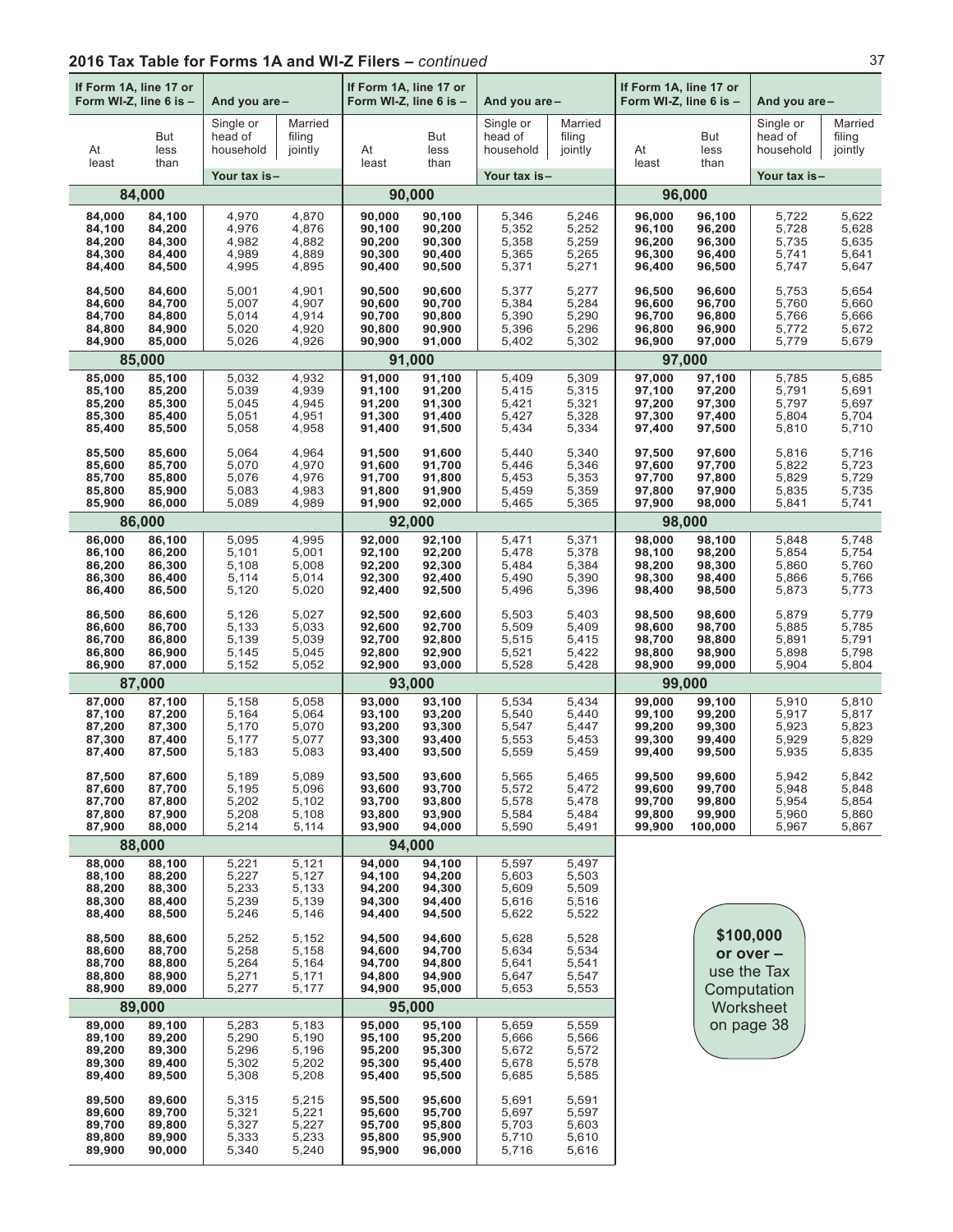## 2016 Tax Table for Forms 1A and WI-Z Filers – *continued*

| If Form 1A, line 17 or Form WI-Z, line 6 is – At least | But less than | And you are – Single or head of household Your tax is – | Married filing jointly |
|---|---|---|---|
| **84,000** | | | |
| 84,000 | 84,100 | 4,970 | 4,870 |
| 84,100 | 84,200 | 4,976 | 4,876 |
| 84,200 | 84,300 | 4,982 | 4,882 |
| 84,300 | 84,400 | 4,989 | 4,889 |
| 84,400 | 84,500 | 4,995 | 4,895 |
| 84,500 | 84,600 | 5,001 | 4,901 |
| 84,600 | 84,700 | 5,007 | 4,907 |
| 84,700 | 84,800 | 5,014 | 4,914 |
| 84,800 | 84,900 | 5,020 | 4,920 |
| 84,900 | 85,000 | 5,026 | 4,926 |
| **85,000** | | | |
| 85,000 | 85,100 | 5,032 | 4,932 |
| 85,100 | 85,200 | 5,039 | 4,939 |
| 85,200 | 85,300 | 5,045 | 4,945 |
| 85,300 | 85,400 | 5,051 | 4,951 |
| 85,400 | 85,500 | 5,058 | 4,958 |
| 85,500 | 85,600 | 5,064 | 4,964 |
| 85,600 | 85,700 | 5,070 | 4,970 |
| 85,700 | 85,800 | 5,076 | 4,976 |
| 85,800 | 85,900 | 5,083 | 4,983 |
| 85,900 | 86,000 | 5,089 | 4,989 |
| **86,000** | | | |
| 86,000 | 86,100 | 5,095 | 4,995 |
| 86,100 | 86,200 | 5,101 | 5,001 |
| 86,200 | 86,300 | 5,108 | 5,008 |
| 86,300 | 86,400 | 5,114 | 5,014 |
| 86,400 | 86,500 | 5,120 | 5,020 |
| 86,500 | 86,600 | 5,126 | 5,027 |
| 86,600 | 86,700 | 5,133 | 5,033 |
| 86,700 | 86,800 | 5,139 | 5,039 |
| 86,800 | 86,900 | 5,145 | 5,045 |
| 86,900 | 87,000 | 5,152 | 5,052 |
| **87,000** | | | |
| 87,000 | 87,100 | 5,158 | 5,058 |
| 87,100 | 87,200 | 5,164 | 5,064 |
| 87,200 | 87,300 | 5,170 | 5,070 |
| 87,300 | 87,400 | 5,177 | 5,077 |
| 87,400 | 87,500 | 5,183 | 5,083 |
| 87,500 | 87,600 | 5,189 | 5,089 |
| 87,600 | 87,700 | 5,195 | 5,096 |
| 87,700 | 87,800 | 5,202 | 5,102 |
| 87,800 | 87,900 | 5,208 | 5,108 |
| 87,900 | 88,000 | 5,214 | 5,114 |
| **88,000** | | | |
| 88,000 | 88,100 | 5,221 | 5,121 |
| 88,100 | 88,200 | 5,227 | 5,127 |
| 88,200 | 88,300 | 5,233 | 5,133 |
| 88,300 | 88,400 | 5,239 | 5,139 |
| 88,400 | 88,500 | 5,246 | 5,146 |
| 88,500 | 88,600 | 5,252 | 5,152 |
| 88,600 | 88,700 | 5,258 | 5,158 |
| 88,700 | 88,800 | 5,264 | 5,164 |
| 88,800 | 88,900 | 5,271 | 5,171 |
| 88,900 | 89,000 | 5,277 | 5,177 |
| **89,000** | | | |
| 89,000 | 89,100 | 5,283 | 5,183 |
| 89,100 | 89,200 | 5,290 | 5,190 |
| 89,200 | 89,300 | 5,296 | 5,196 |
| 89,300 | 89,400 | 5,302 | 5,202 |
| 89,400 | 89,500 | 5,308 | 5,208 |
| 89,500 | 89,600 | 5,315 | 5,215 |
| 89,600 | 89,700 | 5,321 | 5,221 |
| 89,700 | 89,800 | 5,327 | 5,227 |
| 89,800 | 89,900 | 5,333 | 5,233 |
| 89,900 | 90,000 | 5,340 | 5,240 |
| **90,000** | | | |
| 90,000 | 90,100 | 5,346 | 5,246 |
| 90,100 | 90,200 | 5,352 | 5,252 |
| 90,200 | 90,300 | 5,358 | 5,259 |
| 90,300 | 90,400 | 5,365 | 5,265 |
| 90,400 | 90,500 | 5,371 | 5,271 |
| 90,500 | 90,600 | 5,377 | 5,277 |
| 90,600 | 90,700 | 5,384 | 5,284 |
| 90,700 | 90,800 | 5,390 | 5,290 |
| 90,800 | 90,900 | 5,396 | 5,296 |
| 90,900 | 91,000 | 5,402 | 5,302 |
| **91,000** | | | |
| 91,000 | 91,100 | 5,409 | 5,309 |
| 91,100 | 91,200 | 5,415 | 5,315 |
| 91,200 | 91,300 | 5,421 | 5,321 |
| 91,300 | 91,400 | 5,427 | 5,328 |
| 91,400 | 91,500 | 5,434 | 5,334 |
| 91,500 | 91,600 | 5,440 | 5,340 |
| 91,600 | 91,700 | 5,446 | 5,346 |
| 91,700 | 91,800 | 5,453 | 5,353 |
| 91,800 | 91,900 | 5,459 | 5,359 |
| 91,900 | 92,000 | 5,465 | 5,365 |
| **92,000** | | | |
| 92,000 | 92,100 | 5,471 | 5,371 |
| 92,100 | 92,200 | 5,478 | 5,378 |
| 92,200 | 92,300 | 5,484 | 5,384 |
| 92,300 | 92,400 | 5,490 | 5,390 |
| 92,400 | 92,500 | 5,496 | 5,396 |
| 92,500 | 92,600 | 5,503 | 5,403 |
| 92,600 | 92,700 | 5,509 | 5,409 |
| 92,700 | 92,800 | 5,515 | 5,415 |
| 92,800 | 92,900 | 5,521 | 5,422 |
| 92,900 | 93,000 | 5,528 | 5,428 |
| **93,000** | | | |
| 93,000 | 93,100 | 5,534 | 5,434 |
| 93,100 | 93,200 | 5,540 | 5,440 |
| 93,200 | 93,300 | 5,547 | 5,447 |
| 93,300 | 93,400 | 5,553 | 5,453 |
| 93,400 | 93,500 | 5,559 | 5,459 |
| 93,500 | 93,600 | 5,565 | 5,465 |
| 93,600 | 93,700 | 5,572 | 5,472 |
| 93,700 | 93,800 | 5,578 | 5,478 |
| 93,800 | 93,900 | 5,584 | 5,484 |
| 93,900 | 94,000 | 5,590 | 5,491 |
| **94,000** | | | |
| 94,000 | 94,100 | 5,597 | 5,497 |
| 94,100 | 94,200 | 5,603 | 5,503 |
| 94,200 | 94,300 | 5,609 | 5,509 |
| 94,300 | 94,400 | 5,616 | 5,516 |
| 94,400 | 94,500 | 5,622 | 5,522 |
| 94,500 | 94,600 | 5,628 | 5,528 |
| 94,600 | 94,700 | 5,634 | 5,534 |
| 94,700 | 94,800 | 5,641 | 5,541 |
| 94,800 | 94,900 | 5,647 | 5,547 |
| 94,900 | 95,000 | 5,653 | 5,553 |
| **95,000** | | | |
| 95,000 | 95,100 | 5,659 | 5,559 |
| 95,100 | 95,200 | 5,666 | 5,566 |
| 95,200 | 95,300 | 5,672 | 5,572 |
| 95,300 | 95,400 | 5,678 | 5,578 |
| 95,400 | 95,500 | 5,685 | 5,585 |
| 95,500 | 95,600 | 5,691 | 5,591 |
| 95,600 | 95,700 | 5,697 | 5,597 |
| 95,700 | 95,800 | 5,703 | 5,603 |
| 95,800 | 95,900 | 5,710 | 5,610 |
| 95,900 | 96,000 | 5,716 | 5,616 |
| **96,000** | | | |
| 96,000 | 96,100 | 5,722 | 5,622 |
| 96,100 | 96,200 | 5,728 | 5,628 |
| 96,200 | 96,300 | 5,735 | 5,635 |
| 96,300 | 96,400 | 5,741 | 5,641 |
| 96,400 | 96,500 | 5,747 | 5,647 |
| 96,500 | 96,600 | 5,753 | 5,654 |
| 96,600 | 96,700 | 5,760 | 5,660 |
| 96,700 | 96,800 | 5,766 | 5,666 |
| 96,800 | 96,900 | 5,772 | 5,672 |
| 96,900 | 97,000 | 5,779 | 5,679 |
| **97,000** | | | |
| 97,000 | 97,100 | 5,785 | 5,685 |
| 97,100 | 97,200 | 5,791 | 5,691 |
| 97,200 | 97,300 | 5,797 | 5,697 |
| 97,300 | 97,400 | 5,804 | 5,704 |
| 97,400 | 97,500 | 5,810 | 5,710 |
| 97,500 | 97,600 | 5,816 | 5,716 |
| 97,600 | 97,700 | 5,822 | 5,723 |
| 97,700 | 97,800 | 5,829 | 5,729 |
| 97,800 | 97,900 | 5,835 | 5,735 |
| 97,900 | 98,000 | 5,841 | 5,741 |
| **98,000** | | | |
| 98,000 | 98,100 | 5,848 | 5,748 |
| 98,100 | 98,200 | 5,854 | 5,754 |
| 98,200 | 98,300 | 5,860 | 5,760 |
| 98,300 | 98,400 | 5,866 | 5,766 |
| 98,400 | 98,500 | 5,873 | 5,773 |
| 98,500 | 98,600 | 5,879 | 5,779 |
| 98,600 | 98,700 | 5,885 | 5,785 |
| 98,700 | 98,800 | 5,891 | 5,791 |
| 98,800 | 98,900 | 5,898 | 5,798 |
| 98,900 | 99,000 | 5,904 | 5,804 |
| **99,000** | | | |
| 99,000 | 99,100 | 5,910 | 5,810 |
| 99,100 | 99,200 | 5,917 | 5,817 |
| 99,200 | 99,300 | 5,923 | 5,823 |
| 99,300 | 99,400 | 5,929 | 5,829 |
| 99,400 | 99,500 | 5,935 | 5,835 |
| 99,500 | 99,600 | 5,942 | 5,842 |
| 99,600 | 99,700 | 5,948 | 5,848 |
| 99,700 | 99,800 | 5,954 | 5,854 |
| 99,800 | 99,900 | 5,960 | 5,860 |
| 99,900 | 100,000 | 5,967 | 5,867 |

**$100,000 or over –** use the Tax Computation Worksheet on page 38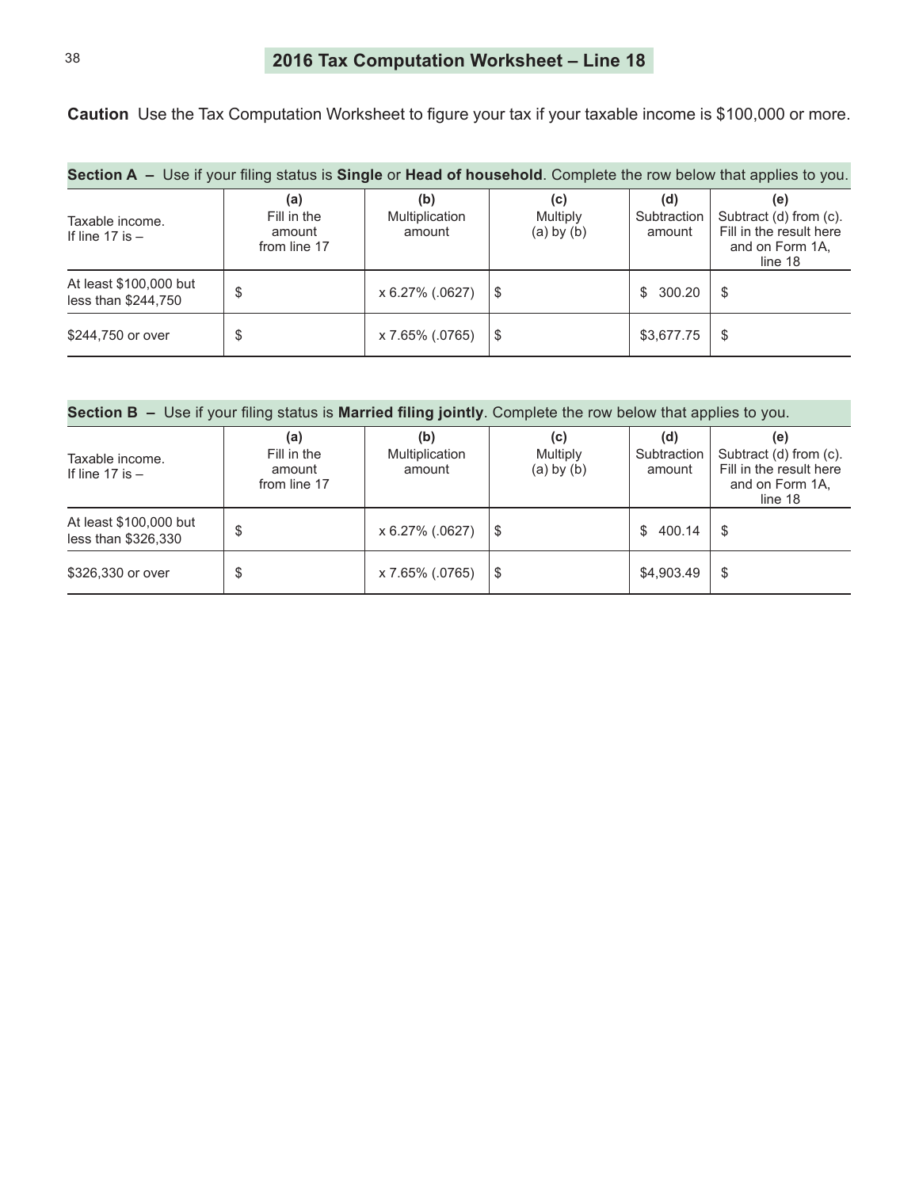## 2016 Tax Computation Worksheet – Line 18

**Caution** Use the Tax Computation Worksheet to figure your tax if your taxable income is $100,000 or more.

**Section A –** Use if your filing status is **Single** or **Head of household**. Complete the row below that applies to you.

| Taxable income. If line 17 is – | **(a)** Fill in the amount from line 17 | **(b)** Multiplication amount | **(c)** Multiply (a) by (b) | **(d)** Subtraction amount | **(e)** Subtract (d) from (c). Fill in the result here and on Form 1A, line 18 |
|---|---|---|---|---|---|
| At least $100,000 but less than $244,750 | $ | x 6.27% (.0627) | $ | $ 300.20 | $ |
| $244,750 or over | $ | x 7.65% (.0765) | $ | $3,677.75 | $ |

**Section B –** Use if your filing status is **Married filing jointly**. Complete the row below that applies to you.

| Taxable income. If line 17 is – | **(a)** Fill in the amount from line 17 | **(b)** Multiplication amount | **(c)** Multiply (a) by (b) | **(d)** Subtraction amount | **(e)** Subtract (d) from (c). Fill in the result here and on Form 1A, line 18 |
|---|---|---|---|---|---|
| At least $100,000 but less than $326,330 | $ | x 6.27% (.0627) | $ | $ 400.14 | $ |
| $326,330 or over | $ | x 7.65% (.0765) | $ | $4,903.49 | $ |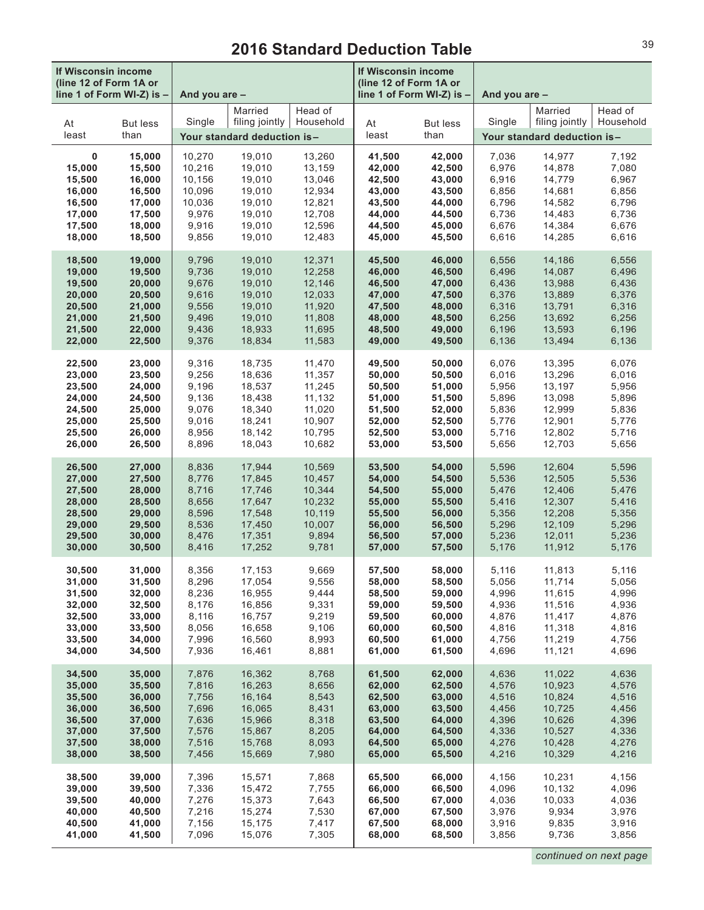# 2016 Standard Deduction Table

| If Wisconsin income (line 12 of Form 1A or line 1 of Form WI-Z) is – | | And you are – | | | If Wisconsin income (line 12 of Form 1A or line 1 of Form WI-Z) is – | | And you are – | | |
|---|---|---|---|---|---|---|---|---|---|
| At least | But less than | Single | Married filing jointly | Head of Household | At least | But less than | Single | Married filing jointly | Head of Household |
| | | Your standard deduction is– | | | | | Your standard deduction is– | | |
| **0** | **15,000** | 10,270 | 19,010 | 13,260 | **41,500** | **42,000** | 7,036 | 14,977 | 7,192 |
| **15,000** | **15,500** | 10,216 | 19,010 | 13,159 | **42,000** | **42,500** | 6,976 | 14,878 | 7,080 |
| **15,500** | **16,000** | 10,156 | 19,010 | 13,046 | **42,500** | **43,000** | 6,916 | 14,779 | 6,967 |
| **16,000** | **16,500** | 10,096 | 19,010 | 12,934 | **43,000** | **43,500** | 6,856 | 14,681 | 6,856 |
| **16,500** | **17,000** | 10,036 | 19,010 | 12,821 | **43,500** | **44,000** | 6,796 | 14,582 | 6,796 |
| **17,000** | **17,500** | 9,976 | 19,010 | 12,708 | **44,000** | **44,500** | 6,736 | 14,483 | 6,736 |
| **17,500** | **18,000** | 9,916 | 19,010 | 12,596 | **44,500** | **45,000** | 6,676 | 14,384 | 6,676 |
| **18,000** | **18,500** | 9,856 | 19,010 | 12,483 | **45,000** | **45,500** | 6,616 | 14,285 | 6,616 |
| **18,500** | **19,000** | 9,796 | 19,010 | 12,371 | **45,500** | **46,000** | 6,556 | 14,186 | 6,556 |
| **19,000** | **19,500** | 9,736 | 19,010 | 12,258 | **46,000** | **46,500** | 6,496 | 14,087 | 6,496 |
| **19,500** | **20,000** | 9,676 | 19,010 | 12,146 | **46,500** | **47,000** | 6,436 | 13,988 | 6,436 |
| **20,000** | **20,500** | 9,616 | 19,010 | 12,033 | **47,000** | **47,500** | 6,376 | 13,889 | 6,376 |
| **20,500** | **21,000** | 9,556 | 19,010 | 11,920 | **47,500** | **48,000** | 6,316 | 13,791 | 6,316 |
| **21,000** | **21,500** | 9,496 | 19,010 | 11,808 | **48,000** | **48,500** | 6,256 | 13,692 | 6,256 |
| **21,500** | **22,000** | 9,436 | 18,933 | 11,695 | **48,500** | **49,000** | 6,196 | 13,593 | 6,196 |
| **22,000** | **22,500** | 9,376 | 18,834 | 11,583 | **49,000** | **49,500** | 6,136 | 13,494 | 6,136 |
| **22,500** | **23,000** | 9,316 | 18,735 | 11,470 | **49,500** | **50,000** | 6,076 | 13,395 | 6,076 |
| **23,000** | **23,500** | 9,256 | 18,636 | 11,357 | **50,000** | **50,500** | 6,016 | 13,296 | 6,016 |
| **23,500** | **24,000** | 9,196 | 18,537 | 11,245 | **50,500** | **51,000** | 5,956 | 13,197 | 5,956 |
| **24,000** | **24,500** | 9,136 | 18,438 | 11,132 | **51,000** | **51,500** | 5,896 | 13,098 | 5,896 |
| **24,500** | **25,000** | 9,076 | 18,340 | 11,020 | **51,500** | **52,000** | 5,836 | 12,999 | 5,836 |
| **25,000** | **25,500** | 9,016 | 18,241 | 10,907 | **52,000** | **52,500** | 5,776 | 12,901 | 5,776 |
| **25,500** | **26,000** | 8,956 | 18,142 | 10,795 | **52,500** | **53,000** | 5,716 | 12,802 | 5,716 |
| **26,000** | **26,500** | 8,896 | 18,043 | 10,682 | **53,000** | **53,500** | 5,656 | 12,703 | 5,656 |
| **26,500** | **27,000** | 8,836 | 17,944 | 10,569 | **53,500** | **54,000** | 5,596 | 12,604 | 5,596 |
| **27,000** | **27,500** | 8,776 | 17,845 | 10,457 | **54,000** | **54,500** | 5,536 | 12,505 | 5,536 |
| **27,500** | **28,000** | 8,716 | 17,746 | 10,344 | **54,500** | **55,000** | 5,476 | 12,406 | 5,476 |
| **28,000** | **28,500** | 8,656 | 17,647 | 10,232 | **55,000** | **55,500** | 5,416 | 12,307 | 5,416 |
| **28,500** | **29,000** | 8,596 | 17,548 | 10,119 | **55,500** | **56,000** | 5,356 | 12,208 | 5,356 |
| **29,000** | **29,500** | 8,536 | 17,450 | 10,007 | **56,000** | **56,500** | 5,296 | 12,109 | 5,296 |
| **29,500** | **30,000** | 8,476 | 17,351 | 9,894 | **56,500** | **57,000** | 5,236 | 12,011 | 5,236 |
| **30,000** | **30,500** | 8,416 | 17,252 | 9,781 | **57,000** | **57,500** | 5,176 | 11,912 | 5,176 |
| **30,500** | **31,000** | 8,356 | 17,153 | 9,669 | **57,500** | **58,000** | 5,116 | 11,813 | 5,116 |
| **31,000** | **31,500** | 8,296 | 17,054 | 9,556 | **58,000** | **58,500** | 5,056 | 11,714 | 5,056 |
| **31,500** | **32,000** | 8,236 | 16,955 | 9,444 | **58,500** | **59,000** | 4,996 | 11,615 | 4,996 |
| **32,000** | **32,500** | 8,176 | 16,856 | 9,331 | **59,000** | **59,500** | 4,936 | 11,516 | 4,936 |
| **32,500** | **33,000** | 8,116 | 16,757 | 9,219 | **59,500** | **60,000** | 4,876 | 11,417 | 4,876 |
| **33,000** | **33,500** | 8,056 | 16,658 | 9,106 | **60,000** | **60,500** | 4,816 | 11,318 | 4,816 |
| **33,500** | **34,000** | 7,996 | 16,560 | 8,993 | **60,500** | **61,000** | 4,756 | 11,219 | 4,756 |
| **34,000** | **34,500** | 7,936 | 16,461 | 8,881 | **61,000** | **61,500** | 4,696 | 11,121 | 4,696 |
| **34,500** | **35,000** | 7,876 | 16,362 | 8,768 | **61,500** | **62,000** | 4,636 | 11,022 | 4,636 |
| **35,000** | **35,500** | 7,816 | 16,263 | 8,656 | **62,000** | **62,500** | 4,576 | 10,923 | 4,576 |
| **35,500** | **36,000** | 7,756 | 16,164 | 8,543 | **62,500** | **63,000** | 4,516 | 10,824 | 4,516 |
| **36,000** | **36,500** | 7,696 | 16,065 | 8,431 | **63,000** | **63,500** | 4,456 | 10,725 | 4,456 |
| **36,500** | **37,000** | 7,636 | 15,966 | 8,318 | **63,500** | **64,000** | 4,396 | 10,626 | 4,396 |
| **37,000** | **37,500** | 7,576 | 15,867 | 8,205 | **64,000** | **64,500** | 4,336 | 10,527 | 4,336 |
| **37,500** | **38,000** | 7,516 | 15,768 | 8,093 | **64,500** | **65,000** | 4,276 | 10,428 | 4,276 |
| **38,000** | **38,500** | 7,456 | 15,669 | 7,980 | **65,000** | **65,500** | 4,216 | 10,329 | 4,216 |
| **38,500** | **39,000** | 7,396 | 15,571 | 7,868 | **65,500** | **66,000** | 4,156 | 10,231 | 4,156 |
| **39,000** | **39,500** | 7,336 | 15,472 | 7,755 | **66,000** | **66,500** | 4,096 | 10,132 | 4,096 |
| **39,500** | **40,000** | 7,276 | 15,373 | 7,643 | **66,500** | **67,000** | 4,036 | 10,033 | 4,036 |
| **40,000** | **40,500** | 7,216 | 15,274 | 7,530 | **67,000** | **67,500** | 3,976 | 9,934 | 3,976 |
| **40,500** | **41,000** | 7,156 | 15,175 | 7,417 | **67,500** | **68,000** | 3,916 | 9,835 | 3,916 |
| **41,000** | **41,500** | 7,096 | 15,076 | 7,305 | **68,000** | **68,500** | 3,856 | 9,736 | 3,856 |

*continued on next page*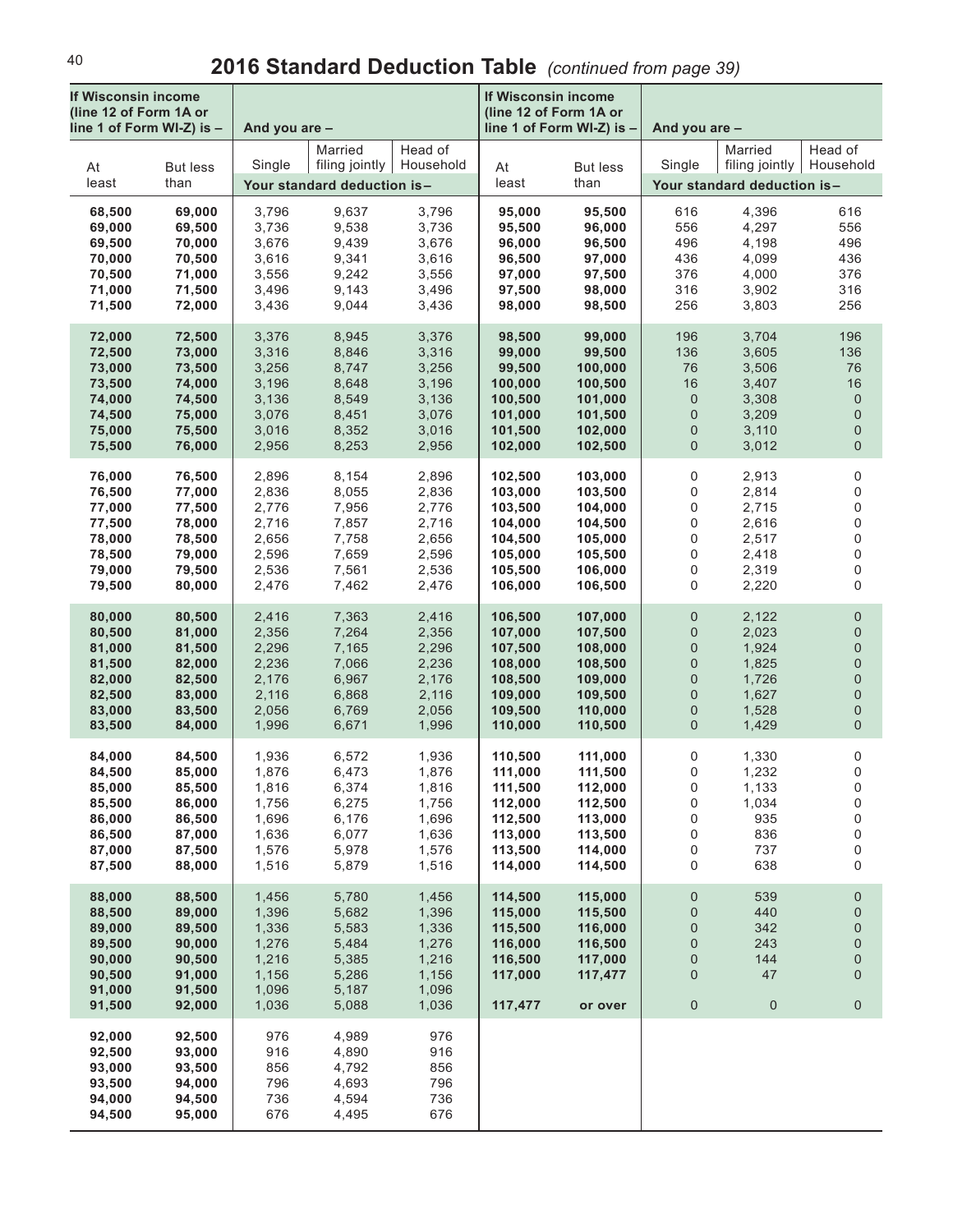## 2016 Standard Deduction Table *(continued from page 39)*

| If Wisconsin income (line 12 of Form 1A or line 1 of Form WI-Z) is – | | And you are – | | | If Wisconsin income (line 12 of Form 1A or line 1 of Form WI-Z) is – | | And you are – | | |
|---|---|---|---|---|---|---|---|---|---|
| At least | But less than | Single | Married filing jointly | Head of Household | At least | But less than | Single | Married filing jointly | Head of Household |
| | | Your standard deduction is– | | | | | Your standard deduction is– | | |
| **68,500** | **69,000** | 3,796 | 9,637 | 3,796 | **95,000** | **95,500** | 616 | 4,396 | 616 |
| **69,000** | **69,500** | 3,736 | 9,538 | 3,736 | **95,500** | **96,000** | 556 | 4,297 | 556 |
| **69,500** | **70,000** | 3,676 | 9,439 | 3,676 | **96,000** | **96,500** | 496 | 4,198 | 496 |
| **70,000** | **70,500** | 3,616 | 9,341 | 3,616 | **96,500** | **97,000** | 436 | 4,099 | 436 |
| **70,500** | **71,000** | 3,556 | 9,242 | 3,556 | **97,000** | **97,500** | 376 | 4,000 | 376 |
| **71,000** | **71,500** | 3,496 | 9,143 | 3,496 | **97,500** | **98,000** | 316 | 3,902 | 316 |
| **71,500** | **72,000** | 3,436 | 9,044 | 3,436 | **98,000** | **98,500** | 256 | 3,803 | 256 |
| **72,000** | **72,500** | 3,376 | 8,945 | 3,376 | **98,500** | **99,000** | 196 | 3,704 | 196 |
| **72,500** | **73,000** | 3,316 | 8,846 | 3,316 | **99,000** | **99,500** | 136 | 3,605 | 136 |
| **73,000** | **73,500** | 3,256 | 8,747 | 3,256 | **99,500** | **100,000** | 76 | 3,506 | 76 |
| **73,500** | **74,000** | 3,196 | 8,648 | 3,196 | **100,000** | **100,500** | 16 | 3,407 | 16 |
| **74,000** | **74,500** | 3,136 | 8,549 | 3,136 | **100,500** | **101,000** | 0 | 3,308 | 0 |
| **74,500** | **75,000** | 3,076 | 8,451 | 3,076 | **101,000** | **101,500** | 0 | 3,209 | 0 |
| **75,000** | **75,500** | 3,016 | 8,352 | 3,016 | **101,500** | **102,000** | 0 | 3,110 | 0 |
| **75,500** | **76,000** | 2,956 | 8,253 | 2,956 | **102,000** | **102,500** | 0 | 3,012 | 0 |
| **76,000** | **76,500** | 2,896 | 8,154 | 2,896 | **102,500** | **103,000** | 0 | 2,913 | 0 |
| **76,500** | **77,000** | 2,836 | 8,055 | 2,836 | **103,000** | **103,500** | 0 | 2,814 | 0 |
| **77,000** | **77,500** | 2,776 | 7,956 | 2,776 | **103,500** | **104,000** | 0 | 2,715 | 0 |
| **77,500** | **78,000** | 2,716 | 7,857 | 2,716 | **104,000** | **104,500** | 0 | 2,616 | 0 |
| **78,000** | **78,500** | 2,656 | 7,758 | 2,656 | **104,500** | **105,000** | 0 | 2,517 | 0 |
| **78,500** | **79,000** | 2,596 | 7,659 | 2,596 | **105,000** | **105,500** | 0 | 2,418 | 0 |
| **79,000** | **79,500** | 2,536 | 7,561 | 2,536 | **105,500** | **106,000** | 0 | 2,319 | 0 |
| **79,500** | **80,000** | 2,476 | 7,462 | 2,476 | **106,000** | **106,500** | 0 | 2,220 | 0 |
| **80,000** | **80,500** | 2,416 | 7,363 | 2,416 | **106,500** | **107,000** | 0 | 2,122 | 0 |
| **80,500** | **81,000** | 2,356 | 7,264 | 2,356 | **107,000** | **107,500** | 0 | 2,023 | 0 |
| **81,000** | **81,500** | 2,296 | 7,165 | 2,296 | **107,500** | **108,000** | 0 | 1,924 | 0 |
| **81,500** | **82,000** | 2,236 | 7,066 | 2,236 | **108,000** | **108,500** | 0 | 1,825 | 0 |
| **82,000** | **82,500** | 2,176 | 6,967 | 2,176 | **108,500** | **109,000** | 0 | 1,726 | 0 |
| **82,500** | **83,000** | 2,116 | 6,868 | 2,116 | **109,000** | **109,500** | 0 | 1,627 | 0 |
| **83,000** | **83,500** | 2,056 | 6,769 | 2,056 | **109,500** | **110,000** | 0 | 1,528 | 0 |
| **83,500** | **84,000** | 1,996 | 6,671 | 1,996 | **110,000** | **110,500** | 0 | 1,429 | 0 |
| **84,000** | **84,500** | 1,936 | 6,572 | 1,936 | **110,500** | **111,000** | 0 | 1,330 | 0 |
| **84,500** | **85,000** | 1,876 | 6,473 | 1,876 | **111,000** | **111,500** | 0 | 1,232 | 0 |
| **85,000** | **85,500** | 1,816 | 6,374 | 1,816 | **111,500** | **112,000** | 0 | 1,133 | 0 |
| **85,500** | **86,000** | 1,756 | 6,275 | 1,756 | **112,000** | **112,500** | 0 | 1,034 | 0 |
| **86,000** | **86,500** | 1,696 | 6,176 | 1,696 | **112,500** | **113,000** | 0 | 935 | 0 |
| **86,500** | **87,000** | 1,636 | 6,077 | 1,636 | **113,000** | **113,500** | 0 | 836 | 0 |
| **87,000** | **87,500** | 1,576 | 5,978 | 1,576 | **113,500** | **114,000** | 0 | 737 | 0 |
| **87,500** | **88,000** | 1,516 | 5,879 | 1,516 | **114,000** | **114,500** | 0 | 638 | 0 |
| **88,000** | **88,500** | 1,456 | 5,780 | 1,456 | **114,500** | **115,000** | 0 | 539 | 0 |
| **88,500** | **89,000** | 1,396 | 5,682 | 1,396 | **115,000** | **115,500** | 0 | 440 | 0 |
| **89,000** | **89,500** | 1,336 | 5,583 | 1,336 | **115,500** | **116,000** | 0 | 342 | 0 |
| **89,500** | **90,000** | 1,276 | 5,484 | 1,276 | **116,000** | **116,500** | 0 | 243 | 0 |
| **90,000** | **90,500** | 1,216 | 5,385 | 1,216 | **116,500** | **117,000** | 0 | 144 | 0 |
| **90,500** | **91,000** | 1,156 | 5,286 | 1,156 | **117,000** | **117,477** | 0 | 47 | 0 |
| **91,000** | **91,500** | 1,096 | 5,187 | 1,096 | | | | | |
| **91,500** | **92,000** | 1,036 | 5,088 | 1,036 | **117,477** | **or over** | 0 | 0 | 0 |
| **92,000** | **92,500** | 976 | 4,989 | 976 | | | | | |
| **92,500** | **93,000** | 916 | 4,890 | 916 | | | | | |
| **93,000** | **93,500** | 856 | 4,792 | 856 | | | | | |
| **93,500** | **94,000** | 796 | 4,693 | 796 | | | | | |
| **94,000** | **94,500** | 736 | 4,594 | 736 | | | | | |
| **94,500** | **95,000** | 676 | 4,495 | 676 | | | | | |